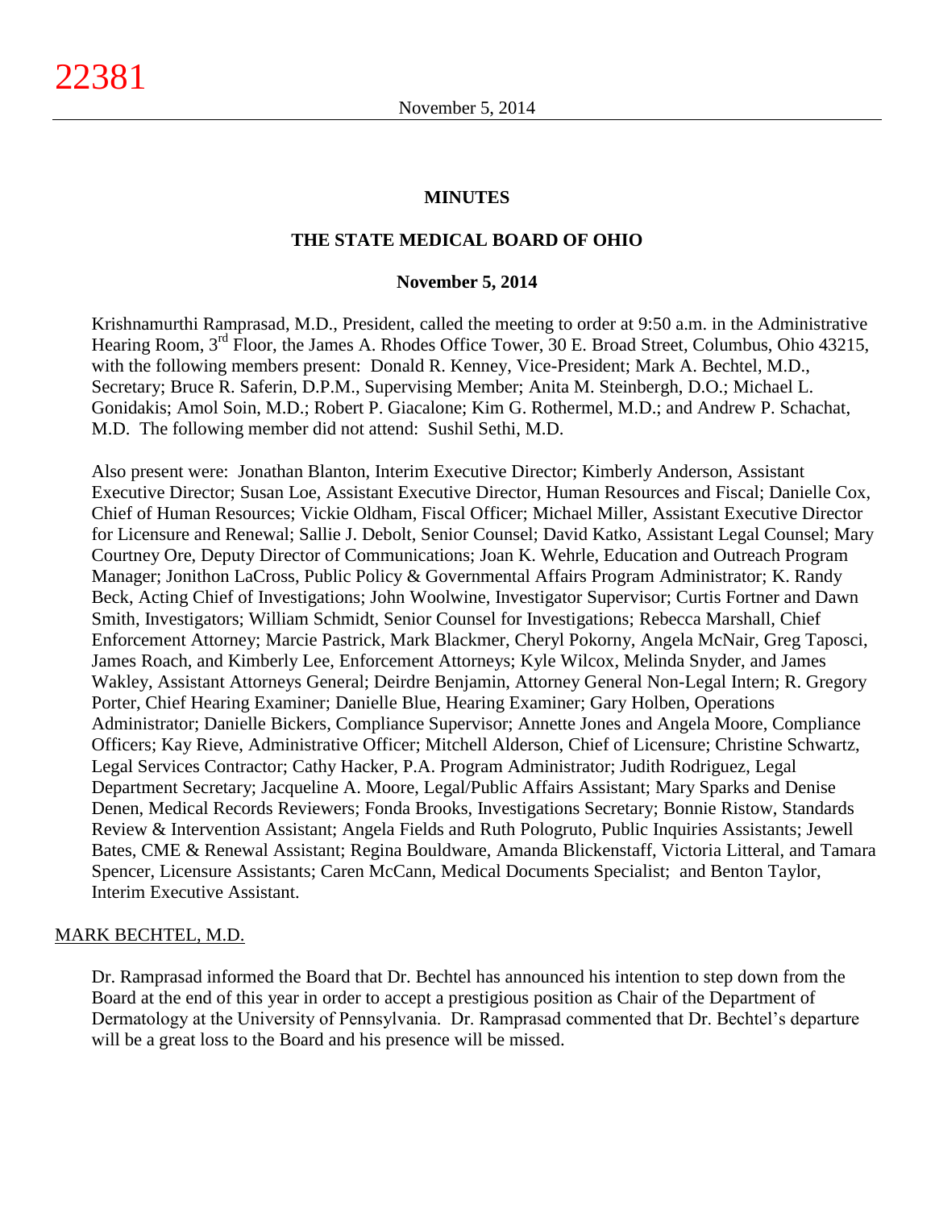# MINUTES

## THE STATE MEDICAL BOARD OF OHIO

### November 5, 2014

Krishnamurthi Ramprasad, M.D., President, called the meeting to order at 9:50 a.m. in the Administrative Hearing Room, 3rd Floor, the James A. Rhodes Office Tower, 30 E. Broad Street, Columbus, Ohio 43215, with the following members present: Donald R. Kenney, Vice-President; Mark A. Bechtel, M.D., Secretary; Bruce R. Saferin, D.P.M., Supervising Member; Anita M. Steinbergh, D.O.; Michael L. Gonidakis; Amol Soin, M.D.; Robert P. Giacalone; Kim G. Rothermel, M.D.; and Andrew P. Schachat, M.D. The following member did not attend: Sushil Sethi, M.D.

Also present were: Jonathan Blanton, Interim Executive Director; Kimberly Anderson, Assistant Executive Director; Susan Loe, Assistant Executive Director, Human Resources and Fiscal; Danielle Cox, Chief of Human Resources; Vickie Oldham, Fiscal Officer; Michael Miller, Assistant Executive Director for Licensure and Renewal; Sallie J. Debolt, Senior Counsel; David Katko, Assistant Legal Counsel; Mary Courtney Ore, Deputy Director of Communications; Joan K. Wehrle, Education and Outreach Program Manager; Jonithon LaCross, Public Policy & Governmental Affairs Program Administrator; K. Randy Beck, Acting Chief of Investigations; John Woolwine, Investigator Supervisor; Curtis Fortner and Dawn Smith, Investigators; William Schmidt, Senior Counsel for Investigations; Rebecca Marshall, Chief Enforcement Attorney; Marcie Pastrick, Mark Blackmer, Cheryl Pokorny, Angela McNair, Greg Taposci, James Roach, and Kimberly Lee, Enforcement Attorneys; Kyle Wilcox, Melinda Snyder, and James Wakley, Assistant Attorneys General; Deirdre Benjamin, Attorney General Non-Legal Intern; R. Gregory Porter, Chief Hearing Examiner; Danielle Blue, Hearing Examiner; Gary Holben, Operations Administrator; Danielle Bickers, Compliance Supervisor; Annette Jones and Angela Moore, Compliance Officers; Kay Rieve, Administrative Officer; Mitchell Alderson, Chief of Licensure; Christine Schwartz, Legal Services Contractor; Cathy Hacker, P.A. Program Administrator; Judith Rodriguez, Legal Department Secretary; Jacqueline A. Moore, Legal/Public Affairs Assistant; Mary Sparks and Denise Denen, Medical Records Reviewers; Fonda Brooks, Investigations Secretary; Bonnie Ristow, Standards Review & Intervention Assistant; Angela Fields and Ruth Pologruto, Public Inquiries Assistants; Jewell Bates, CME & Renewal Assistant; Regina Bouldware, Amanda Blickenstaff, Victoria Litteral, and Tamara Spencer, Licensure Assistants; Caren McCann, Medical Documents Specialist; and Benton Taylor, Interim Executive Assistant.

MARK BECHTEL, M.D.

Dr. Ramprasad informed the Board that Dr. Bechtel has announced his intention to step down from the Board at the end of this year in order to accept a prestigious position as Chair of the Department of Dermatology at the University of Pennsylvania. Dr. Ramprasad commented that Dr. Bechtel's departure will be a great loss to the Board and his presence will be missed.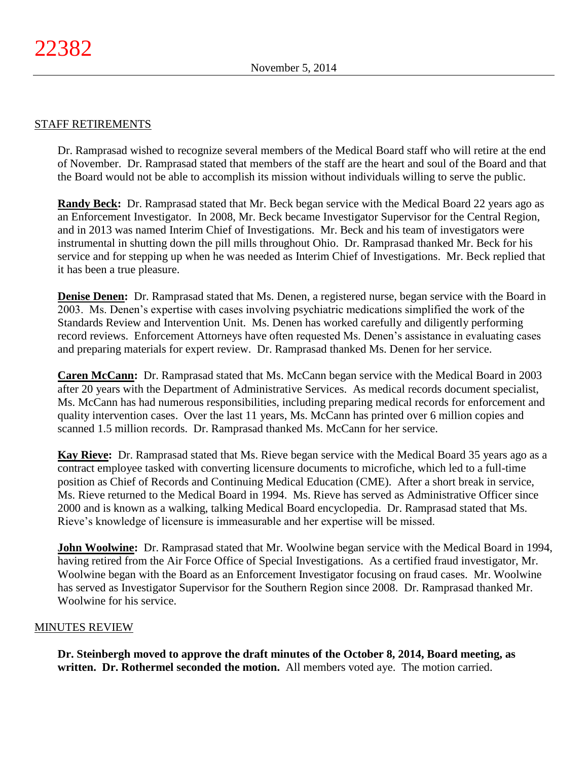## STAFF RETIREMENTS

Dr. Ramprasad wished to recognize several members of the Medical Board staff who will retire at the end of November. Dr. Ramprasad stated that members of the staff are the heart and soul of the Board and that the Board would not be able to accomplish its mission without individuals willing to serve the public.

**Randy Beck:** Dr. Ramprasad stated that Mr. Beck began service with the Medical Board 22 years ago as an Enforcement Investigator. In 2008, Mr. Beck became Investigator Supervisor for the Central Region, and in 2013 was named Interim Chief of Investigations. Mr. Beck and his team of investigators were instrumental in shutting down the pill mills throughout Ohio. Dr. Ramprasad thanked Mr. Beck for his service and for stepping up when he was needed as Interim Chief of Investigations. Mr. Beck replied that it has been a true pleasure.

**Denise Denen:** Dr. Ramprasad stated that Ms. Denen, a registered nurse, began service with the Board in 2003. Ms. Denen's expertise with cases involving psychiatric medications simplified the work of the Standards Review and Intervention Unit. Ms. Denen has worked carefully and diligently performing record reviews. Enforcement Attorneys have often requested Ms. Denen's assistance in evaluating cases and preparing materials for expert review. Dr. Ramprasad thanked Ms. Denen for her service.

**Caren McCann:** Dr. Ramprasad stated that Ms. McCann began service with the Medical Board in 2003 after 20 years with the Department of Administrative Services. As medical records document specialist, Ms. McCann has had numerous responsibilities, including preparing medical records for enforcement and quality intervention cases. Over the last 11 years, Ms. McCann has printed over 6 million copies and scanned 1.5 million records. Dr. Ramprasad thanked Ms. McCann for her service.

**Kay Rieve:** Dr. Ramprasad stated that Ms. Rieve began service with the Medical Board 35 years ago as a contract employee tasked with converting licensure documents to microfiche, which led to a full-time position as Chief of Records and Continuing Medical Education (CME). After a short break in service, Ms. Rieve returned to the Medical Board in 1994. Ms. Rieve has served as Administrative Officer since 2000 and is known as a walking, talking Medical Board encyclopedia. Dr. Ramprasad stated that Ms. Rieve's knowledge of licensure is immeasurable and her expertise will be missed.

**John Woolwine:** Dr. Ramprasad stated that Mr. Woolwine began service with the Medical Board in 1994, having retired from the Air Force Office of Special Investigations. As a certified fraud investigator, Mr. Woolwine began with the Board as an Enforcement Investigator focusing on fraud cases. Mr. Woolwine has served as Investigator Supervisor for the Southern Region since 2008. Dr. Ramprasad thanked Mr. Woolwine for his service.

## MINUTES REVIEW

**Dr. Steinbergh moved to approve the draft minutes of the October 8, 2014, Board meeting, as written. Dr. Rothermel seconded the motion.** All members voted aye. The motion carried.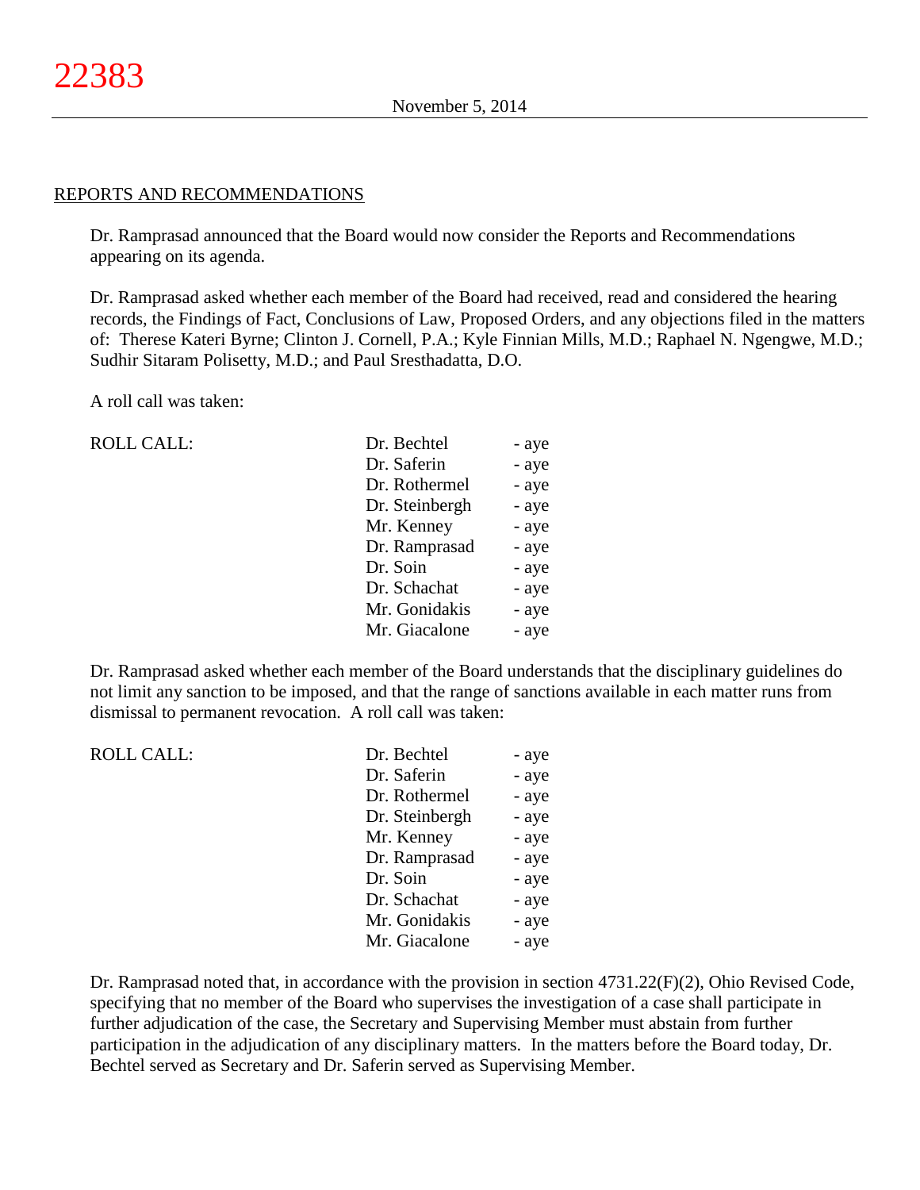## REPORTS AND RECOMMENDATIONS

Dr. Ramprasad announced that the Board would now consider the Reports and Recommendations appearing on its agenda.

Dr. Ramprasad asked whether each member of the Board had received, read and considered the hearing records, the Findings of Fact, Conclusions of Law, Proposed Orders, and any objections filed in the matters of: Therese Kateri Byrne; Clinton J. Cornell, P.A.; Kyle Finnian Mills, M.D.; Raphael N. Ngengwe, M.D.; Sudhir Sitaram Polisetty, M.D.; and Paul Sresthadatta, D.O.

A roll call was taken:

| ROLL CALL: | Dr. Bechtel | - aye |
|---|---|---|
| | Dr. Saferin | - aye |
| | Dr. Rothermel | - aye |
| | Dr. Steinbergh | - aye |
| | Mr. Kenney | - aye |
| | Dr. Ramprasad | - aye |
| | Dr. Soin | - aye |
| | Dr. Schachat | - aye |
| | Mr. Gonidakis | - aye |
| | Mr. Giacalone | - aye |

Dr. Ramprasad asked whether each member of the Board understands that the disciplinary guidelines do not limit any sanction to be imposed, and that the range of sanctions available in each matter runs from dismissal to permanent revocation. A roll call was taken:

| ROLL CALL: | Dr. Bechtel | - aye |
|---|---|---|
| | Dr. Saferin | - aye |
| | Dr. Rothermel | - aye |
| | Dr. Steinbergh | - aye |
| | Mr. Kenney | - aye |
| | Dr. Ramprasad | - aye |
| | Dr. Soin | - aye |
| | Dr. Schachat | - aye |
| | Mr. Gonidakis | - aye |
| | Mr. Giacalone | - aye |

Dr. Ramprasad noted that, in accordance with the provision in section 4731.22(F)(2), Ohio Revised Code, specifying that no member of the Board who supervises the investigation of a case shall participate in further adjudication of the case, the Secretary and Supervising Member must abstain from further participation in the adjudication of any disciplinary matters. In the matters before the Board today, Dr. Bechtel served as Secretary and Dr. Saferin served as Supervising Member.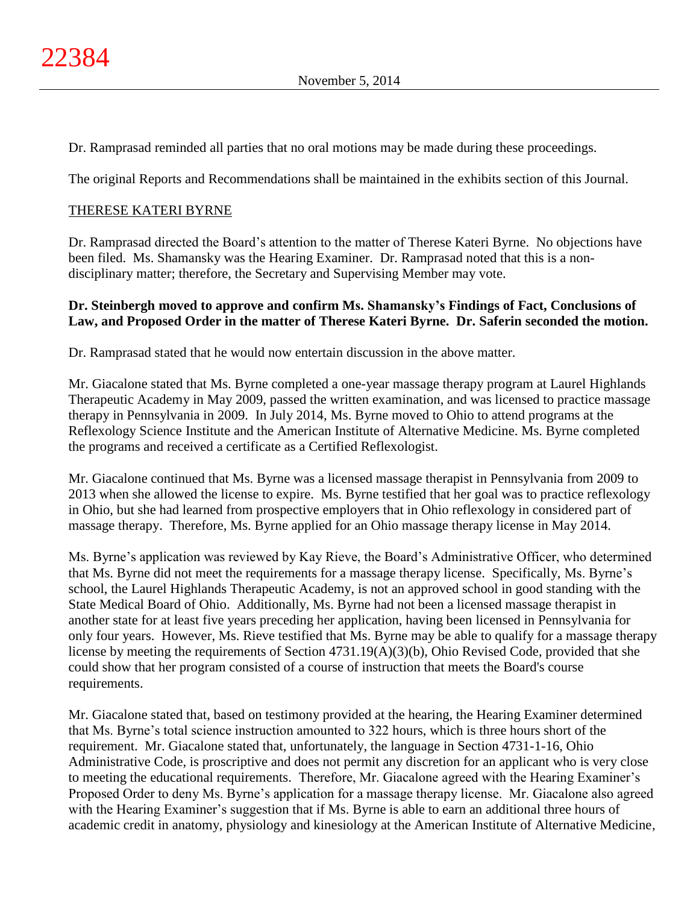Dr. Ramprasad reminded all parties that no oral motions may be made during these proceedings.

The original Reports and Recommendations shall be maintained in the exhibits section of this Journal.

THERESE KATERI BYRNE

Dr. Ramprasad directed the Board's attention to the matter of Therese Kateri Byrne. No objections have been filed. Ms. Shamansky was the Hearing Examiner. Dr. Ramprasad noted that this is a non-disciplinary matter; therefore, the Secretary and Supervising Member may vote.

**Dr. Steinbergh moved to approve and confirm Ms. Shamansky's Findings of Fact, Conclusions of Law, and Proposed Order in the matter of Therese Kateri Byrne. Dr. Saferin seconded the motion.**

Dr. Ramprasad stated that he would now entertain discussion in the above matter.

Mr. Giacalone stated that Ms. Byrne completed a one-year massage therapy program at Laurel Highlands Therapeutic Academy in May 2009, passed the written examination, and was licensed to practice massage therapy in Pennsylvania in 2009. In July 2014, Ms. Byrne moved to Ohio to attend programs at the Reflexology Science Institute and the American Institute of Alternative Medicine. Ms. Byrne completed the programs and received a certificate as a Certified Reflexologist.

Mr. Giacalone continued that Ms. Byrne was a licensed massage therapist in Pennsylvania from 2009 to 2013 when she allowed the license to expire. Ms. Byrne testified that her goal was to practice reflexology in Ohio, but she had learned from prospective employers that in Ohio reflexology in considered part of massage therapy. Therefore, Ms. Byrne applied for an Ohio massage therapy license in May 2014.

Ms. Byrne's application was reviewed by Kay Rieve, the Board's Administrative Officer, who determined that Ms. Byrne did not meet the requirements for a massage therapy license. Specifically, Ms. Byrne's school, the Laurel Highlands Therapeutic Academy, is not an approved school in good standing with the State Medical Board of Ohio. Additionally, Ms. Byrne had not been a licensed massage therapist in another state for at least five years preceding her application, having been licensed in Pennsylvania for only four years. However, Ms. Rieve testified that Ms. Byrne may be able to qualify for a massage therapy license by meeting the requirements of Section 4731.19(A)(3)(b), Ohio Revised Code, provided that she could show that her program consisted of a course of instruction that meets the Board's course requirements.

Mr. Giacalone stated that, based on testimony provided at the hearing, the Hearing Examiner determined that Ms. Byrne's total science instruction amounted to 322 hours, which is three hours short of the requirement. Mr. Giacalone stated that, unfortunately, the language in Section 4731-1-16, Ohio Administrative Code, is proscriptive and does not permit any discretion for an applicant who is very close to meeting the educational requirements. Therefore, Mr. Giacalone agreed with the Hearing Examiner's Proposed Order to deny Ms. Byrne's application for a massage therapy license. Mr. Giacalone also agreed with the Hearing Examiner's suggestion that if Ms. Byrne is able to earn an additional three hours of academic credit in anatomy, physiology and kinesiology at the American Institute of Alternative Medicine,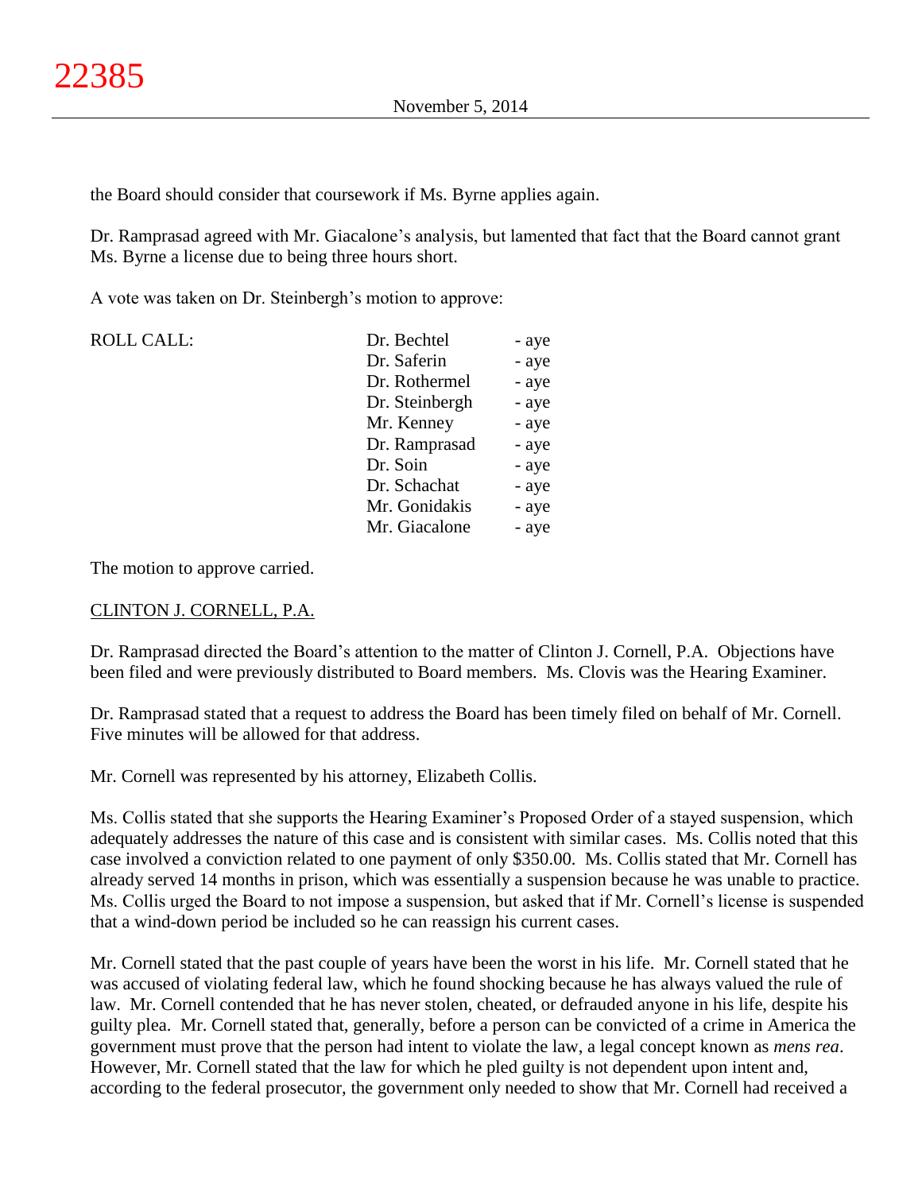the Board should consider that coursework if Ms. Byrne applies again.

Dr. Ramprasad agreed with Mr. Giacalone's analysis, but lamented that fact that the Board cannot grant Ms. Byrne a license due to being three hours short.

A vote was taken on Dr. Steinbergh's motion to approve:

| ROLL CALL: | | |
|---|---|---|
| | Dr. Bechtel | - aye |
| | Dr. Saferin | - aye |
| | Dr. Rothermel | - aye |
| | Dr. Steinbergh | - aye |
| | Mr. Kenney | - aye |
| | Dr. Ramprasad | - aye |
| | Dr. Soin | - aye |
| | Dr. Schachat | - aye |
| | Mr. Gonidakis | - aye |
| | Mr. Giacalone | - aye |

The motion to approve carried.

CLINTON J. CORNELL, P.A.

Dr. Ramprasad directed the Board's attention to the matter of Clinton J. Cornell, P.A. Objections have been filed and were previously distributed to Board members. Ms. Clovis was the Hearing Examiner.

Dr. Ramprasad stated that a request to address the Board has been timely filed on behalf of Mr. Cornell. Five minutes will be allowed for that address.

Mr. Cornell was represented by his attorney, Elizabeth Collis.

Ms. Collis stated that she supports the Hearing Examiner's Proposed Order of a stayed suspension, which adequately addresses the nature of this case and is consistent with similar cases. Ms. Collis noted that this case involved a conviction related to one payment of only $350.00. Ms. Collis stated that Mr. Cornell has already served 14 months in prison, which was essentially a suspension because he was unable to practice. Ms. Collis urged the Board to not impose a suspension, but asked that if Mr. Cornell's license is suspended that a wind-down period be included so he can reassign his current cases.

Mr. Cornell stated that the past couple of years have been the worst in his life. Mr. Cornell stated that he was accused of violating federal law, which he found shocking because he has always valued the rule of law. Mr. Cornell contended that he has never stolen, cheated, or defrauded anyone in his life, despite his guilty plea. Mr. Cornell stated that, generally, before a person can be convicted of a crime in America the government must prove that the person had intent to violate the law, a legal concept known as *mens rea*. However, Mr. Cornell stated that the law for which he pled guilty is not dependent upon intent and, according to the federal prosecutor, the government only needed to show that Mr. Cornell had received a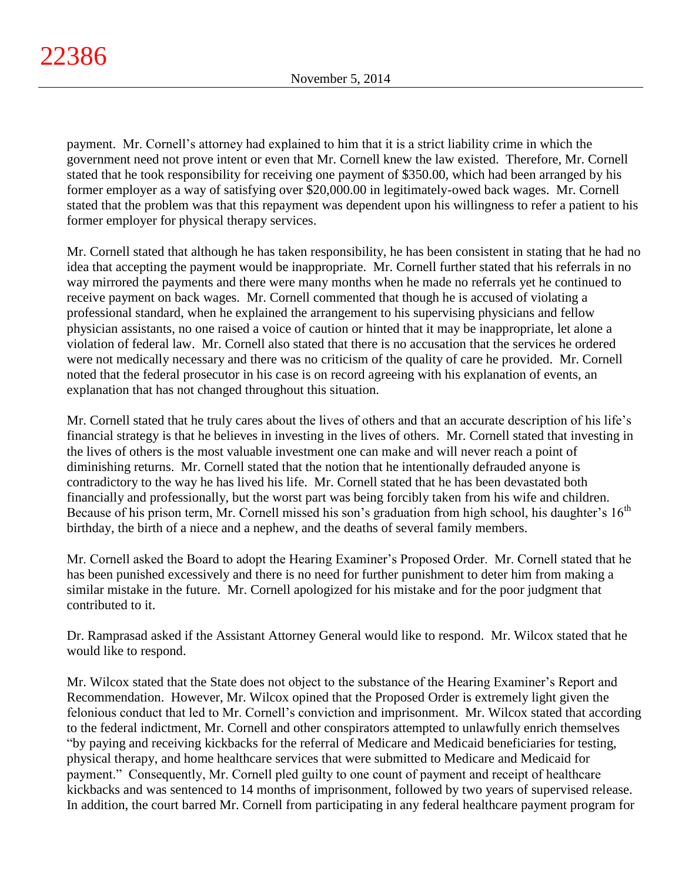payment. Mr. Cornell's attorney had explained to him that it is a strict liability crime in which the government need not prove intent or even that Mr. Cornell knew the law existed. Therefore, Mr. Cornell stated that he took responsibility for receiving one payment of $350.00, which had been arranged by his former employer as a way of satisfying over $20,000.00 in legitimately-owed back wages. Mr. Cornell stated that the problem was that this repayment was dependent upon his willingness to refer a patient to his former employer for physical therapy services.

Mr. Cornell stated that although he has taken responsibility, he has been consistent in stating that he had no idea that accepting the payment would be inappropriate. Mr. Cornell further stated that his referrals in no way mirrored the payments and there were many months when he made no referrals yet he continued to receive payment on back wages. Mr. Cornell commented that though he is accused of violating a professional standard, when he explained the arrangement to his supervising physicians and fellow physician assistants, no one raised a voice of caution or hinted that it may be inappropriate, let alone a violation of federal law. Mr. Cornell also stated that there is no accusation that the services he ordered were not medically necessary and there was no criticism of the quality of care he provided. Mr. Cornell noted that the federal prosecutor in his case is on record agreeing with his explanation of events, an explanation that has not changed throughout this situation.

Mr. Cornell stated that he truly cares about the lives of others and that an accurate description of his life's financial strategy is that he believes in investing in the lives of others. Mr. Cornell stated that investing in the lives of others is the most valuable investment one can make and will never reach a point of diminishing returns. Mr. Cornell stated that the notion that he intentionally defrauded anyone is contradictory to the way he has lived his life. Mr. Cornell stated that he has been devastated both financially and professionally, but the worst part was being forcibly taken from his wife and children. Because of his prison term, Mr. Cornell missed his son's graduation from high school, his daughter's 16th birthday, the birth of a niece and a nephew, and the deaths of several family members.

Mr. Cornell asked the Board to adopt the Hearing Examiner's Proposed Order. Mr. Cornell stated that he has been punished excessively and there is no need for further punishment to deter him from making a similar mistake in the future. Mr. Cornell apologized for his mistake and for the poor judgment that contributed to it.

Dr. Ramprasad asked if the Assistant Attorney General would like to respond. Mr. Wilcox stated that he would like to respond.

Mr. Wilcox stated that the State does not object to the substance of the Hearing Examiner's Report and Recommendation. However, Mr. Wilcox opined that the Proposed Order is extremely light given the felonious conduct that led to Mr. Cornell's conviction and imprisonment. Mr. Wilcox stated that according to the federal indictment, Mr. Cornell and other conspirators attempted to unlawfully enrich themselves "by paying and receiving kickbacks for the referral of Medicare and Medicaid beneficiaries for testing, physical therapy, and home healthcare services that were submitted to Medicare and Medicaid for payment." Consequently, Mr. Cornell pled guilty to one count of payment and receipt of healthcare kickbacks and was sentenced to 14 months of imprisonment, followed by two years of supervised release. In addition, the court barred Mr. Cornell from participating in any federal healthcare payment program for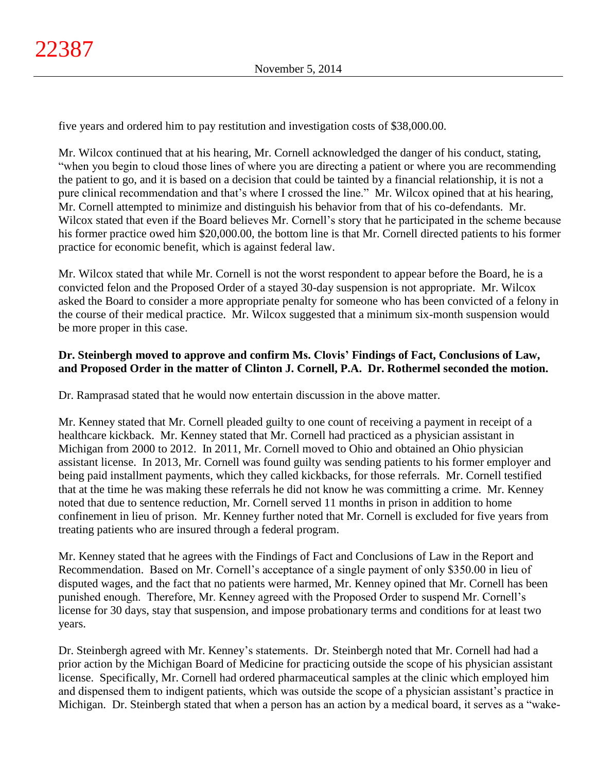five years and ordered him to pay restitution and investigation costs of $38,000.00.

Mr. Wilcox continued that at his hearing, Mr. Cornell acknowledged the danger of his conduct, stating, "when you begin to cloud those lines of where you are directing a patient or where you are recommending the patient to go, and it is based on a decision that could be tainted by a financial relationship, it is not a pure clinical recommendation and that's where I crossed the line." Mr. Wilcox opined that at his hearing, Mr. Cornell attempted to minimize and distinguish his behavior from that of his co-defendants. Mr. Wilcox stated that even if the Board believes Mr. Cornell's story that he participated in the scheme because his former practice owed him $20,000.00, the bottom line is that Mr. Cornell directed patients to his former practice for economic benefit, which is against federal law.

Mr. Wilcox stated that while Mr. Cornell is not the worst respondent to appear before the Board, he is a convicted felon and the Proposed Order of a stayed 30-day suspension is not appropriate. Mr. Wilcox asked the Board to consider a more appropriate penalty for someone who has been convicted of a felony in the course of their medical practice. Mr. Wilcox suggested that a minimum six-month suspension would be more proper in this case.

**Dr. Steinbergh moved to approve and confirm Ms. Clovis' Findings of Fact, Conclusions of Law, and Proposed Order in the matter of Clinton J. Cornell, P.A. Dr. Rothermel seconded the motion.**

Dr. Ramprasad stated that he would now entertain discussion in the above matter.

Mr. Kenney stated that Mr. Cornell pleaded guilty to one count of receiving a payment in receipt of a healthcare kickback. Mr. Kenney stated that Mr. Cornell had practiced as a physician assistant in Michigan from 2000 to 2012. In 2011, Mr. Cornell moved to Ohio and obtained an Ohio physician assistant license. In 2013, Mr. Cornell was found guilty was sending patients to his former employer and being paid installment payments, which they called kickbacks, for those referrals. Mr. Cornell testified that at the time he was making these referrals he did not know he was committing a crime. Mr. Kenney noted that due to sentence reduction, Mr. Cornell served 11 months in prison in addition to home confinement in lieu of prison. Mr. Kenney further noted that Mr. Cornell is excluded for five years from treating patients who are insured through a federal program.

Mr. Kenney stated that he agrees with the Findings of Fact and Conclusions of Law in the Report and Recommendation. Based on Mr. Cornell's acceptance of a single payment of only $350.00 in lieu of disputed wages, and the fact that no patients were harmed, Mr. Kenney opined that Mr. Cornell has been punished enough. Therefore, Mr. Kenney agreed with the Proposed Order to suspend Mr. Cornell's license for 30 days, stay that suspension, and impose probationary terms and conditions for at least two years.

Dr. Steinbergh agreed with Mr. Kenney's statements. Dr. Steinbergh noted that Mr. Cornell had had a prior action by the Michigan Board of Medicine for practicing outside the scope of his physician assistant license. Specifically, Mr. Cornell had ordered pharmaceutical samples at the clinic which employed him and dispensed them to indigent patients, which was outside the scope of a physician assistant's practice in Michigan. Dr. Steinbergh stated that when a person has an action by a medical board, it serves as a "wake-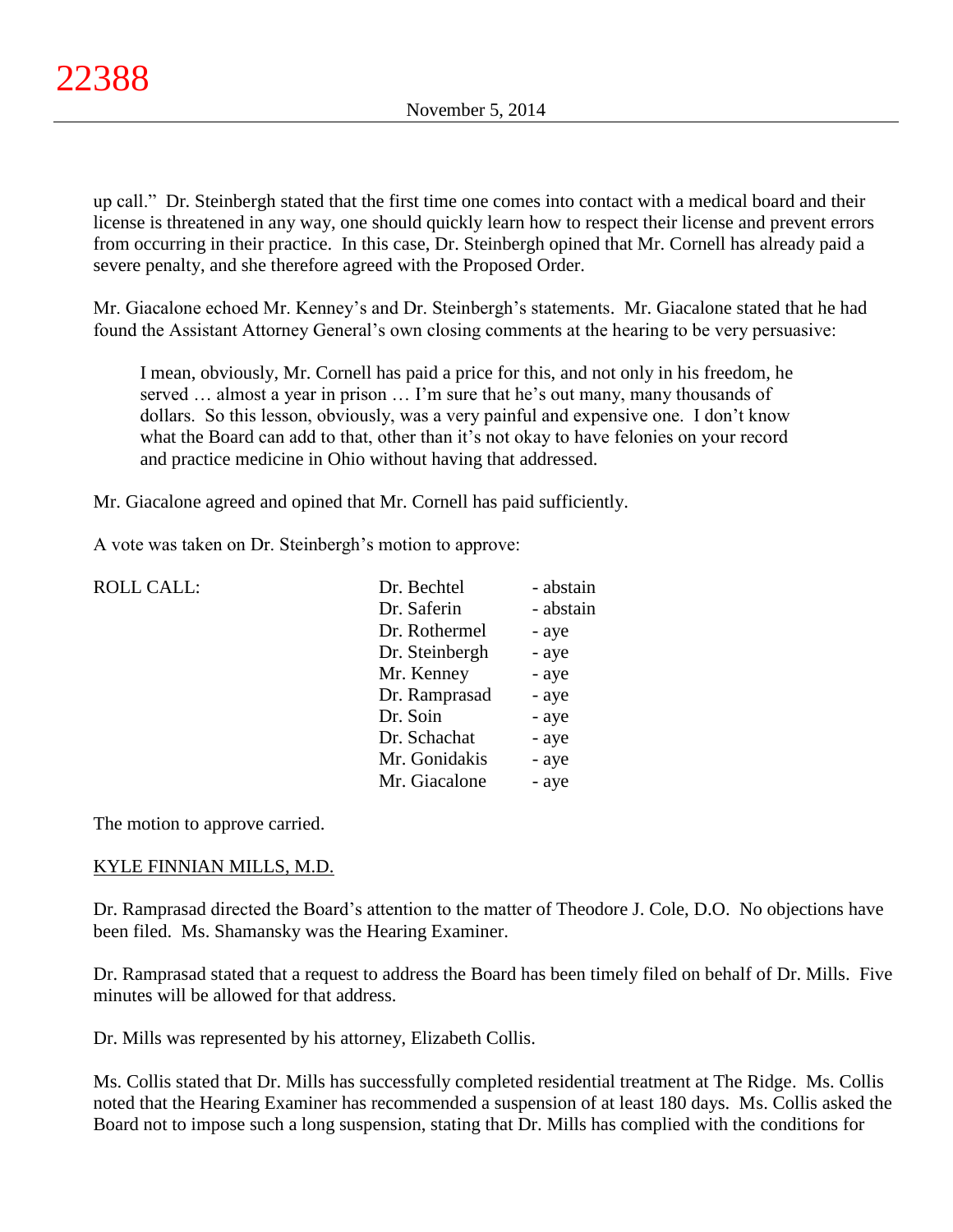up call." Dr. Steinbergh stated that the first time one comes into contact with a medical board and their license is threatened in any way, one should quickly learn how to respect their license and prevent errors from occurring in their practice. In this case, Dr. Steinbergh opined that Mr. Cornell has already paid a severe penalty, and she therefore agreed with the Proposed Order.

Mr. Giacalone echoed Mr. Kenney's and Dr. Steinbergh's statements. Mr. Giacalone stated that he had found the Assistant Attorney General's own closing comments at the hearing to be very persuasive:

> I mean, obviously, Mr. Cornell has paid a price for this, and not only in his freedom, he served … almost a year in prison … I'm sure that he's out many, many thousands of dollars. So this lesson, obviously, was a very painful and expensive one. I don't know what the Board can add to that, other than it's not okay to have felonies on your record and practice medicine in Ohio without having that addressed.

Mr. Giacalone agreed and opined that Mr. Cornell has paid sufficiently.

A vote was taken on Dr. Steinbergh's motion to approve:

| ROLL CALL: | Dr. Bechtel | - abstain |
|---|---|---|
| | Dr. Saferin | - abstain |
| | Dr. Rothermel | - aye |
| | Dr. Steinbergh | - aye |
| | Mr. Kenney | - aye |
| | Dr. Ramprasad | - aye |
| | Dr. Soin | - aye |
| | Dr. Schachat | - aye |
| | Mr. Gonidakis | - aye |
| | Mr. Giacalone | - aye |

The motion to approve carried.

<u>KYLE FINNIAN MILLS, M.D.</u>

Dr. Ramprasad directed the Board's attention to the matter of Theodore J. Cole, D.O. No objections have been filed. Ms. Shamansky was the Hearing Examiner.

Dr. Ramprasad stated that a request to address the Board has been timely filed on behalf of Dr. Mills. Five minutes will be allowed for that address.

Dr. Mills was represented by his attorney, Elizabeth Collis.

Ms. Collis stated that Dr. Mills has successfully completed residential treatment at The Ridge. Ms. Collis noted that the Hearing Examiner has recommended a suspension of at least 180 days. Ms. Collis asked the Board not to impose such a long suspension, stating that Dr. Mills has complied with the conditions for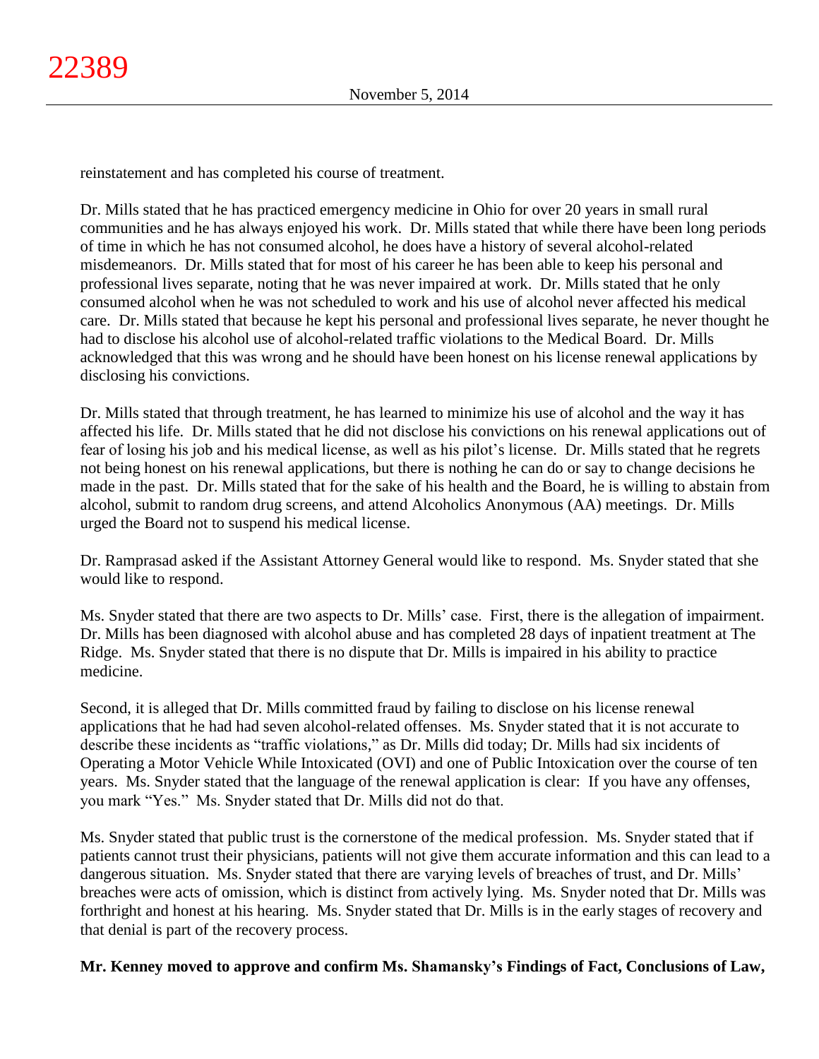reinstatement and has completed his course of treatment.

Dr. Mills stated that he has practiced emergency medicine in Ohio for over 20 years in small rural communities and he has always enjoyed his work. Dr. Mills stated that while there have been long periods of time in which he has not consumed alcohol, he does have a history of several alcohol-related misdemeanors. Dr. Mills stated that for most of his career he has been able to keep his personal and professional lives separate, noting that he was never impaired at work. Dr. Mills stated that he only consumed alcohol when he was not scheduled to work and his use of alcohol never affected his medical care. Dr. Mills stated that because he kept his personal and professional lives separate, he never thought he had to disclose his alcohol use of alcohol-related traffic violations to the Medical Board. Dr. Mills acknowledged that this was wrong and he should have been honest on his license renewal applications by disclosing his convictions.

Dr. Mills stated that through treatment, he has learned to minimize his use of alcohol and the way it has affected his life. Dr. Mills stated that he did not disclose his convictions on his renewal applications out of fear of losing his job and his medical license, as well as his pilot's license. Dr. Mills stated that he regrets not being honest on his renewal applications, but there is nothing he can do or say to change decisions he made in the past. Dr. Mills stated that for the sake of his health and the Board, he is willing to abstain from alcohol, submit to random drug screens, and attend Alcoholics Anonymous (AA) meetings. Dr. Mills urged the Board not to suspend his medical license.

Dr. Ramprasad asked if the Assistant Attorney General would like to respond. Ms. Snyder stated that she would like to respond.

Ms. Snyder stated that there are two aspects to Dr. Mills' case. First, there is the allegation of impairment. Dr. Mills has been diagnosed with alcohol abuse and has completed 28 days of inpatient treatment at The Ridge. Ms. Snyder stated that there is no dispute that Dr. Mills is impaired in his ability to practice medicine.

Second, it is alleged that Dr. Mills committed fraud by failing to disclose on his license renewal applications that he had had seven alcohol-related offenses. Ms. Snyder stated that it is not accurate to describe these incidents as "traffic violations," as Dr. Mills did today; Dr. Mills had six incidents of Operating a Motor Vehicle While Intoxicated (OVI) and one of Public Intoxication over the course of ten years. Ms. Snyder stated that the language of the renewal application is clear: If you have any offenses, you mark "Yes." Ms. Snyder stated that Dr. Mills did not do that.

Ms. Snyder stated that public trust is the cornerstone of the medical profession. Ms. Snyder stated that if patients cannot trust their physicians, patients will not give them accurate information and this can lead to a dangerous situation. Ms. Snyder stated that there are varying levels of breaches of trust, and Dr. Mills' breaches were acts of omission, which is distinct from actively lying. Ms. Snyder noted that Dr. Mills was forthright and honest at his hearing. Ms. Snyder stated that Dr. Mills is in the early stages of recovery and that denial is part of the recovery process.

**Mr. Kenney moved to approve and confirm Ms. Shamansky's Findings of Fact, Conclusions of Law,**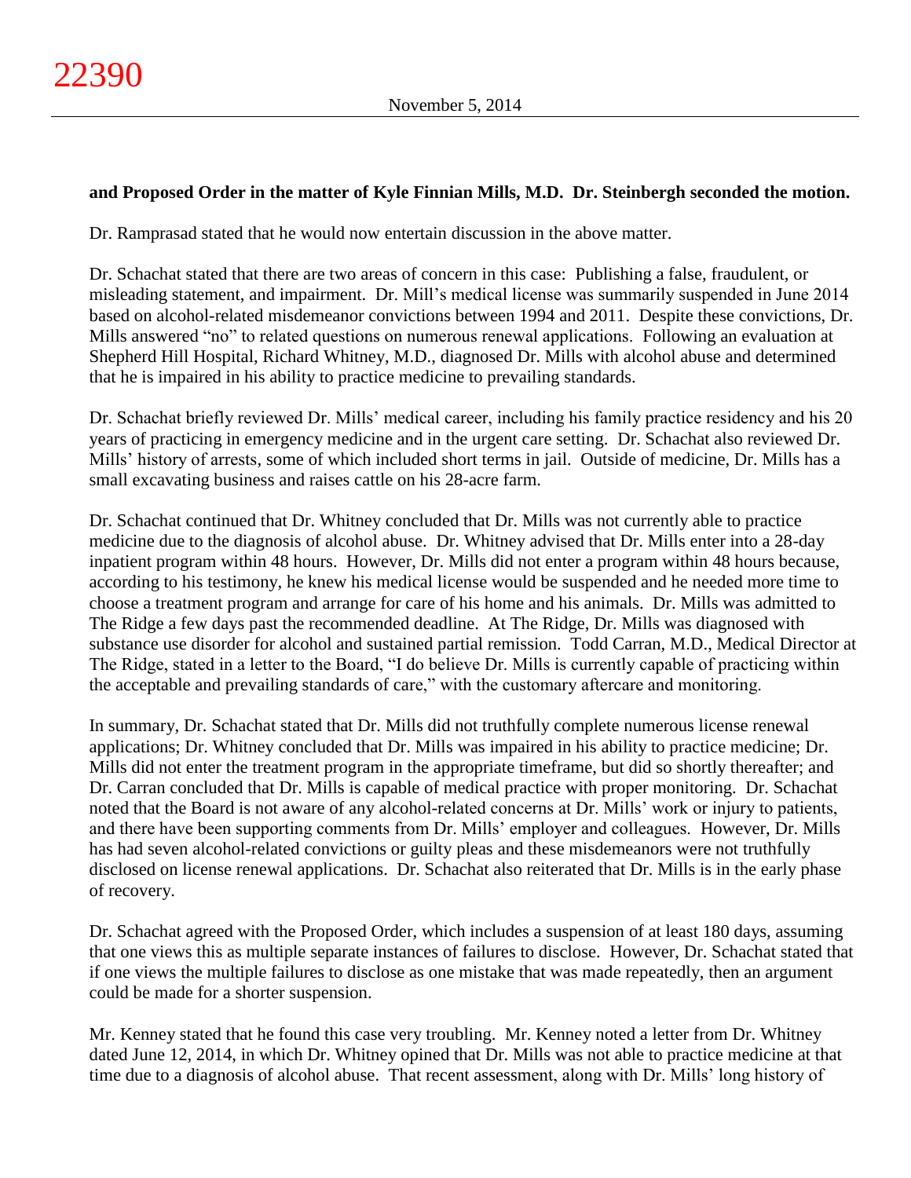**and Proposed Order in the matter of Kyle Finnian Mills, M.D. Dr. Steinbergh seconded the motion.**

Dr. Ramprasad stated that he would now entertain discussion in the above matter.

Dr. Schachat stated that there are two areas of concern in this case: Publishing a false, fraudulent, or misleading statement, and impairment. Dr. Mill's medical license was summarily suspended in June 2014 based on alcohol-related misdemeanor convictions between 1994 and 2011. Despite these convictions, Dr. Mills answered "no" to related questions on numerous renewal applications. Following an evaluation at Shepherd Hill Hospital, Richard Whitney, M.D., diagnosed Dr. Mills with alcohol abuse and determined that he is impaired in his ability to practice medicine to prevailing standards.

Dr. Schachat briefly reviewed Dr. Mills' medical career, including his family practice residency and his 20 years of practicing in emergency medicine and in the urgent care setting. Dr. Schachat also reviewed Dr. Mills' history of arrests, some of which included short terms in jail. Outside of medicine, Dr. Mills has a small excavating business and raises cattle on his 28-acre farm.

Dr. Schachat continued that Dr. Whitney concluded that Dr. Mills was not currently able to practice medicine due to the diagnosis of alcohol abuse. Dr. Whitney advised that Dr. Mills enter into a 28-day inpatient program within 48 hours. However, Dr. Mills did not enter a program within 48 hours because, according to his testimony, he knew his medical license would be suspended and he needed more time to choose a treatment program and arrange for care of his home and his animals. Dr. Mills was admitted to The Ridge a few days past the recommended deadline. At The Ridge, Dr. Mills was diagnosed with substance use disorder for alcohol and sustained partial remission. Todd Carran, M.D., Medical Director at The Ridge, stated in a letter to the Board, "I do believe Dr. Mills is currently capable of practicing within the acceptable and prevailing standards of care," with the customary aftercare and monitoring.

In summary, Dr. Schachat stated that Dr. Mills did not truthfully complete numerous license renewal applications; Dr. Whitney concluded that Dr. Mills was impaired in his ability to practice medicine; Dr. Mills did not enter the treatment program in the appropriate timeframe, but did so shortly thereafter; and Dr. Carran concluded that Dr. Mills is capable of medical practice with proper monitoring. Dr. Schachat noted that the Board is not aware of any alcohol-related concerns at Dr. Mills' work or injury to patients, and there have been supporting comments from Dr. Mills' employer and colleagues. However, Dr. Mills has had seven alcohol-related convictions or guilty pleas and these misdemeanors were not truthfully disclosed on license renewal applications. Dr. Schachat also reiterated that Dr. Mills is in the early phase of recovery.

Dr. Schachat agreed with the Proposed Order, which includes a suspension of at least 180 days, assuming that one views this as multiple separate instances of failures to disclose. However, Dr. Schachat stated that if one views the multiple failures to disclose as one mistake that was made repeatedly, then an argument could be made for a shorter suspension.

Mr. Kenney stated that he found this case very troubling. Mr. Kenney noted a letter from Dr. Whitney dated June 12, 2014, in which Dr. Whitney opined that Dr. Mills was not able to practice medicine at that time due to a diagnosis of alcohol abuse. That recent assessment, along with Dr. Mills' long history of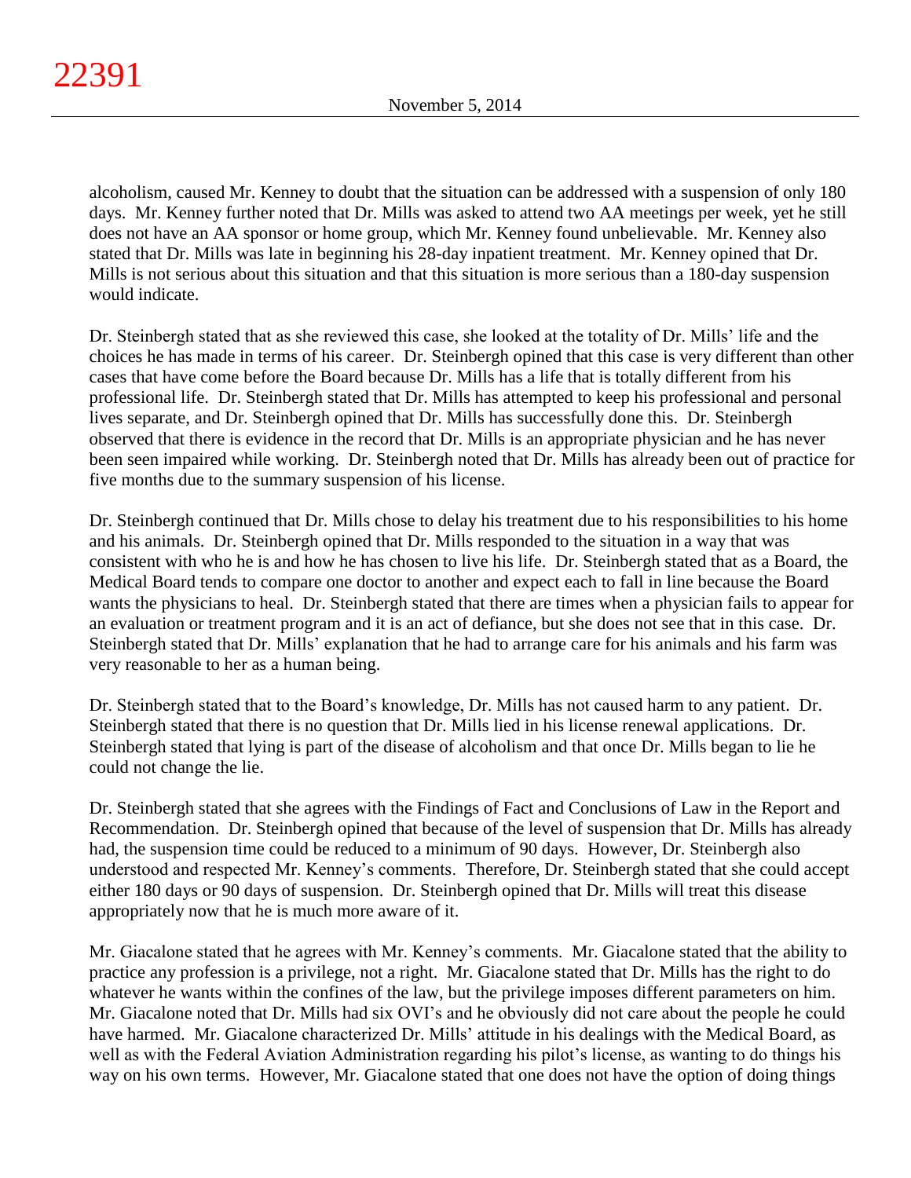alcoholism, caused Mr. Kenney to doubt that the situation can be addressed with a suspension of only 180 days. Mr. Kenney further noted that Dr. Mills was asked to attend two AA meetings per week, yet he still does not have an AA sponsor or home group, which Mr. Kenney found unbelievable. Mr. Kenney also stated that Dr. Mills was late in beginning his 28-day inpatient treatment. Mr. Kenney opined that Dr. Mills is not serious about this situation and that this situation is more serious than a 180-day suspension would indicate.

Dr. Steinbergh stated that as she reviewed this case, she looked at the totality of Dr. Mills' life and the choices he has made in terms of his career. Dr. Steinbergh opined that this case is very different than other cases that have come before the Board because Dr. Mills has a life that is totally different from his professional life. Dr. Steinbergh stated that Dr. Mills has attempted to keep his professional and personal lives separate, and Dr. Steinbergh opined that Dr. Mills has successfully done this. Dr. Steinbergh observed that there is evidence in the record that Dr. Mills is an appropriate physician and he has never been seen impaired while working. Dr. Steinbergh noted that Dr. Mills has already been out of practice for five months due to the summary suspension of his license.

Dr. Steinbergh continued that Dr. Mills chose to delay his treatment due to his responsibilities to his home and his animals. Dr. Steinbergh opined that Dr. Mills responded to the situation in a way that was consistent with who he is and how he has chosen to live his life. Dr. Steinbergh stated that as a Board, the Medical Board tends to compare one doctor to another and expect each to fall in line because the Board wants the physicians to heal. Dr. Steinbergh stated that there are times when a physician fails to appear for an evaluation or treatment program and it is an act of defiance, but she does not see that in this case. Dr. Steinbergh stated that Dr. Mills' explanation that he had to arrange care for his animals and his farm was very reasonable to her as a human being.

Dr. Steinbergh stated that to the Board's knowledge, Dr. Mills has not caused harm to any patient. Dr. Steinbergh stated that there is no question that Dr. Mills lied in his license renewal applications. Dr. Steinbergh stated that lying is part of the disease of alcoholism and that once Dr. Mills began to lie he could not change the lie.

Dr. Steinbergh stated that she agrees with the Findings of Fact and Conclusions of Law in the Report and Recommendation. Dr. Steinbergh opined that because of the level of suspension that Dr. Mills has already had, the suspension time could be reduced to a minimum of 90 days. However, Dr. Steinbergh also understood and respected Mr. Kenney's comments. Therefore, Dr. Steinbergh stated that she could accept either 180 days or 90 days of suspension. Dr. Steinbergh opined that Dr. Mills will treat this disease appropriately now that he is much more aware of it.

Mr. Giacalone stated that he agrees with Mr. Kenney's comments. Mr. Giacalone stated that the ability to practice any profession is a privilege, not a right. Mr. Giacalone stated that Dr. Mills has the right to do whatever he wants within the confines of the law, but the privilege imposes different parameters on him. Mr. Giacalone noted that Dr. Mills had six OVI's and he obviously did not care about the people he could have harmed. Mr. Giacalone characterized Dr. Mills' attitude in his dealings with the Medical Board, as well as with the Federal Aviation Administration regarding his pilot's license, as wanting to do things his way on his own terms. However, Mr. Giacalone stated that one does not have the option of doing things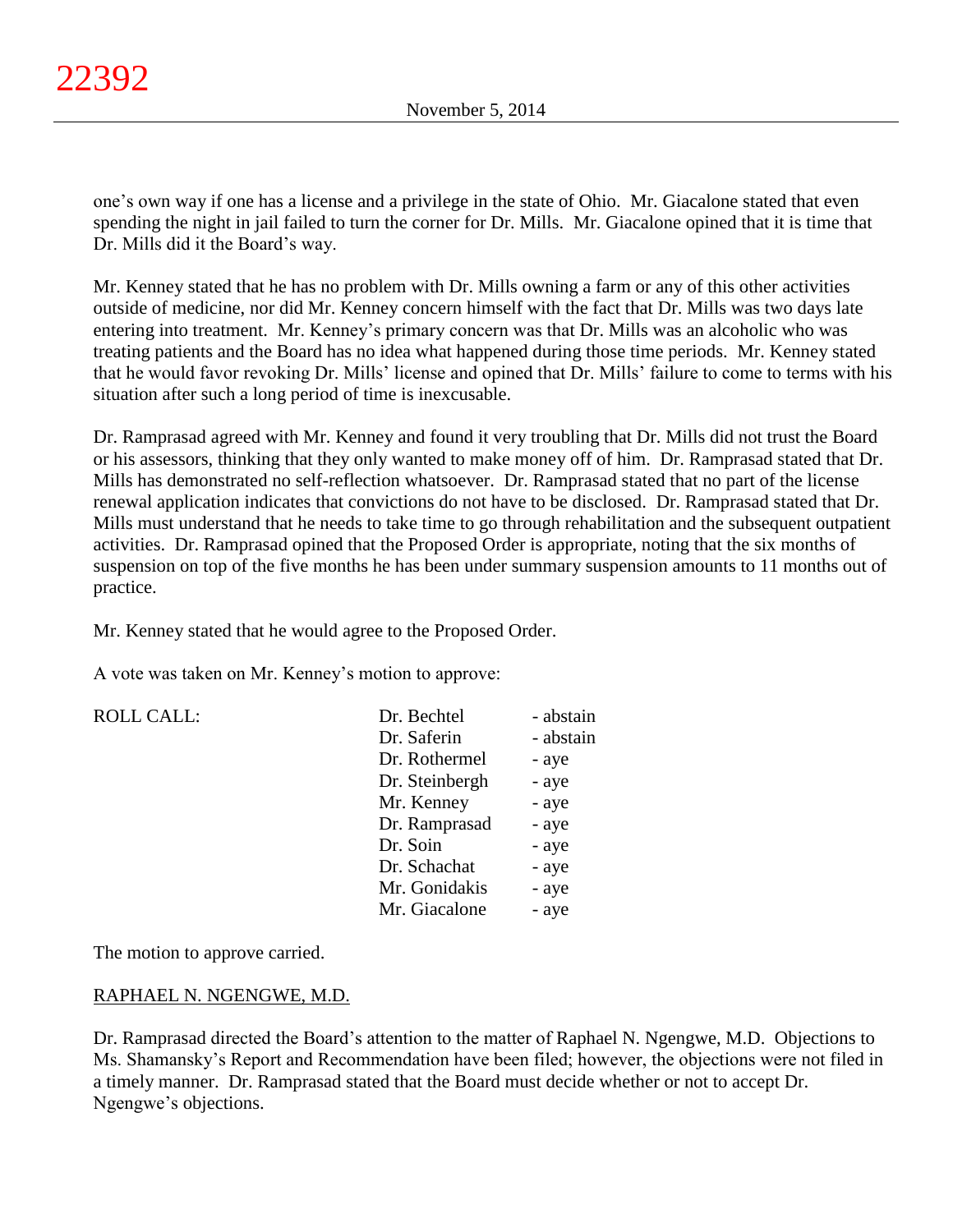one's own way if one has a license and a privilege in the state of Ohio. Mr. Giacalone stated that even spending the night in jail failed to turn the corner for Dr. Mills. Mr. Giacalone opined that it is time that Dr. Mills did it the Board's way.

Mr. Kenney stated that he has no problem with Dr. Mills owning a farm or any of this other activities outside of medicine, nor did Mr. Kenney concern himself with the fact that Dr. Mills was two days late entering into treatment. Mr. Kenney's primary concern was that Dr. Mills was an alcoholic who was treating patients and the Board has no idea what happened during those time periods. Mr. Kenney stated that he would favor revoking Dr. Mills' license and opined that Dr. Mills' failure to come to terms with his situation after such a long period of time is inexcusable.

Dr. Ramprasad agreed with Mr. Kenney and found it very troubling that Dr. Mills did not trust the Board or his assessors, thinking that they only wanted to make money off of him. Dr. Ramprasad stated that Dr. Mills has demonstrated no self-reflection whatsoever. Dr. Ramprasad stated that no part of the license renewal application indicates that convictions do not have to be disclosed. Dr. Ramprasad stated that Dr. Mills must understand that he needs to take time to go through rehabilitation and the subsequent outpatient activities. Dr. Ramprasad opined that the Proposed Order is appropriate, noting that the six months of suspension on top of the five months he has been under summary suspension amounts to 11 months out of practice.

Mr. Kenney stated that he would agree to the Proposed Order.

A vote was taken on Mr. Kenney's motion to approve:

| ROLL CALL: | | |
|---|---|---|
| | Dr. Bechtel | - abstain |
| | Dr. Saferin | - abstain |
| | Dr. Rothermel | - aye |
| | Dr. Steinbergh | - aye |
| | Mr. Kenney | - aye |
| | Dr. Ramprasad | - aye |
| | Dr. Soin | - aye |
| | Dr. Schachat | - aye |
| | Mr. Gonidakis | - aye |
| | Mr. Giacalone | - aye |

The motion to approve carried.

RAPHAEL N. NGENGWE, M.D.

Dr. Ramprasad directed the Board's attention to the matter of Raphael N. Ngengwe, M.D. Objections to Ms. Shamansky's Report and Recommendation have been filed; however, the objections were not filed in a timely manner. Dr. Ramprasad stated that the Board must decide whether or not to accept Dr. Ngengwe's objections.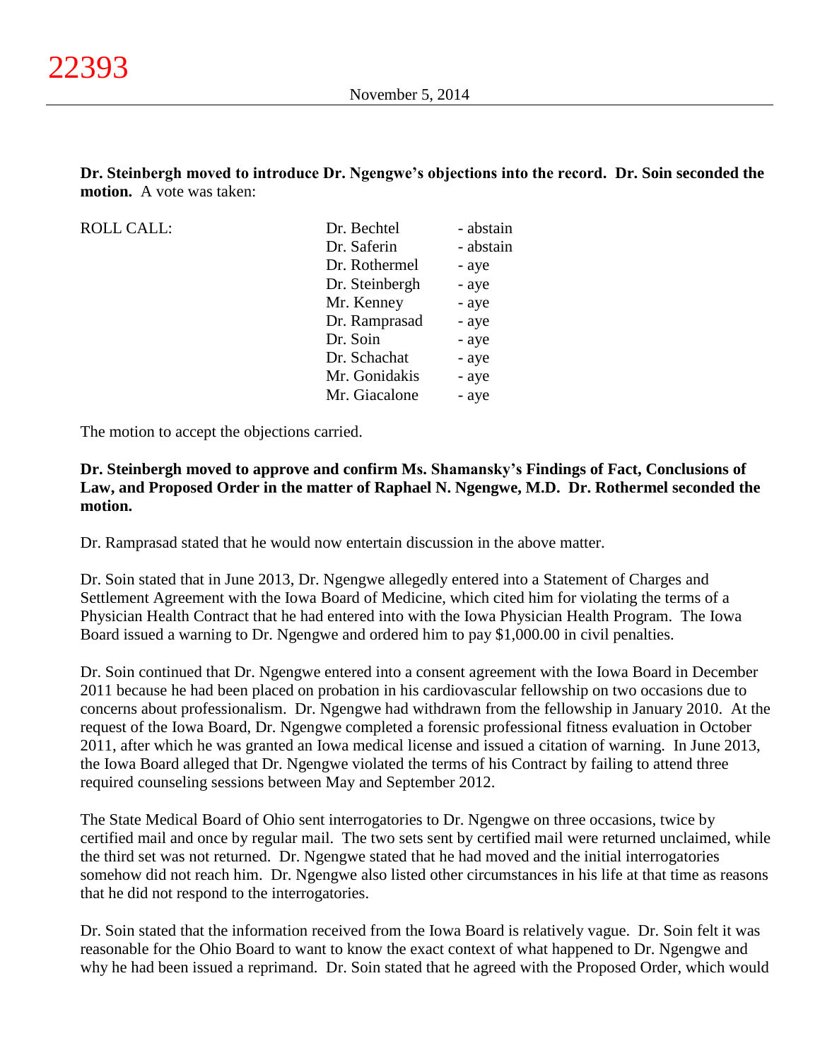**Dr. Steinbergh moved to introduce Dr. Ngengwe's objections into the record. Dr. Soin seconded the motion.** A vote was taken:

| ROLL CALL: | Dr. Bechtel | - abstain |
|---|---|---|
| | Dr. Saferin | - abstain |
| | Dr. Rothermel | - aye |
| | Dr. Steinbergh | - aye |
| | Mr. Kenney | - aye |
| | Dr. Ramprasad | - aye |
| | Dr. Soin | - aye |
| | Dr. Schachat | - aye |
| | Mr. Gonidakis | - aye |
| | Mr. Giacalone | - aye |

The motion to accept the objections carried.

**Dr. Steinbergh moved to approve and confirm Ms. Shamansky's Findings of Fact, Conclusions of Law, and Proposed Order in the matter of Raphael N. Ngengwe, M.D. Dr. Rothermel seconded the motion.**

Dr. Ramprasad stated that he would now entertain discussion in the above matter.

Dr. Soin stated that in June 2013, Dr. Ngengwe allegedly entered into a Statement of Charges and Settlement Agreement with the Iowa Board of Medicine, which cited him for violating the terms of a Physician Health Contract that he had entered into with the Iowa Physician Health Program. The Iowa Board issued a warning to Dr. Ngengwe and ordered him to pay $1,000.00 in civil penalties.

Dr. Soin continued that Dr. Ngengwe entered into a consent agreement with the Iowa Board in December 2011 because he had been placed on probation in his cardiovascular fellowship on two occasions due to concerns about professionalism. Dr. Ngengwe had withdrawn from the fellowship in January 2010. At the request of the Iowa Board, Dr. Ngengwe completed a forensic professional fitness evaluation in October 2011, after which he was granted an Iowa medical license and issued a citation of warning. In June 2013, the Iowa Board alleged that Dr. Ngengwe violated the terms of his Contract by failing to attend three required counseling sessions between May and September 2012.

The State Medical Board of Ohio sent interrogatories to Dr. Ngengwe on three occasions, twice by certified mail and once by regular mail. The two sets sent by certified mail were returned unclaimed, while the third set was not returned. Dr. Ngengwe stated that he had moved and the initial interrogatories somehow did not reach him. Dr. Ngengwe also listed other circumstances in his life at that time as reasons that he did not respond to the interrogatories.

Dr. Soin stated that the information received from the Iowa Board is relatively vague. Dr. Soin felt it was reasonable for the Ohio Board to want to know the exact context of what happened to Dr. Ngengwe and why he had been issued a reprimand. Dr. Soin stated that he agreed with the Proposed Order, which would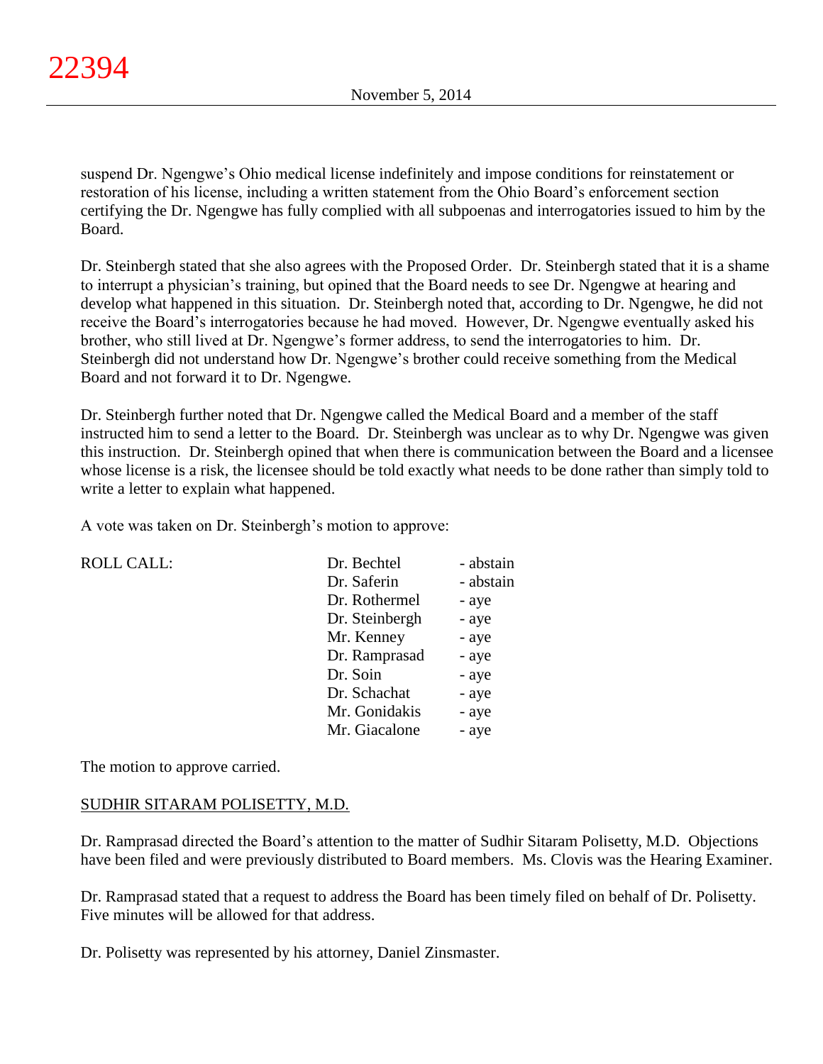suspend Dr. Ngengwe's Ohio medical license indefinitely and impose conditions for reinstatement or restoration of his license, including a written statement from the Ohio Board's enforcement section certifying the Dr. Ngengwe has fully complied with all subpoenas and interrogatories issued to him by the Board.

Dr. Steinbergh stated that she also agrees with the Proposed Order. Dr. Steinbergh stated that it is a shame to interrupt a physician's training, but opined that the Board needs to see Dr. Ngengwe at hearing and develop what happened in this situation. Dr. Steinbergh noted that, according to Dr. Ngengwe, he did not receive the Board's interrogatories because he had moved. However, Dr. Ngengwe eventually asked his brother, who still lived at Dr. Ngengwe's former address, to send the interrogatories to him. Dr. Steinbergh did not understand how Dr. Ngengwe's brother could receive something from the Medical Board and not forward it to Dr. Ngengwe.

Dr. Steinbergh further noted that Dr. Ngengwe called the Medical Board and a member of the staff instructed him to send a letter to the Board. Dr. Steinbergh was unclear as to why Dr. Ngengwe was given this instruction. Dr. Steinbergh opined that when there is communication between the Board and a licensee whose license is a risk, the licensee should be told exactly what needs to be done rather than simply told to write a letter to explain what happened.

A vote was taken on Dr. Steinbergh's motion to approve:

| ROLL CALL: | | |
|---|---|---|
| | Dr. Bechtel | - abstain |
| | Dr. Saferin | - abstain |
| | Dr. Rothermel | - aye |
| | Dr. Steinbergh | - aye |
| | Mr. Kenney | - aye |
| | Dr. Ramprasad | - aye |
| | Dr. Soin | - aye |
| | Dr. Schachat | - aye |
| | Mr. Gonidakis | - aye |
| | Mr. Giacalone | - aye |

The motion to approve carried.

SUDHIR SITARAM POLISETTY, M.D.

Dr. Ramprasad directed the Board's attention to the matter of Sudhir Sitaram Polisetty, M.D. Objections have been filed and were previously distributed to Board members. Ms. Clovis was the Hearing Examiner.

Dr. Ramprasad stated that a request to address the Board has been timely filed on behalf of Dr. Polisetty. Five minutes will be allowed for that address.

Dr. Polisetty was represented by his attorney, Daniel Zinsmaster.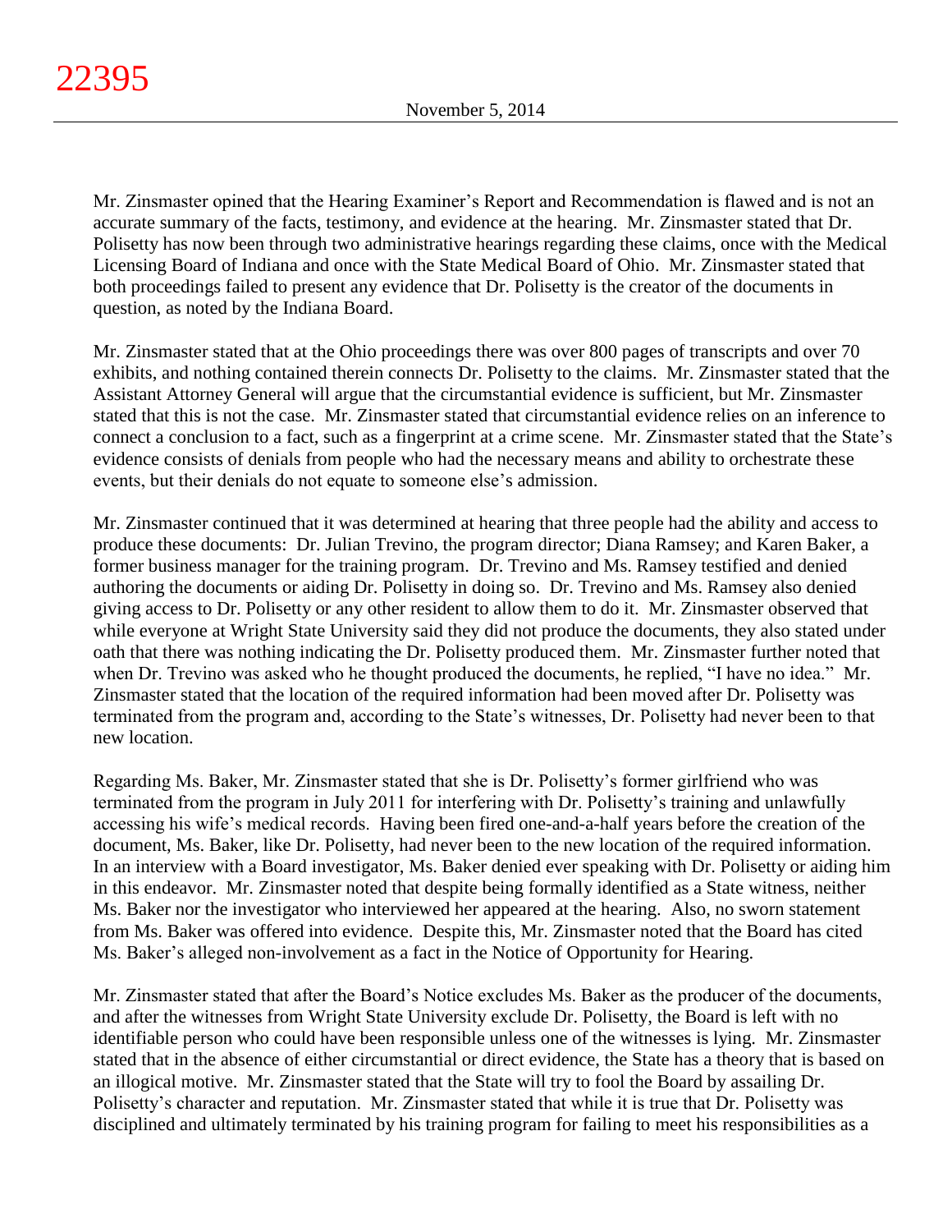Mr. Zinsmaster opined that the Hearing Examiner's Report and Recommendation is flawed and is not an accurate summary of the facts, testimony, and evidence at the hearing. Mr. Zinsmaster stated that Dr. Polisetty has now been through two administrative hearings regarding these claims, once with the Medical Licensing Board of Indiana and once with the State Medical Board of Ohio. Mr. Zinsmaster stated that both proceedings failed to present any evidence that Dr. Polisetty is the creator of the documents in question, as noted by the Indiana Board.

Mr. Zinsmaster stated that at the Ohio proceedings there was over 800 pages of transcripts and over 70 exhibits, and nothing contained therein connects Dr. Polisetty to the claims. Mr. Zinsmaster stated that the Assistant Attorney General will argue that the circumstantial evidence is sufficient, but Mr. Zinsmaster stated that this is not the case. Mr. Zinsmaster stated that circumstantial evidence relies on an inference to connect a conclusion to a fact, such as a fingerprint at a crime scene. Mr. Zinsmaster stated that the State's evidence consists of denials from people who had the necessary means and ability to orchestrate these events, but their denials do not equate to someone else's admission.

Mr. Zinsmaster continued that it was determined at hearing that three people had the ability and access to produce these documents: Dr. Julian Trevino, the program director; Diana Ramsey; and Karen Baker, a former business manager for the training program. Dr. Trevino and Ms. Ramsey testified and denied authoring the documents or aiding Dr. Polisetty in doing so. Dr. Trevino and Ms. Ramsey also denied giving access to Dr. Polisetty or any other resident to allow them to do it. Mr. Zinsmaster observed that while everyone at Wright State University said they did not produce the documents, they also stated under oath that there was nothing indicating the Dr. Polisetty produced them. Mr. Zinsmaster further noted that when Dr. Trevino was asked who he thought produced the documents, he replied, "I have no idea." Mr. Zinsmaster stated that the location of the required information had been moved after Dr. Polisetty was terminated from the program and, according to the State's witnesses, Dr. Polisetty had never been to that new location.

Regarding Ms. Baker, Mr. Zinsmaster stated that she is Dr. Polisetty's former girlfriend who was terminated from the program in July 2011 for interfering with Dr. Polisetty's training and unlawfully accessing his wife's medical records. Having been fired one-and-a-half years before the creation of the document, Ms. Baker, like Dr. Polisetty, had never been to the new location of the required information. In an interview with a Board investigator, Ms. Baker denied ever speaking with Dr. Polisetty or aiding him in this endeavor. Mr. Zinsmaster noted that despite being formally identified as a State witness, neither Ms. Baker nor the investigator who interviewed her appeared at the hearing. Also, no sworn statement from Ms. Baker was offered into evidence. Despite this, Mr. Zinsmaster noted that the Board has cited Ms. Baker's alleged non-involvement as a fact in the Notice of Opportunity for Hearing.

Mr. Zinsmaster stated that after the Board's Notice excludes Ms. Baker as the producer of the documents, and after the witnesses from Wright State University exclude Dr. Polisetty, the Board is left with no identifiable person who could have been responsible unless one of the witnesses is lying. Mr. Zinsmaster stated that in the absence of either circumstantial or direct evidence, the State has a theory that is based on an illogical motive. Mr. Zinsmaster stated that the State will try to fool the Board by assailing Dr. Polisetty's character and reputation. Mr. Zinsmaster stated that while it is true that Dr. Polisetty was disciplined and ultimately terminated by his training program for failing to meet his responsibilities as a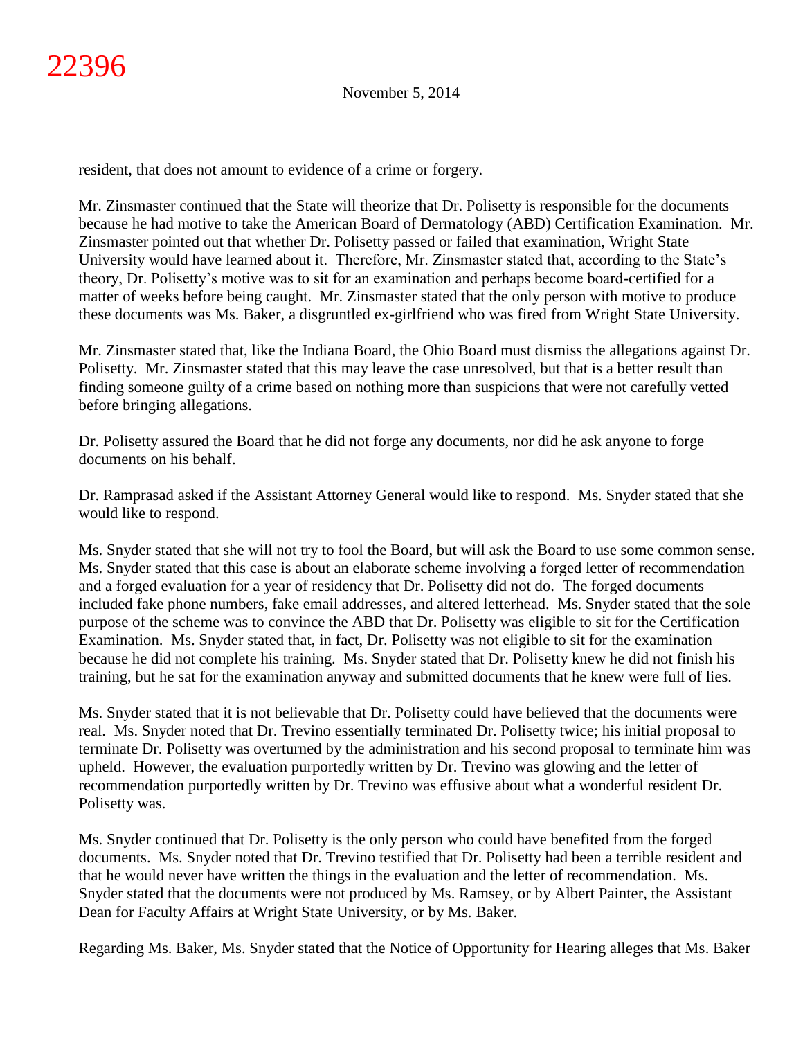resident, that does not amount to evidence of a crime or forgery.

Mr. Zinsmaster continued that the State will theorize that Dr. Polisetty is responsible for the documents because he had motive to take the American Board of Dermatology (ABD) Certification Examination. Mr. Zinsmaster pointed out that whether Dr. Polisetty passed or failed that examination, Wright State University would have learned about it. Therefore, Mr. Zinsmaster stated that, according to the State's theory, Dr. Polisetty's motive was to sit for an examination and perhaps become board-certified for a matter of weeks before being caught. Mr. Zinsmaster stated that the only person with motive to produce these documents was Ms. Baker, a disgruntled ex-girlfriend who was fired from Wright State University.

Mr. Zinsmaster stated that, like the Indiana Board, the Ohio Board must dismiss the allegations against Dr. Polisetty. Mr. Zinsmaster stated that this may leave the case unresolved, but that is a better result than finding someone guilty of a crime based on nothing more than suspicions that were not carefully vetted before bringing allegations.

Dr. Polisetty assured the Board that he did not forge any documents, nor did he ask anyone to forge documents on his behalf.

Dr. Ramprasad asked if the Assistant Attorney General would like to respond. Ms. Snyder stated that she would like to respond.

Ms. Snyder stated that she will not try to fool the Board, but will ask the Board to use some common sense. Ms. Snyder stated that this case is about an elaborate scheme involving a forged letter of recommendation and a forged evaluation for a year of residency that Dr. Polisetty did not do. The forged documents included fake phone numbers, fake email addresses, and altered letterhead. Ms. Snyder stated that the sole purpose of the scheme was to convince the ABD that Dr. Polisetty was eligible to sit for the Certification Examination. Ms. Snyder stated that, in fact, Dr. Polisetty was not eligible to sit for the examination because he did not complete his training. Ms. Snyder stated that Dr. Polisetty knew he did not finish his training, but he sat for the examination anyway and submitted documents that he knew were full of lies.

Ms. Snyder stated that it is not believable that Dr. Polisetty could have believed that the documents were real. Ms. Snyder noted that Dr. Trevino essentially terminated Dr. Polisetty twice; his initial proposal to terminate Dr. Polisetty was overturned by the administration and his second proposal to terminate him was upheld. However, the evaluation purportedly written by Dr. Trevino was glowing and the letter of recommendation purportedly written by Dr. Trevino was effusive about what a wonderful resident Dr. Polisetty was.

Ms. Snyder continued that Dr. Polisetty is the only person who could have benefited from the forged documents. Ms. Snyder noted that Dr. Trevino testified that Dr. Polisetty had been a terrible resident and that he would never have written the things in the evaluation and the letter of recommendation. Ms. Snyder stated that the documents were not produced by Ms. Ramsey, or by Albert Painter, the Assistant Dean for Faculty Affairs at Wright State University, or by Ms. Baker.

Regarding Ms. Baker, Ms. Snyder stated that the Notice of Opportunity for Hearing alleges that Ms. Baker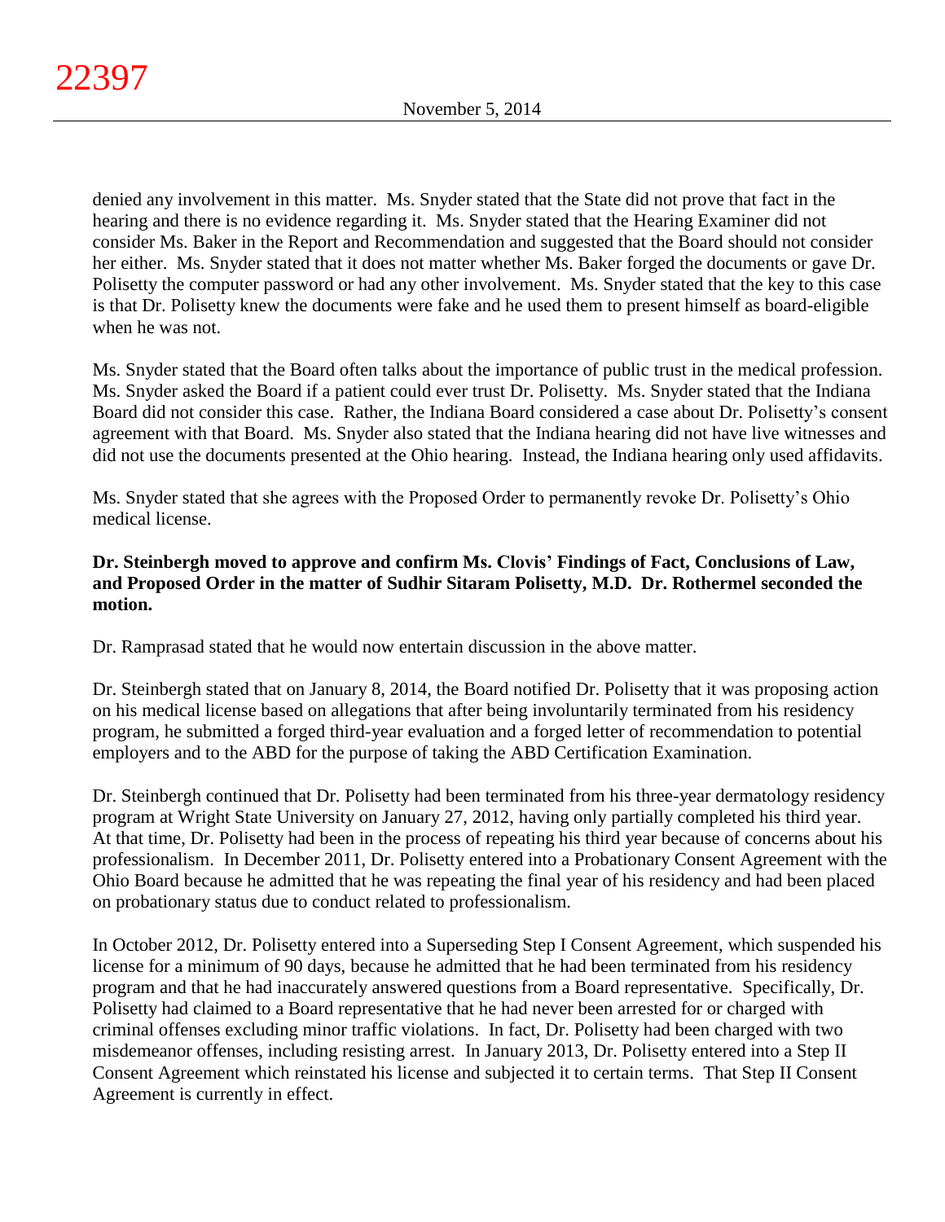denied any involvement in this matter. Ms. Snyder stated that the State did not prove that fact in the hearing and there is no evidence regarding it. Ms. Snyder stated that the Hearing Examiner did not consider Ms. Baker in the Report and Recommendation and suggested that the Board should not consider her either. Ms. Snyder stated that it does not matter whether Ms. Baker forged the documents or gave Dr. Polisetty the computer password or had any other involvement. Ms. Snyder stated that the key to this case is that Dr. Polisetty knew the documents were fake and he used them to present himself as board-eligible when he was not.

Ms. Snyder stated that the Board often talks about the importance of public trust in the medical profession. Ms. Snyder asked the Board if a patient could ever trust Dr. Polisetty. Ms. Snyder stated that the Indiana Board did not consider this case. Rather, the Indiana Board considered a case about Dr. Polisetty's consent agreement with that Board. Ms. Snyder also stated that the Indiana hearing did not have live witnesses and did not use the documents presented at the Ohio hearing. Instead, the Indiana hearing only used affidavits.

Ms. Snyder stated that she agrees with the Proposed Order to permanently revoke Dr. Polisetty's Ohio medical license.

**Dr. Steinbergh moved to approve and confirm Ms. Clovis' Findings of Fact, Conclusions of Law, and Proposed Order in the matter of Sudhir Sitaram Polisetty, M.D. Dr. Rothermel seconded the motion.**

Dr. Ramprasad stated that he would now entertain discussion in the above matter.

Dr. Steinbergh stated that on January 8, 2014, the Board notified Dr. Polisetty that it was proposing action on his medical license based on allegations that after being involuntarily terminated from his residency program, he submitted a forged third-year evaluation and a forged letter of recommendation to potential employers and to the ABD for the purpose of taking the ABD Certification Examination.

Dr. Steinbergh continued that Dr. Polisetty had been terminated from his three-year dermatology residency program at Wright State University on January 27, 2012, having only partially completed his third year. At that time, Dr. Polisetty had been in the process of repeating his third year because of concerns about his professionalism. In December 2011, Dr. Polisetty entered into a Probationary Consent Agreement with the Ohio Board because he admitted that he was repeating the final year of his residency and had been placed on probationary status due to conduct related to professionalism.

In October 2012, Dr. Polisetty entered into a Superseding Step I Consent Agreement, which suspended his license for a minimum of 90 days, because he admitted that he had been terminated from his residency program and that he had inaccurately answered questions from a Board representative. Specifically, Dr. Polisetty had claimed to a Board representative that he had never been arrested for or charged with criminal offenses excluding minor traffic violations. In fact, Dr. Polisetty had been charged with two misdemeanor offenses, including resisting arrest. In January 2013, Dr. Polisetty entered into a Step II Consent Agreement which reinstated his license and subjected it to certain terms. That Step II Consent Agreement is currently in effect.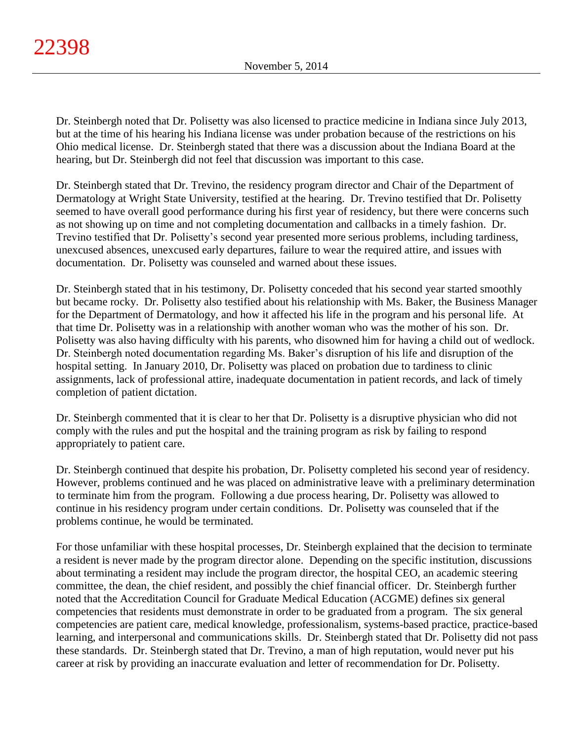Dr. Steinbergh noted that Dr. Polisetty was also licensed to practice medicine in Indiana since July 2013, but at the time of his hearing his Indiana license was under probation because of the restrictions on his Ohio medical license. Dr. Steinbergh stated that there was a discussion about the Indiana Board at the hearing, but Dr. Steinbergh did not feel that discussion was important to this case.

Dr. Steinbergh stated that Dr. Trevino, the residency program director and Chair of the Department of Dermatology at Wright State University, testified at the hearing. Dr. Trevino testified that Dr. Polisetty seemed to have overall good performance during his first year of residency, but there were concerns such as not showing up on time and not completing documentation and callbacks in a timely fashion. Dr. Trevino testified that Dr. Polisetty's second year presented more serious problems, including tardiness, unexcused absences, unexcused early departures, failure to wear the required attire, and issues with documentation. Dr. Polisetty was counseled and warned about these issues.

Dr. Steinbergh stated that in his testimony, Dr. Polisetty conceded that his second year started smoothly but became rocky. Dr. Polisetty also testified about his relationship with Ms. Baker, the Business Manager for the Department of Dermatology, and how it affected his life in the program and his personal life. At that time Dr. Polisetty was in a relationship with another woman who was the mother of his son. Dr. Polisetty was also having difficulty with his parents, who disowned him for having a child out of wedlock. Dr. Steinbergh noted documentation regarding Ms. Baker's disruption of his life and disruption of the hospital setting. In January 2010, Dr. Polisetty was placed on probation due to tardiness to clinic assignments, lack of professional attire, inadequate documentation in patient records, and lack of timely completion of patient dictation.

Dr. Steinbergh commented that it is clear to her that Dr. Polisetty is a disruptive physician who did not comply with the rules and put the hospital and the training program as risk by failing to respond appropriately to patient care.

Dr. Steinbergh continued that despite his probation, Dr. Polisetty completed his second year of residency. However, problems continued and he was placed on administrative leave with a preliminary determination to terminate him from the program. Following a due process hearing, Dr. Polisetty was allowed to continue in his residency program under certain conditions. Dr. Polisetty was counseled that if the problems continue, he would be terminated.

For those unfamiliar with these hospital processes, Dr. Steinbergh explained that the decision to terminate a resident is never made by the program director alone. Depending on the specific institution, discussions about terminating a resident may include the program director, the hospital CEO, an academic steering committee, the dean, the chief resident, and possibly the chief financial officer. Dr. Steinbergh further noted that the Accreditation Council for Graduate Medical Education (ACGME) defines six general competencies that residents must demonstrate in order to be graduated from a program. The six general competencies are patient care, medical knowledge, professionalism, systems-based practice, practice-based learning, and interpersonal and communications skills. Dr. Steinbergh stated that Dr. Polisetty did not pass these standards. Dr. Steinbergh stated that Dr. Trevino, a man of high reputation, would never put his career at risk by providing an inaccurate evaluation and letter of recommendation for Dr. Polisetty.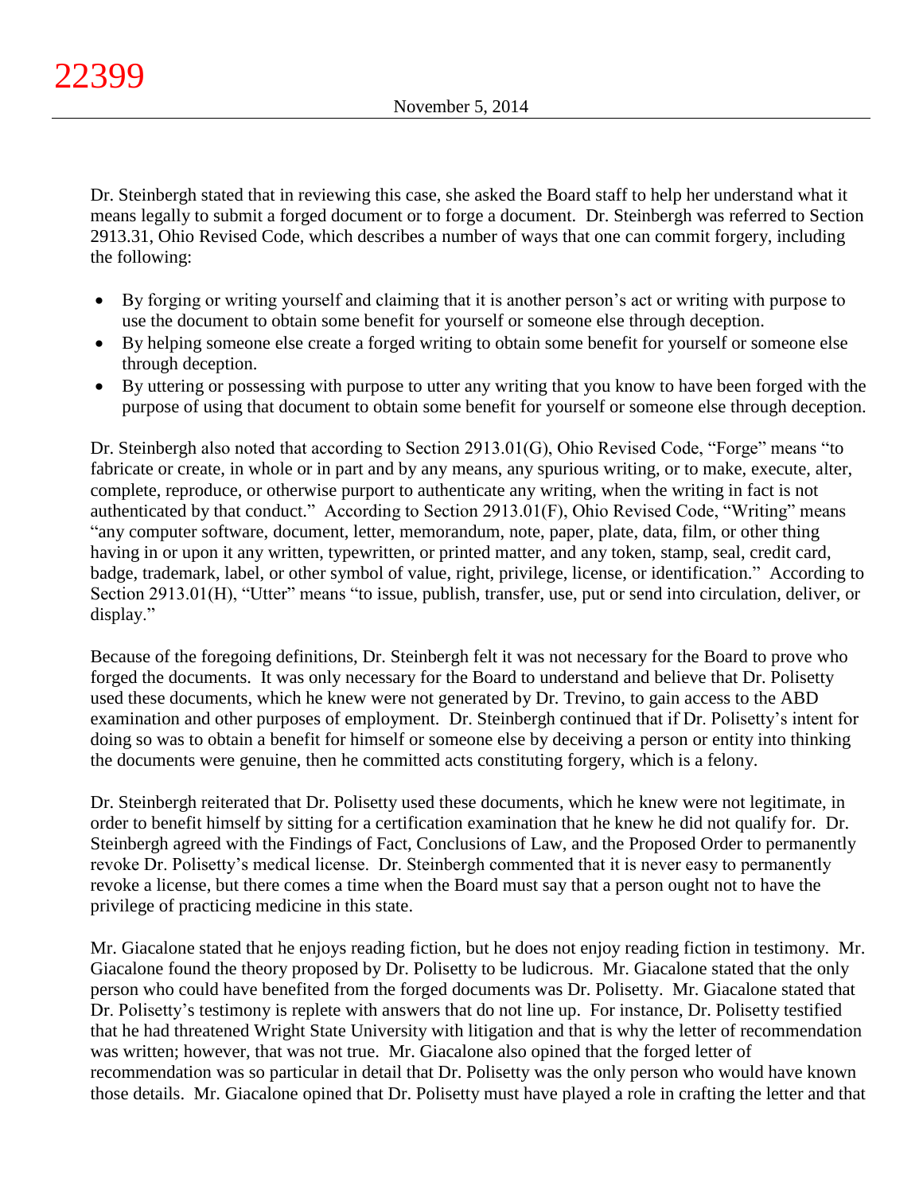Dr. Steinbergh stated that in reviewing this case, she asked the Board staff to help her understand what it means legally to submit a forged document or to forge a document. Dr. Steinbergh was referred to Section 2913.31, Ohio Revised Code, which describes a number of ways that one can commit forgery, including the following:

- By forging or writing yourself and claiming that it is another person's act or writing with purpose to use the document to obtain some benefit for yourself or someone else through deception.
- By helping someone else create a forged writing to obtain some benefit for yourself or someone else through deception.
- By uttering or possessing with purpose to utter any writing that you know to have been forged with the purpose of using that document to obtain some benefit for yourself or someone else through deception.

Dr. Steinbergh also noted that according to Section 2913.01(G), Ohio Revised Code, "Forge" means "to fabricate or create, in whole or in part and by any means, any spurious writing, or to make, execute, alter, complete, reproduce, or otherwise purport to authenticate any writing, when the writing in fact is not authenticated by that conduct." According to Section 2913.01(F), Ohio Revised Code, "Writing" means "any computer software, document, letter, memorandum, note, paper, plate, data, film, or other thing having in or upon it any written, typewritten, or printed matter, and any token, stamp, seal, credit card, badge, trademark, label, or other symbol of value, right, privilege, license, or identification." According to Section 2913.01(H), "Utter" means "to issue, publish, transfer, use, put or send into circulation, deliver, or display."

Because of the foregoing definitions, Dr. Steinbergh felt it was not necessary for the Board to prove who forged the documents. It was only necessary for the Board to understand and believe that Dr. Polisetty used these documents, which he knew were not generated by Dr. Trevino, to gain access to the ABD examination and other purposes of employment. Dr. Steinbergh continued that if Dr. Polisetty's intent for doing so was to obtain a benefit for himself or someone else by deceiving a person or entity into thinking the documents were genuine, then he committed acts constituting forgery, which is a felony.

Dr. Steinbergh reiterated that Dr. Polisetty used these documents, which he knew were not legitimate, in order to benefit himself by sitting for a certification examination that he knew he did not qualify for. Dr. Steinbergh agreed with the Findings of Fact, Conclusions of Law, and the Proposed Order to permanently revoke Dr. Polisetty's medical license. Dr. Steinbergh commented that it is never easy to permanently revoke a license, but there comes a time when the Board must say that a person ought not to have the privilege of practicing medicine in this state.

Mr. Giacalone stated that he enjoys reading fiction, but he does not enjoy reading fiction in testimony. Mr. Giacalone found the theory proposed by Dr. Polisetty to be ludicrous. Mr. Giacalone stated that the only person who could have benefited from the forged documents was Dr. Polisetty. Mr. Giacalone stated that Dr. Polisetty's testimony is replete with answers that do not line up. For instance, Dr. Polisetty testified that he had threatened Wright State University with litigation and that is why the letter of recommendation was written; however, that was not true. Mr. Giacalone also opined that the forged letter of recommendation was so particular in detail that Dr. Polisetty was the only person who would have known those details. Mr. Giacalone opined that Dr. Polisetty must have played a role in crafting the letter and that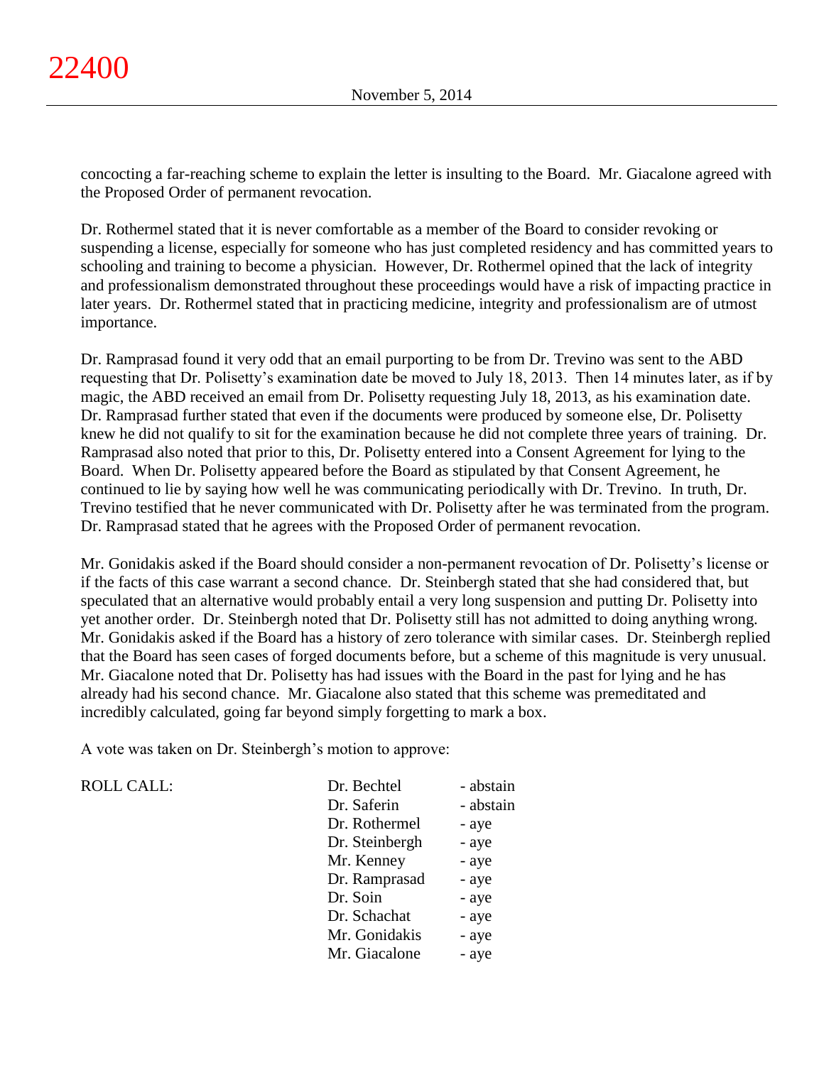concocting a far-reaching scheme to explain the letter is insulting to the Board. Mr. Giacalone agreed with the Proposed Order of permanent revocation.

Dr. Rothermel stated that it is never comfortable as a member of the Board to consider revoking or suspending a license, especially for someone who has just completed residency and has committed years to schooling and training to become a physician. However, Dr. Rothermel opined that the lack of integrity and professionalism demonstrated throughout these proceedings would have a risk of impacting practice in later years. Dr. Rothermel stated that in practicing medicine, integrity and professionalism are of utmost importance.

Dr. Ramprasad found it very odd that an email purporting to be from Dr. Trevino was sent to the ABD requesting that Dr. Polisetty's examination date be moved to July 18, 2013. Then 14 minutes later, as if by magic, the ABD received an email from Dr. Polisetty requesting July 18, 2013, as his examination date. Dr. Ramprasad further stated that even if the documents were produced by someone else, Dr. Polisetty knew he did not qualify to sit for the examination because he did not complete three years of training. Dr. Ramprasad also noted that prior to this, Dr. Polisetty entered into a Consent Agreement for lying to the Board. When Dr. Polisetty appeared before the Board as stipulated by that Consent Agreement, he continued to lie by saying how well he was communicating periodically with Dr. Trevino. In truth, Dr. Trevino testified that he never communicated with Dr. Polisetty after he was terminated from the program. Dr. Ramprasad stated that he agrees with the Proposed Order of permanent revocation.

Mr. Gonidakis asked if the Board should consider a non-permanent revocation of Dr. Polisetty's license or if the facts of this case warrant a second chance. Dr. Steinbergh stated that she had considered that, but speculated that an alternative would probably entail a very long suspension and putting Dr. Polisetty into yet another order. Dr. Steinbergh noted that Dr. Polisetty still has not admitted to doing anything wrong. Mr. Gonidakis asked if the Board has a history of zero tolerance with similar cases. Dr. Steinbergh replied that the Board has seen cases of forged documents before, but a scheme of this magnitude is very unusual. Mr. Giacalone noted that Dr. Polisetty has had issues with the Board in the past for lying and he has already had his second chance. Mr. Giacalone also stated that this scheme was premeditated and incredibly calculated, going far beyond simply forgetting to mark a box.

A vote was taken on Dr. Steinbergh's motion to approve:

| ROLL CALL: | | |
|---|---|---|
| | Dr. Bechtel | - abstain |
| | Dr. Saferin | - abstain |
| | Dr. Rothermel | - aye |
| | Dr. Steinbergh | - aye |
| | Mr. Kenney | - aye |
| | Dr. Ramprasad | - aye |
| | Dr. Soin | - aye |
| | Dr. Schachat | - aye |
| | Mr. Gonidakis | - aye |
| | Mr. Giacalone | - aye |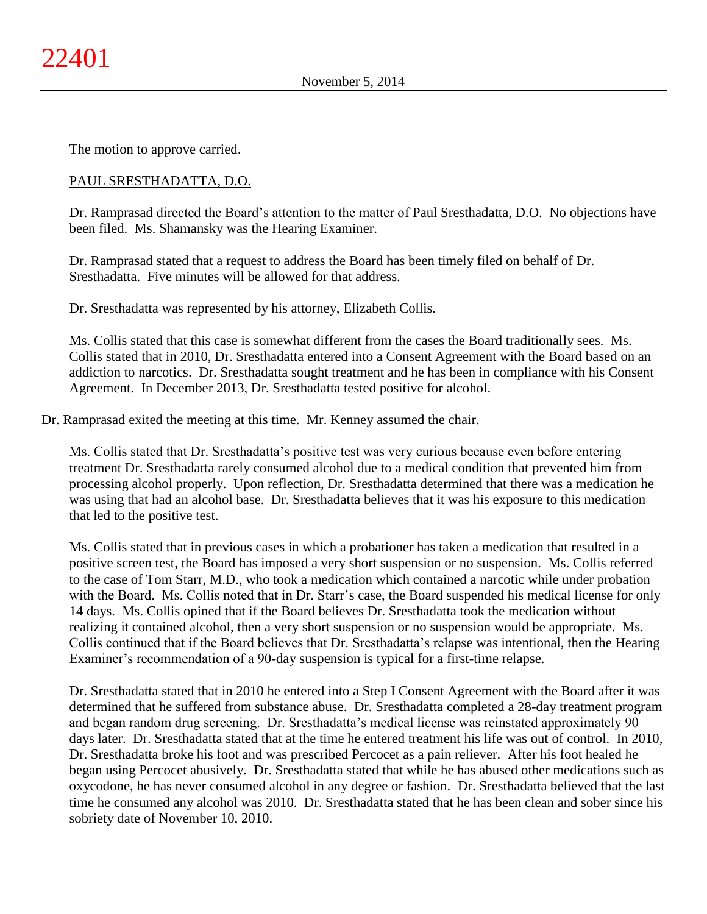The motion to approve carried.

PAUL SRESTHADATTA, D.O.

Dr. Ramprasad directed the Board's attention to the matter of Paul Sresthadatta, D.O. No objections have been filed. Ms. Shamansky was the Hearing Examiner.

Dr. Ramprasad stated that a request to address the Board has been timely filed on behalf of Dr. Sresthadatta. Five minutes will be allowed for that address.

Dr. Sresthadatta was represented by his attorney, Elizabeth Collis.

Ms. Collis stated that this case is somewhat different from the cases the Board traditionally sees. Ms. Collis stated that in 2010, Dr. Sresthadatta entered into a Consent Agreement with the Board based on an addiction to narcotics. Dr. Sresthadatta sought treatment and he has been in compliance with his Consent Agreement. In December 2013, Dr. Sresthadatta tested positive for alcohol.

Dr. Ramprasad exited the meeting at this time. Mr. Kenney assumed the chair.

Ms. Collis stated that Dr. Sresthadatta's positive test was very curious because even before entering treatment Dr. Sresthadatta rarely consumed alcohol due to a medical condition that prevented him from processing alcohol properly. Upon reflection, Dr. Sresthadatta determined that there was a medication he was using that had an alcohol base. Dr. Sresthadatta believes that it was his exposure to this medication that led to the positive test.

Ms. Collis stated that in previous cases in which a probationer has taken a medication that resulted in a positive screen test, the Board has imposed a very short suspension or no suspension. Ms. Collis referred to the case of Tom Starr, M.D., who took a medication which contained a narcotic while under probation with the Board. Ms. Collis noted that in Dr. Starr's case, the Board suspended his medical license for only 14 days. Ms. Collis opined that if the Board believes Dr. Sresthadatta took the medication without realizing it contained alcohol, then a very short suspension or no suspension would be appropriate. Ms. Collis continued that if the Board believes that Dr. Sresthadatta's relapse was intentional, then the Hearing Examiner's recommendation of a 90-day suspension is typical for a first-time relapse.

Dr. Sresthadatta stated that in 2010 he entered into a Step I Consent Agreement with the Board after it was determined that he suffered from substance abuse. Dr. Sresthadatta completed a 28-day treatment program and began random drug screening. Dr. Sresthadatta's medical license was reinstated approximately 90 days later. Dr. Sresthadatta stated that at the time he entered treatment his life was out of control. In 2010, Dr. Sresthadatta broke his foot and was prescribed Percocet as a pain reliever. After his foot healed he began using Percocet abusively. Dr. Sresthadatta stated that while he has abused other medications such as oxycodone, he has never consumed alcohol in any degree or fashion. Dr. Sresthadatta believed that the last time he consumed any alcohol was 2010. Dr. Sresthadatta stated that he has been clean and sober since his sobriety date of November 10, 2010.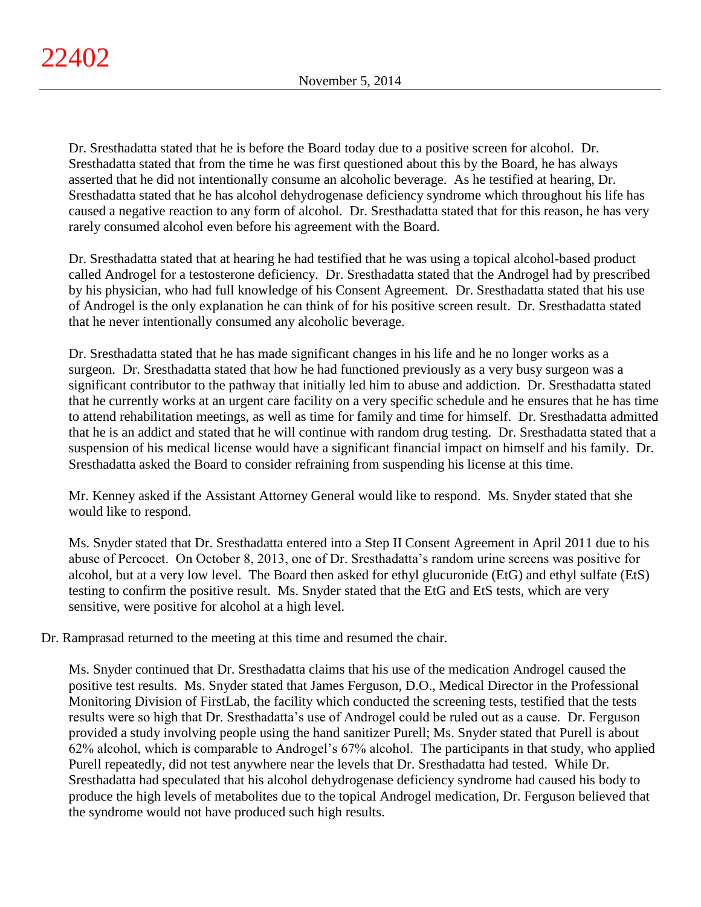Dr. Sresthadatta stated that he is before the Board today due to a positive screen for alcohol. Dr. Sresthadatta stated that from the time he was first questioned about this by the Board, he has always asserted that he did not intentionally consume an alcoholic beverage. As he testified at hearing, Dr. Sresthadatta stated that he has alcohol dehydrogenase deficiency syndrome which throughout his life has caused a negative reaction to any form of alcohol. Dr. Sresthadatta stated that for this reason, he has very rarely consumed alcohol even before his agreement with the Board.

Dr. Sresthadatta stated that at hearing he had testified that he was using a topical alcohol-based product called Androgel for a testosterone deficiency. Dr. Sresthadatta stated that the Androgel had by prescribed by his physician, who had full knowledge of his Consent Agreement. Dr. Sresthadatta stated that his use of Androgel is the only explanation he can think of for his positive screen result. Dr. Sresthadatta stated that he never intentionally consumed any alcoholic beverage.

Dr. Sresthadatta stated that he has made significant changes in his life and he no longer works as a surgeon. Dr. Sresthadatta stated that how he had functioned previously as a very busy surgeon was a significant contributor to the pathway that initially led him to abuse and addiction. Dr. Sresthadatta stated that he currently works at an urgent care facility on a very specific schedule and he ensures that he has time to attend rehabilitation meetings, as well as time for family and time for himself. Dr. Sresthadatta admitted that he is an addict and stated that he will continue with random drug testing. Dr. Sresthadatta stated that a suspension of his medical license would have a significant financial impact on himself and his family. Dr. Sresthadatta asked the Board to consider refraining from suspending his license at this time.

Mr. Kenney asked if the Assistant Attorney General would like to respond. Ms. Snyder stated that she would like to respond.

Ms. Snyder stated that Dr. Sresthadatta entered into a Step II Consent Agreement in April 2011 due to his abuse of Percocet. On October 8, 2013, one of Dr. Sresthadatta's random urine screens was positive for alcohol, but at a very low level. The Board then asked for ethyl glucuronide (EtG) and ethyl sulfate (EtS) testing to confirm the positive result. Ms. Snyder stated that the EtG and EtS tests, which are very sensitive, were positive for alcohol at a high level.

Dr. Ramprasad returned to the meeting at this time and resumed the chair.

Ms. Snyder continued that Dr. Sresthadatta claims that his use of the medication Androgel caused the positive test results. Ms. Snyder stated that James Ferguson, D.O., Medical Director in the Professional Monitoring Division of FirstLab, the facility which conducted the screening tests, testified that the tests results were so high that Dr. Sresthadatta's use of Androgel could be ruled out as a cause. Dr. Ferguson provided a study involving people using the hand sanitizer Purell; Ms. Snyder stated that Purell is about 62% alcohol, which is comparable to Androgel's 67% alcohol. The participants in that study, who applied Purell repeatedly, did not test anywhere near the levels that Dr. Sresthadatta had tested. While Dr. Sresthadatta had speculated that his alcohol dehydrogenase deficiency syndrome had caused his body to produce the high levels of metabolites due to the topical Androgel medication, Dr. Ferguson believed that the syndrome would not have produced such high results.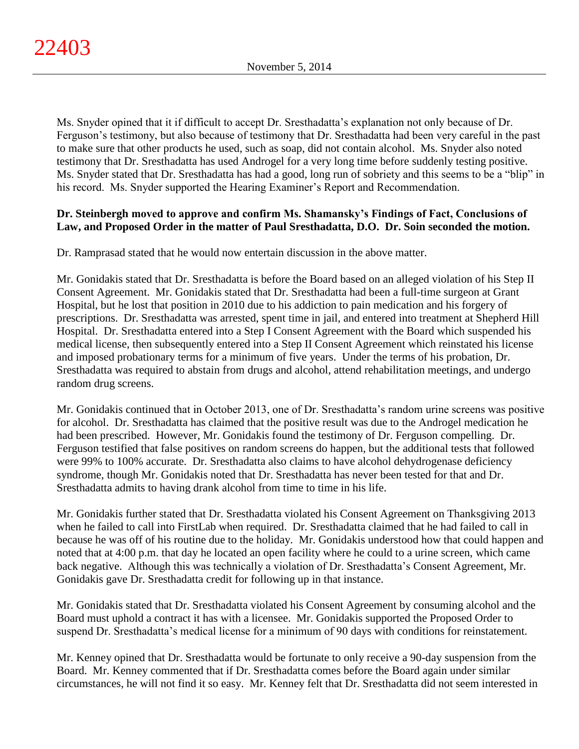Ms. Snyder opined that it if difficult to accept Dr. Sresthadatta's explanation not only because of Dr. Ferguson's testimony, but also because of testimony that Dr. Sresthadatta had been very careful in the past to make sure that other products he used, such as soap, did not contain alcohol. Ms. Snyder also noted testimony that Dr. Sresthadatta has used Androgel for a very long time before suddenly testing positive. Ms. Snyder stated that Dr. Sresthadatta has had a good, long run of sobriety and this seems to be a "blip" in his record. Ms. Snyder supported the Hearing Examiner's Report and Recommendation.

**Dr. Steinbergh moved to approve and confirm Ms. Shamansky's Findings of Fact, Conclusions of Law, and Proposed Order in the matter of Paul Sresthadatta, D.O. Dr. Soin seconded the motion.**

Dr. Ramprasad stated that he would now entertain discussion in the above matter.

Mr. Gonidakis stated that Dr. Sresthadatta is before the Board based on an alleged violation of his Step II Consent Agreement. Mr. Gonidakis stated that Dr. Sresthadatta had been a full-time surgeon at Grant Hospital, but he lost that position in 2010 due to his addiction to pain medication and his forgery of prescriptions. Dr. Sresthadatta was arrested, spent time in jail, and entered into treatment at Shepherd Hill Hospital. Dr. Sresthadatta entered into a Step I Consent Agreement with the Board which suspended his medical license, then subsequently entered into a Step II Consent Agreement which reinstated his license and imposed probationary terms for a minimum of five years. Under the terms of his probation, Dr. Sresthadatta was required to abstain from drugs and alcohol, attend rehabilitation meetings, and undergo random drug screens.

Mr. Gonidakis continued that in October 2013, one of Dr. Sresthadatta's random urine screens was positive for alcohol. Dr. Sresthadatta has claimed that the positive result was due to the Androgel medication he had been prescribed. However, Mr. Gonidakis found the testimony of Dr. Ferguson compelling. Dr. Ferguson testified that false positives on random screens do happen, but the additional tests that followed were 99% to 100% accurate. Dr. Sresthadatta also claims to have alcohol dehydrogenase deficiency syndrome, though Mr. Gonidakis noted that Dr. Sresthadatta has never been tested for that and Dr. Sresthadatta admits to having drank alcohol from time to time in his life.

Mr. Gonidakis further stated that Dr. Sresthadatta violated his Consent Agreement on Thanksgiving 2013 when he failed to call into FirstLab when required. Dr. Sresthadatta claimed that he had failed to call in because he was off of his routine due to the holiday. Mr. Gonidakis understood how that could happen and noted that at 4:00 p.m. that day he located an open facility where he could to a urine screen, which came back negative. Although this was technically a violation of Dr. Sresthadatta's Consent Agreement, Mr. Gonidakis gave Dr. Sresthadatta credit for following up in that instance.

Mr. Gonidakis stated that Dr. Sresthadatta violated his Consent Agreement by consuming alcohol and the Board must uphold a contract it has with a licensee. Mr. Gonidakis supported the Proposed Order to suspend Dr. Sresthadatta's medical license for a minimum of 90 days with conditions for reinstatement.

Mr. Kenney opined that Dr. Sresthadatta would be fortunate to only receive a 90-day suspension from the Board. Mr. Kenney commented that if Dr. Sresthadatta comes before the Board again under similar circumstances, he will not find it so easy. Mr. Kenney felt that Dr. Sresthadatta did not seem interested in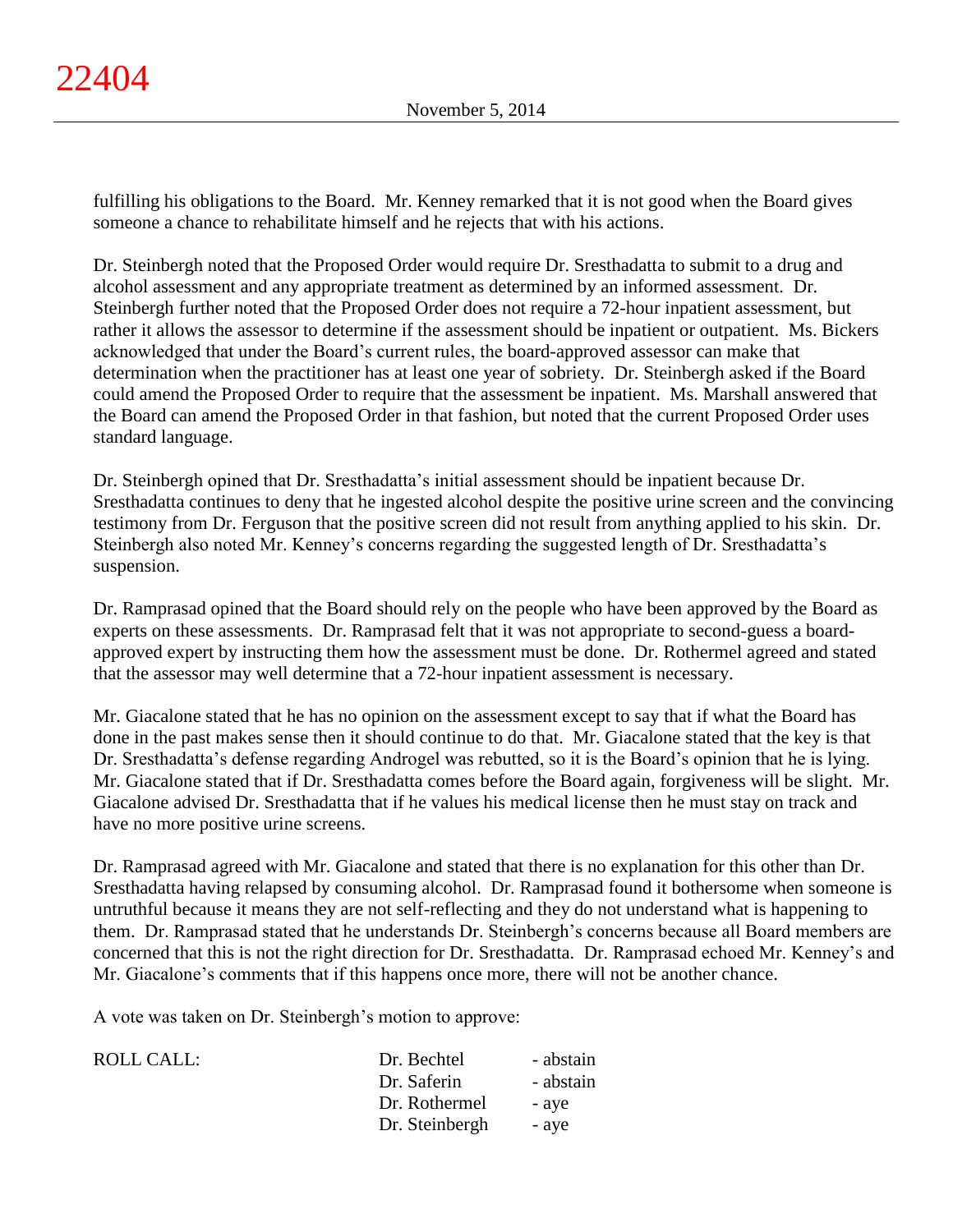fulfilling his obligations to the Board. Mr. Kenney remarked that it is not good when the Board gives someone a chance to rehabilitate himself and he rejects that with his actions.

Dr. Steinbergh noted that the Proposed Order would require Dr. Sresthadatta to submit to a drug and alcohol assessment and any appropriate treatment as determined by an informed assessment. Dr. Steinbergh further noted that the Proposed Order does not require a 72-hour inpatient assessment, but rather it allows the assessor to determine if the assessment should be inpatient or outpatient. Ms. Bickers acknowledged that under the Board's current rules, the board-approved assessor can make that determination when the practitioner has at least one year of sobriety. Dr. Steinbergh asked if the Board could amend the Proposed Order to require that the assessment be inpatient. Ms. Marshall answered that the Board can amend the Proposed Order in that fashion, but noted that the current Proposed Order uses standard language.

Dr. Steinbergh opined that Dr. Sresthadatta's initial assessment should be inpatient because Dr. Sresthadatta continues to deny that he ingested alcohol despite the positive urine screen and the convincing testimony from Dr. Ferguson that the positive screen did not result from anything applied to his skin. Dr. Steinbergh also noted Mr. Kenney's concerns regarding the suggested length of Dr. Sresthadatta's suspension.

Dr. Ramprasad opined that the Board should rely on the people who have been approved by the Board as experts on these assessments. Dr. Ramprasad felt that it was not appropriate to second-guess a board-approved expert by instructing them how the assessment must be done. Dr. Rothermel agreed and stated that the assessor may well determine that a 72-hour inpatient assessment is necessary.

Mr. Giacalone stated that he has no opinion on the assessment except to say that if what the Board has done in the past makes sense then it should continue to do that. Mr. Giacalone stated that the key is that Dr. Sresthadatta's defense regarding Androgel was rebutted, so it is the Board's opinion that he is lying. Mr. Giacalone stated that if Dr. Sresthadatta comes before the Board again, forgiveness will be slight. Mr. Giacalone advised Dr. Sresthadatta that if he values his medical license then he must stay on track and have no more positive urine screens.

Dr. Ramprasad agreed with Mr. Giacalone and stated that there is no explanation for this other than Dr. Sresthadatta having relapsed by consuming alcohol. Dr. Ramprasad found it bothersome when someone is untruthful because it means they are not self-reflecting and they do not understand what is happening to them. Dr. Ramprasad stated that he understands Dr. Steinbergh's concerns because all Board members are concerned that this is not the right direction for Dr. Sresthadatta. Dr. Ramprasad echoed Mr. Kenney's and Mr. Giacalone's comments that if this happens once more, there will not be another chance.

A vote was taken on Dr. Steinbergh's motion to approve:

| ROLL CALL: | Dr. Bechtel | - abstain |
|---|---|---|
| | Dr. Saferin | - abstain |
| | Dr. Rothermel | - aye |
| | Dr. Steinbergh | - aye |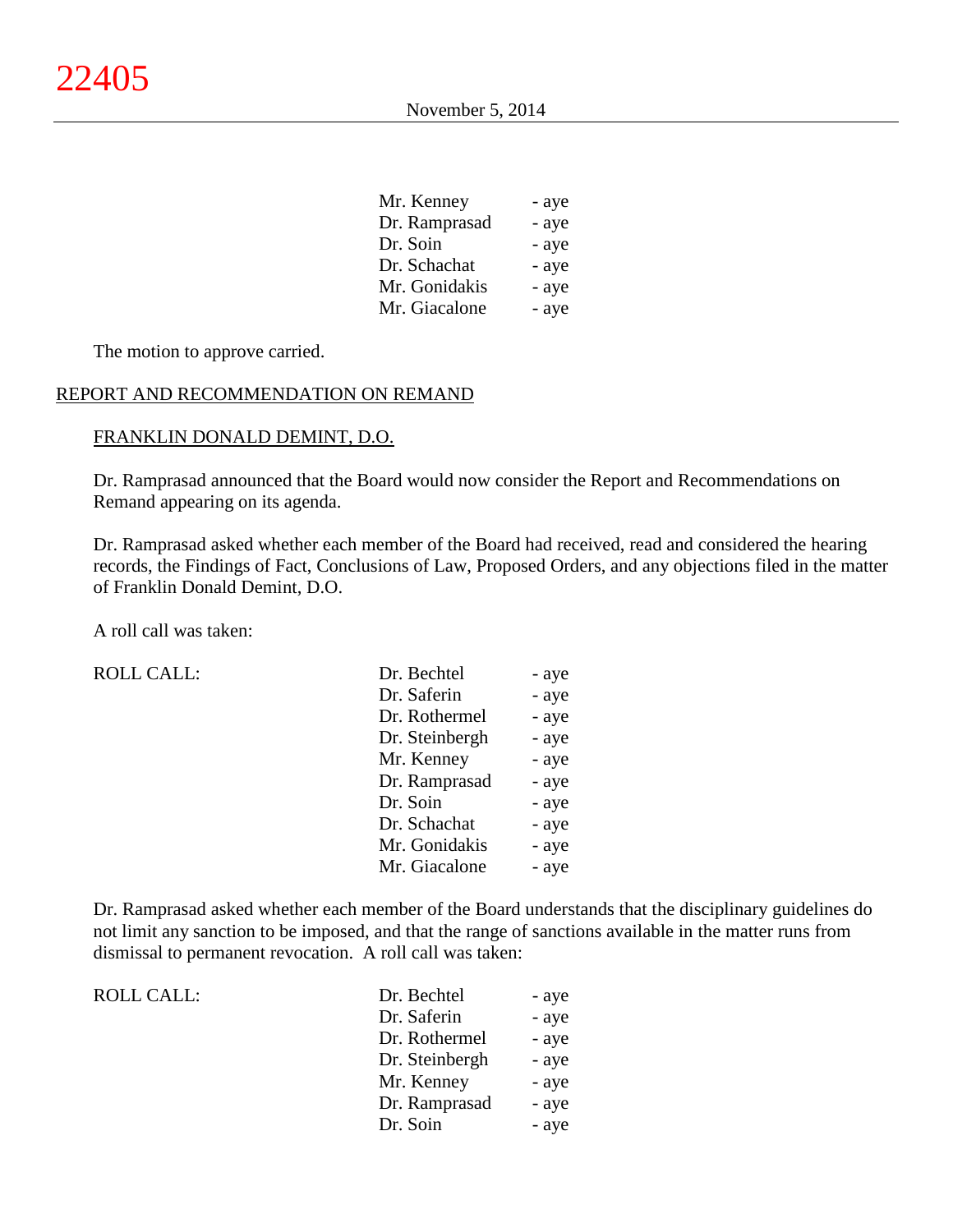| | |
|---|---|
| Mr. Kenney | - aye |
| Dr. Ramprasad | - aye |
| Dr. Soin | - aye |
| Dr. Schachat | - aye |
| Mr. Gonidakis | - aye |
| Mr. Giacalone | - aye |

The motion to approve carried.

## REPORT AND RECOMMENDATION ON REMAND

### FRANKLIN DONALD DEMINT, D.O.

Dr. Ramprasad announced that the Board would now consider the Report and Recommendations on Remand appearing on its agenda.

Dr. Ramprasad asked whether each member of the Board had received, read and considered the hearing records, the Findings of Fact, Conclusions of Law, Proposed Orders, and any objections filed in the matter of Franklin Donald Demint, D.O.

A roll call was taken:

| ROLL CALL: | | |
|---|---|---|
| | Dr. Bechtel | - aye |
| | Dr. Saferin | - aye |
| | Dr. Rothermel | - aye |
| | Dr. Steinbergh | - aye |
| | Mr. Kenney | - aye |
| | Dr. Ramprasad | - aye |
| | Dr. Soin | - aye |
| | Dr. Schachat | - aye |
| | Mr. Gonidakis | - aye |
| | Mr. Giacalone | - aye |

Dr. Ramprasad asked whether each member of the Board understands that the disciplinary guidelines do not limit any sanction to be imposed, and that the range of sanctions available in the matter runs from dismissal to permanent revocation. A roll call was taken:

| ROLL CALL: | | |
|---|---|---|
| | Dr. Bechtel | - aye |
| | Dr. Saferin | - aye |
| | Dr. Rothermel | - aye |
| | Dr. Steinbergh | - aye |
| | Mr. Kenney | - aye |
| | Dr. Ramprasad | - aye |
| | Dr. Soin | - aye |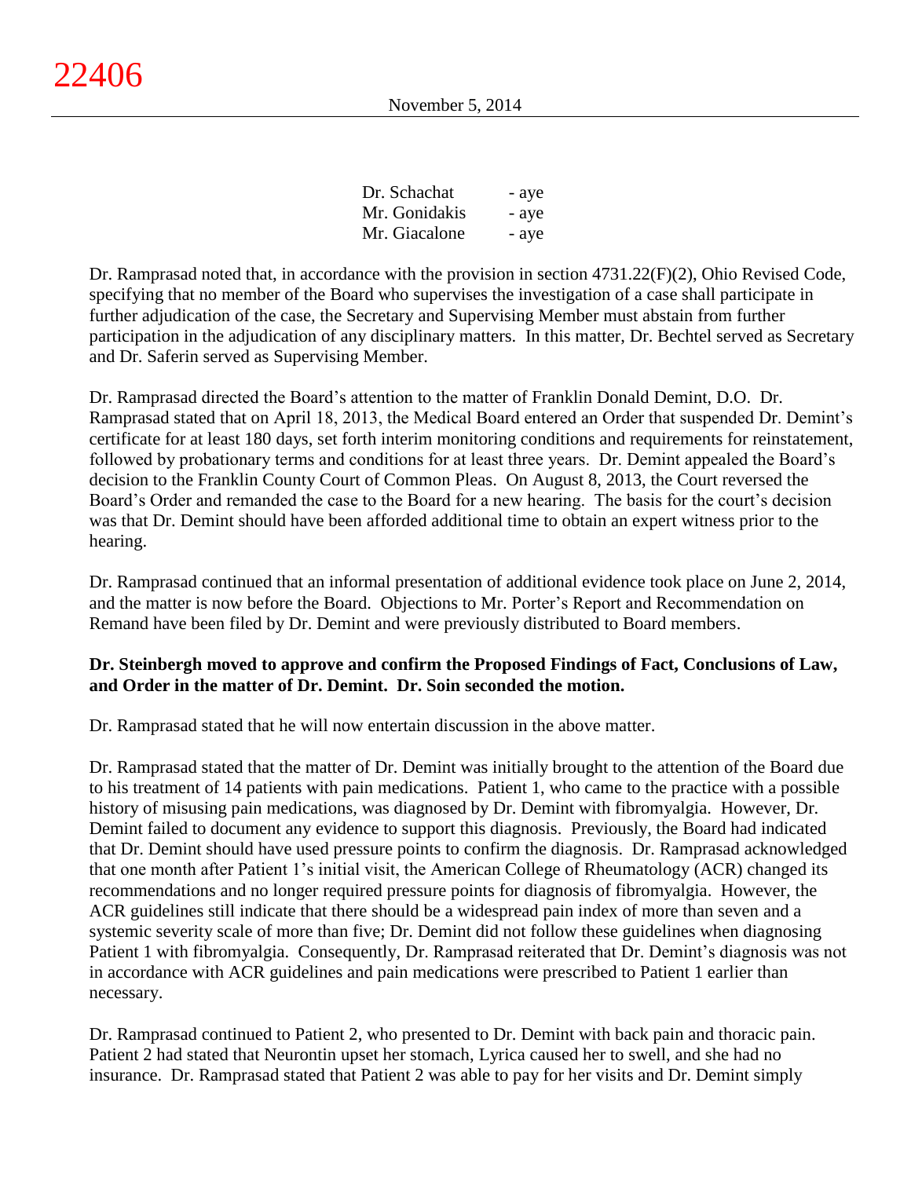| | |
|---|---|
| Dr. Schachat | - aye |
| Mr. Gonidakis | - aye |
| Mr. Giacalone | - aye |

Dr. Ramprasad noted that, in accordance with the provision in section 4731.22(F)(2), Ohio Revised Code, specifying that no member of the Board who supervises the investigation of a case shall participate in further adjudication of the case, the Secretary and Supervising Member must abstain from further participation in the adjudication of any disciplinary matters. In this matter, Dr. Bechtel served as Secretary and Dr. Saferin served as Supervising Member.

Dr. Ramprasad directed the Board's attention to the matter of Franklin Donald Demint, D.O. Dr. Ramprasad stated that on April 18, 2013, the Medical Board entered an Order that suspended Dr. Demint's certificate for at least 180 days, set forth interim monitoring conditions and requirements for reinstatement, followed by probationary terms and conditions for at least three years. Dr. Demint appealed the Board's decision to the Franklin County Court of Common Pleas. On August 8, 2013, the Court reversed the Board's Order and remanded the case to the Board for a new hearing. The basis for the court's decision was that Dr. Demint should have been afforded additional time to obtain an expert witness prior to the hearing.

Dr. Ramprasad continued that an informal presentation of additional evidence took place on June 2, 2014, and the matter is now before the Board. Objections to Mr. Porter's Report and Recommendation on Remand have been filed by Dr. Demint and were previously distributed to Board members.

**Dr. Steinbergh moved to approve and confirm the Proposed Findings of Fact, Conclusions of Law, and Order in the matter of Dr. Demint. Dr. Soin seconded the motion.**

Dr. Ramprasad stated that he will now entertain discussion in the above matter.

Dr. Ramprasad stated that the matter of Dr. Demint was initially brought to the attention of the Board due to his treatment of 14 patients with pain medications. Patient 1, who came to the practice with a possible history of misusing pain medications, was diagnosed by Dr. Demint with fibromyalgia. However, Dr. Demint failed to document any evidence to support this diagnosis. Previously, the Board had indicated that Dr. Demint should have used pressure points to confirm the diagnosis. Dr. Ramprasad acknowledged that one month after Patient 1's initial visit, the American College of Rheumatology (ACR) changed its recommendations and no longer required pressure points for diagnosis of fibromyalgia. However, the ACR guidelines still indicate that there should be a widespread pain index of more than seven and a systemic severity scale of more than five; Dr. Demint did not follow these guidelines when diagnosing Patient 1 with fibromyalgia. Consequently, Dr. Ramprasad reiterated that Dr. Demint's diagnosis was not in accordance with ACR guidelines and pain medications were prescribed to Patient 1 earlier than necessary.

Dr. Ramprasad continued to Patient 2, who presented to Dr. Demint with back pain and thoracic pain. Patient 2 had stated that Neurontin upset her stomach, Lyrica caused her to swell, and she had no insurance. Dr. Ramprasad stated that Patient 2 was able to pay for her visits and Dr. Demint simply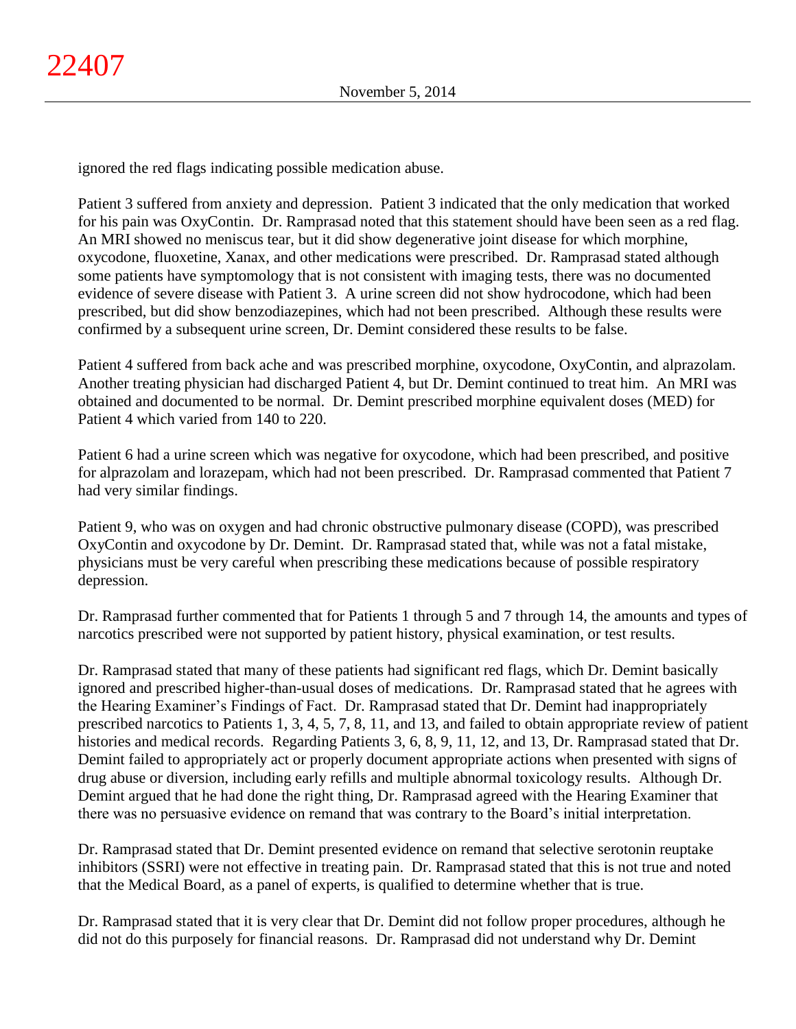ignored the red flags indicating possible medication abuse.

Patient 3 suffered from anxiety and depression. Patient 3 indicated that the only medication that worked for his pain was OxyContin. Dr. Ramprasad noted that this statement should have been seen as a red flag. An MRI showed no meniscus tear, but it did show degenerative joint disease for which morphine, oxycodone, fluoxetine, Xanax, and other medications were prescribed. Dr. Ramprasad stated although some patients have symptomology that is not consistent with imaging tests, there was no documented evidence of severe disease with Patient 3. A urine screen did not show hydrocodone, which had been prescribed, but did show benzodiazepines, which had not been prescribed. Although these results were confirmed by a subsequent urine screen, Dr. Demint considered these results to be false.

Patient 4 suffered from back ache and was prescribed morphine, oxycodone, OxyContin, and alprazolam. Another treating physician had discharged Patient 4, but Dr. Demint continued to treat him. An MRI was obtained and documented to be normal. Dr. Demint prescribed morphine equivalent doses (MED) for Patient 4 which varied from 140 to 220.

Patient 6 had a urine screen which was negative for oxycodone, which had been prescribed, and positive for alprazolam and lorazepam, which had not been prescribed. Dr. Ramprasad commented that Patient 7 had very similar findings.

Patient 9, who was on oxygen and had chronic obstructive pulmonary disease (COPD), was prescribed OxyContin and oxycodone by Dr. Demint. Dr. Ramprasad stated that, while was not a fatal mistake, physicians must be very careful when prescribing these medications because of possible respiratory depression.

Dr. Ramprasad further commented that for Patients 1 through 5 and 7 through 14, the amounts and types of narcotics prescribed were not supported by patient history, physical examination, or test results.

Dr. Ramprasad stated that many of these patients had significant red flags, which Dr. Demint basically ignored and prescribed higher-than-usual doses of medications. Dr. Ramprasad stated that he agrees with the Hearing Examiner's Findings of Fact. Dr. Ramprasad stated that Dr. Demint had inappropriately prescribed narcotics to Patients 1, 3, 4, 5, 7, 8, 11, and 13, and failed to obtain appropriate review of patient histories and medical records. Regarding Patients 3, 6, 8, 9, 11, 12, and 13, Dr. Ramprasad stated that Dr. Demint failed to appropriately act or properly document appropriate actions when presented with signs of drug abuse or diversion, including early refills and multiple abnormal toxicology results. Although Dr. Demint argued that he had done the right thing, Dr. Ramprasad agreed with the Hearing Examiner that there was no persuasive evidence on remand that was contrary to the Board's initial interpretation.

Dr. Ramprasad stated that Dr. Demint presented evidence on remand that selective serotonin reuptake inhibitors (SSRI) were not effective in treating pain. Dr. Ramprasad stated that this is not true and noted that the Medical Board, as a panel of experts, is qualified to determine whether that is true.

Dr. Ramprasad stated that it is very clear that Dr. Demint did not follow proper procedures, although he did not do this purposely for financial reasons. Dr. Ramprasad did not understand why Dr. Demint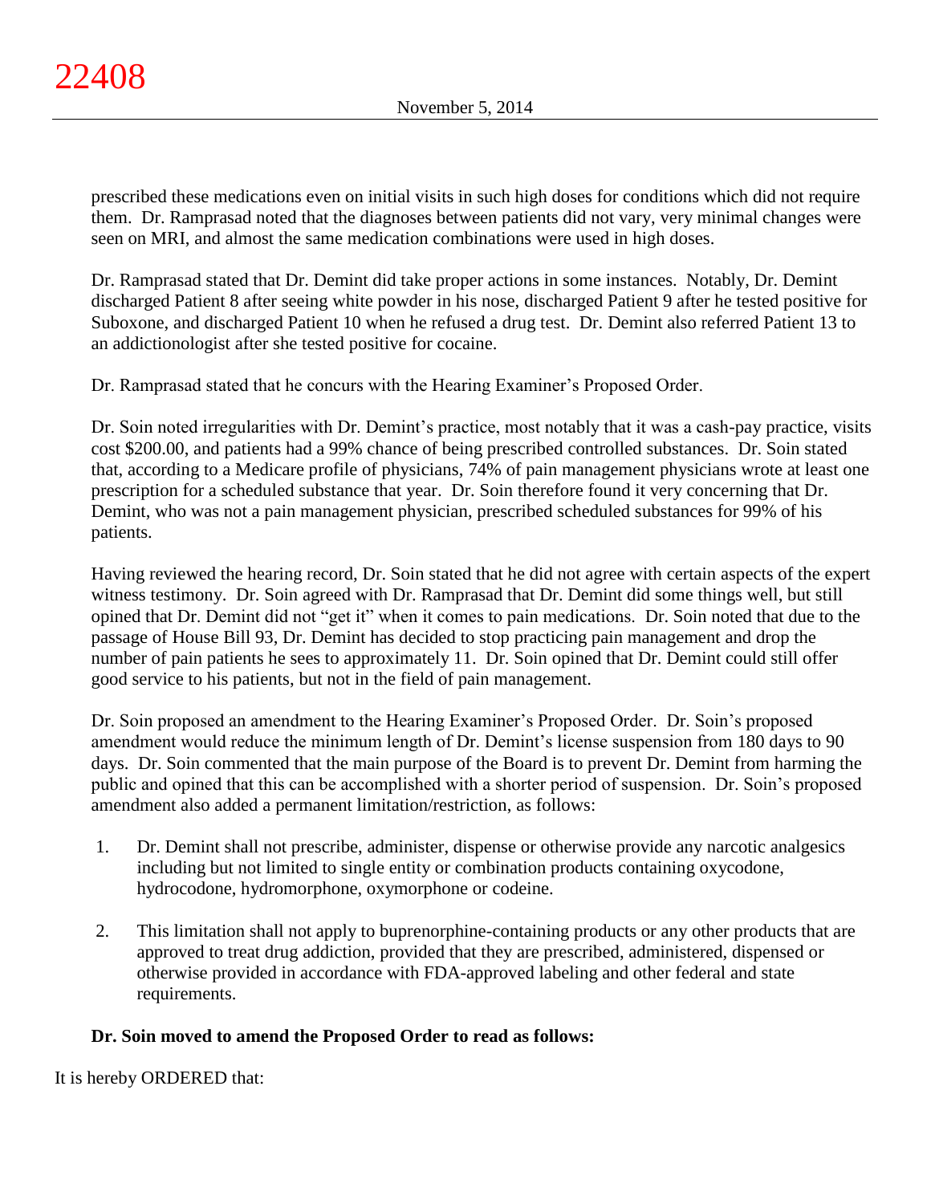prescribed these medications even on initial visits in such high doses for conditions which did not require them. Dr. Ramprasad noted that the diagnoses between patients did not vary, very minimal changes were seen on MRI, and almost the same medication combinations were used in high doses.

Dr. Ramprasad stated that Dr. Demint did take proper actions in some instances. Notably, Dr. Demint discharged Patient 8 after seeing white powder in his nose, discharged Patient 9 after he tested positive for Suboxone, and discharged Patient 10 when he refused a drug test. Dr. Demint also referred Patient 13 to an addictionologist after she tested positive for cocaine.

Dr. Ramprasad stated that he concurs with the Hearing Examiner's Proposed Order.

Dr. Soin noted irregularities with Dr. Demint's practice, most notably that it was a cash-pay practice, visits cost $200.00, and patients had a 99% chance of being prescribed controlled substances. Dr. Soin stated that, according to a Medicare profile of physicians, 74% of pain management physicians wrote at least one prescription for a scheduled substance that year. Dr. Soin therefore found it very concerning that Dr. Demint, who was not a pain management physician, prescribed scheduled substances for 99% of his patients.

Having reviewed the hearing record, Dr. Soin stated that he did not agree with certain aspects of the expert witness testimony. Dr. Soin agreed with Dr. Ramprasad that Dr. Demint did some things well, but still opined that Dr. Demint did not "get it" when it comes to pain medications. Dr. Soin noted that due to the passage of House Bill 93, Dr. Demint has decided to stop practicing pain management and drop the number of pain patients he sees to approximately 11. Dr. Soin opined that Dr. Demint could still offer good service to his patients, but not in the field of pain management.

Dr. Soin proposed an amendment to the Hearing Examiner's Proposed Order. Dr. Soin's proposed amendment would reduce the minimum length of Dr. Demint's license suspension from 180 days to 90 days. Dr. Soin commented that the main purpose of the Board is to prevent Dr. Demint from harming the public and opined that this can be accomplished with a shorter period of suspension. Dr. Soin's proposed amendment also added a permanent limitation/restriction, as follows:

1. Dr. Demint shall not prescribe, administer, dispense or otherwise provide any narcotic analgesics including but not limited to single entity or combination products containing oxycodone, hydrocodone, hydromorphone, oxymorphone or codeine.

2. This limitation shall not apply to buprenorphine-containing products or any other products that are approved to treat drug addiction, provided that they are prescribed, administered, dispensed or otherwise provided in accordance with FDA-approved labeling and other federal and state requirements.

**Dr. Soin moved to amend the Proposed Order to read as follows:**

It is hereby ORDERED that: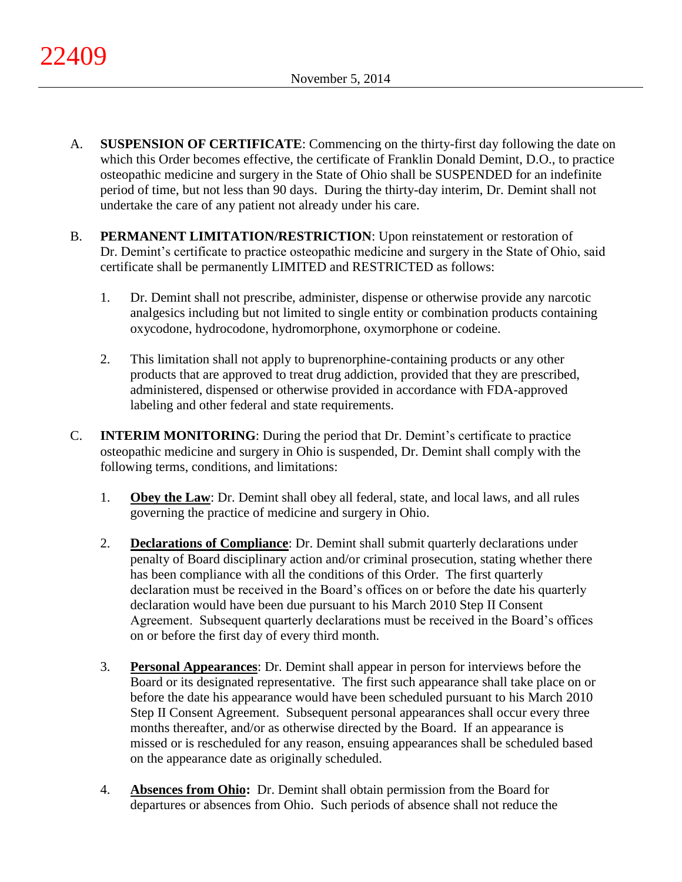A. **SUSPENSION OF CERTIFICATE**: Commencing on the thirty-first day following the date on which this Order becomes effective, the certificate of Franklin Donald Demint, D.O., to practice osteopathic medicine and surgery in the State of Ohio shall be SUSPENDED for an indefinite period of time, but not less than 90 days. During the thirty-day interim, Dr. Demint shall not undertake the care of any patient not already under his care.

B. **PERMANENT LIMITATION/RESTRICTION**: Upon reinstatement or restoration of Dr. Demint's certificate to practice osteopathic medicine and surgery in the State of Ohio, said certificate shall be permanently LIMITED and RESTRICTED as follows:

   1. Dr. Demint shall not prescribe, administer, dispense or otherwise provide any narcotic analgesics including but not limited to single entity or combination products containing oxycodone, hydrocodone, hydromorphone, oxymorphone or codeine.

   2. This limitation shall not apply to buprenorphine-containing products or any other products that are approved to treat drug addiction, provided that they are prescribed, administered, dispensed or otherwise provided in accordance with FDA-approved labeling and other federal and state requirements.

C. **INTERIM MONITORING**: During the period that Dr. Demint's certificate to practice osteopathic medicine and surgery in Ohio is suspended, Dr. Demint shall comply with the following terms, conditions, and limitations:

   1. **Obey the Law**: Dr. Demint shall obey all federal, state, and local laws, and all rules governing the practice of medicine and surgery in Ohio.

   2. **Declarations of Compliance**: Dr. Demint shall submit quarterly declarations under penalty of Board disciplinary action and/or criminal prosecution, stating whether there has been compliance with all the conditions of this Order. The first quarterly declaration must be received in the Board's offices on or before the date his quarterly declaration would have been due pursuant to his March 2010 Step II Consent Agreement. Subsequent quarterly declarations must be received in the Board's offices on or before the first day of every third month.

   3. **Personal Appearances**: Dr. Demint shall appear in person for interviews before the Board or its designated representative. The first such appearance shall take place on or before the date his appearance would have been scheduled pursuant to his March 2010 Step II Consent Agreement. Subsequent personal appearances shall occur every three months thereafter, and/or as otherwise directed by the Board. If an appearance is missed or is rescheduled for any reason, ensuing appearances shall be scheduled based on the appearance date as originally scheduled.

   4. **Absences from Ohio:** Dr. Demint shall obtain permission from the Board for departures or absences from Ohio. Such periods of absence shall not reduce the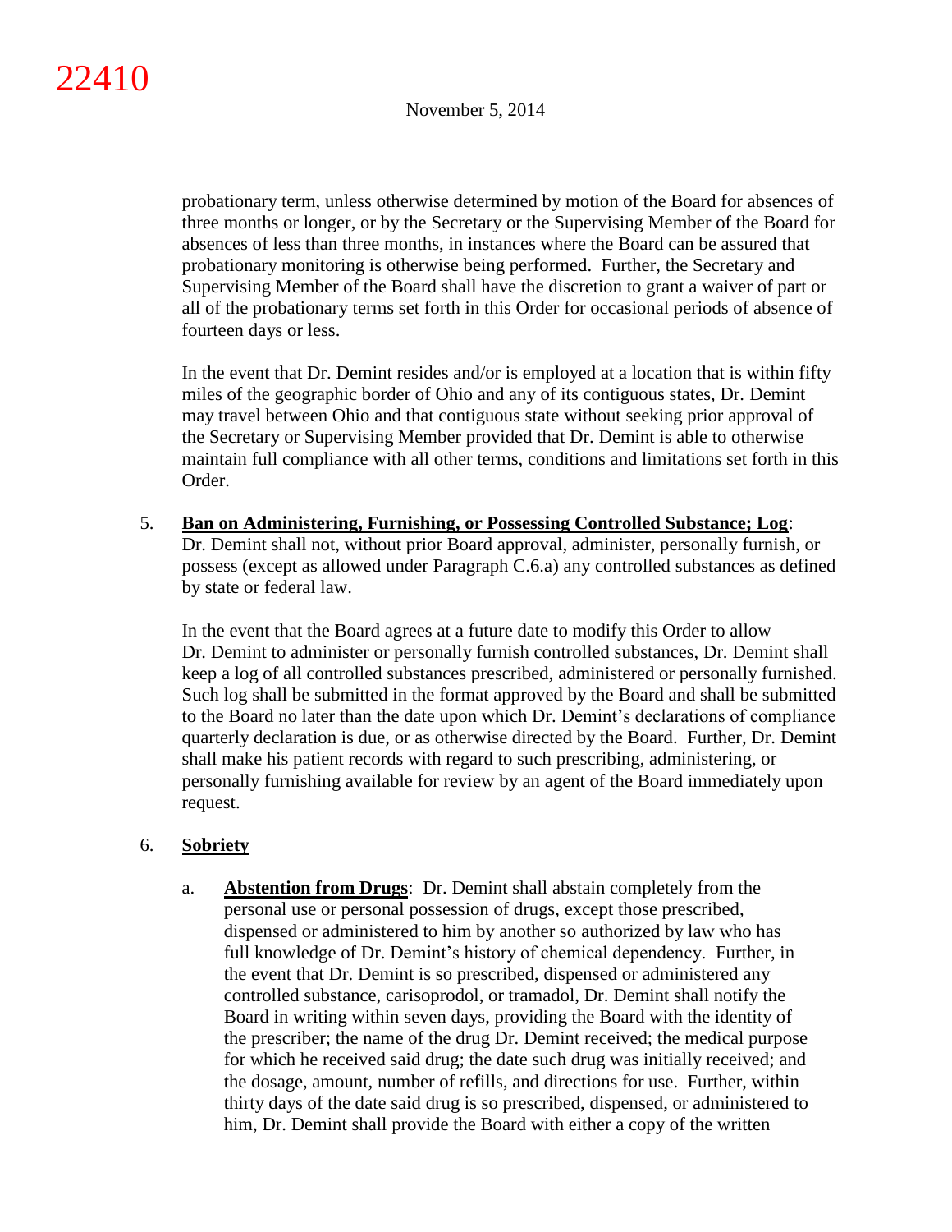probationary term, unless otherwise determined by motion of the Board for absences of three months or longer, or by the Secretary or the Supervising Member of the Board for absences of less than three months, in instances where the Board can be assured that probationary monitoring is otherwise being performed. Further, the Secretary and Supervising Member of the Board shall have the discretion to grant a waiver of part or all of the probationary terms set forth in this Order for occasional periods of absence of fourteen days or less.

In the event that Dr. Demint resides and/or is employed at a location that is within fifty miles of the geographic border of Ohio and any of its contiguous states, Dr. Demint may travel between Ohio and that contiguous state without seeking prior approval of the Secretary or Supervising Member provided that Dr. Demint is able to otherwise maintain full compliance with all other terms, conditions and limitations set forth in this Order.

5. **<u>Ban on Administering, Furnishing, or Possessing Controlled Substance; Log</u>**: Dr. Demint shall not, without prior Board approval, administer, personally furnish, or possess (except as allowed under Paragraph C.6.a) any controlled substances as defined by state or federal law.

   In the event that the Board agrees at a future date to modify this Order to allow Dr. Demint to administer or personally furnish controlled substances, Dr. Demint shall keep a log of all controlled substances prescribed, administered or personally furnished. Such log shall be submitted in the format approved by the Board and shall be submitted to the Board no later than the date upon which Dr. Demint's declarations of compliance quarterly declaration is due, or as otherwise directed by the Board. Further, Dr. Demint shall make his patient records with regard to such prescribing, administering, or personally furnishing available for review by an agent of the Board immediately upon request.

6. **<u>Sobriety</u>**

   a. **<u>Abstention from Drugs</u>**: Dr. Demint shall abstain completely from the personal use or personal possession of drugs, except those prescribed, dispensed or administered to him by another so authorized by law who has full knowledge of Dr. Demint's history of chemical dependency. Further, in the event that Dr. Demint is so prescribed, dispensed or administered any controlled substance, carisoprodol, or tramadol, Dr. Demint shall notify the Board in writing within seven days, providing the Board with the identity of the prescriber; the name of the drug Dr. Demint received; the medical purpose for which he received said drug; the date such drug was initially received; and the dosage, amount, number of refills, and directions for use. Further, within thirty days of the date said drug is so prescribed, dispensed, or administered to him, Dr. Demint shall provide the Board with either a copy of the written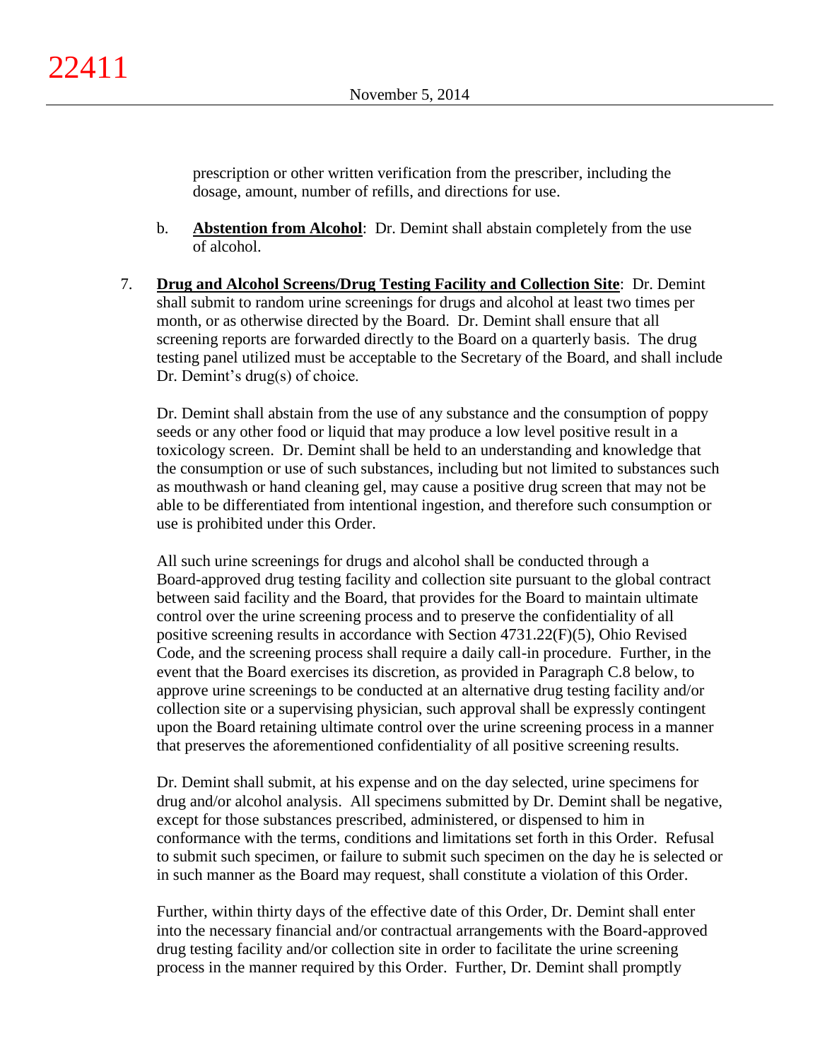prescription or other written verification from the prescriber, including the dosage, amount, number of refills, and directions for use.

b. **Abstention from Alcohol**: Dr. Demint shall abstain completely from the use of alcohol.

7. **Drug and Alcohol Screens/Drug Testing Facility and Collection Site**: Dr. Demint shall submit to random urine screenings for drugs and alcohol at least two times per month, or as otherwise directed by the Board. Dr. Demint shall ensure that all screening reports are forwarded directly to the Board on a quarterly basis. The drug testing panel utilized must be acceptable to the Secretary of the Board, and shall include Dr. Demint's drug(s) of choice.

   Dr. Demint shall abstain from the use of any substance and the consumption of poppy seeds or any other food or liquid that may produce a low level positive result in a toxicology screen. Dr. Demint shall be held to an understanding and knowledge that the consumption or use of such substances, including but not limited to substances such as mouthwash or hand cleaning gel, may cause a positive drug screen that may not be able to be differentiated from intentional ingestion, and therefore such consumption or use is prohibited under this Order.

   All such urine screenings for drugs and alcohol shall be conducted through a Board-approved drug testing facility and collection site pursuant to the global contract between said facility and the Board, that provides for the Board to maintain ultimate control over the urine screening process and to preserve the confidentiality of all positive screening results in accordance with Section 4731.22(F)(5), Ohio Revised Code, and the screening process shall require a daily call-in procedure. Further, in the event that the Board exercises its discretion, as provided in Paragraph C.8 below, to approve urine screenings to be conducted at an alternative drug testing facility and/or collection site or a supervising physician, such approval shall be expressly contingent upon the Board retaining ultimate control over the urine screening process in a manner that preserves the aforementioned confidentiality of all positive screening results.

   Dr. Demint shall submit, at his expense and on the day selected, urine specimens for drug and/or alcohol analysis. All specimens submitted by Dr. Demint shall be negative, except for those substances prescribed, administered, or dispensed to him in conformance with the terms, conditions and limitations set forth in this Order. Refusal to submit such specimen, or failure to submit such specimen on the day he is selected or in such manner as the Board may request, shall constitute a violation of this Order.

   Further, within thirty days of the effective date of this Order, Dr. Demint shall enter into the necessary financial and/or contractual arrangements with the Board-approved drug testing facility and/or collection site in order to facilitate the urine screening process in the manner required by this Order. Further, Dr. Demint shall promptly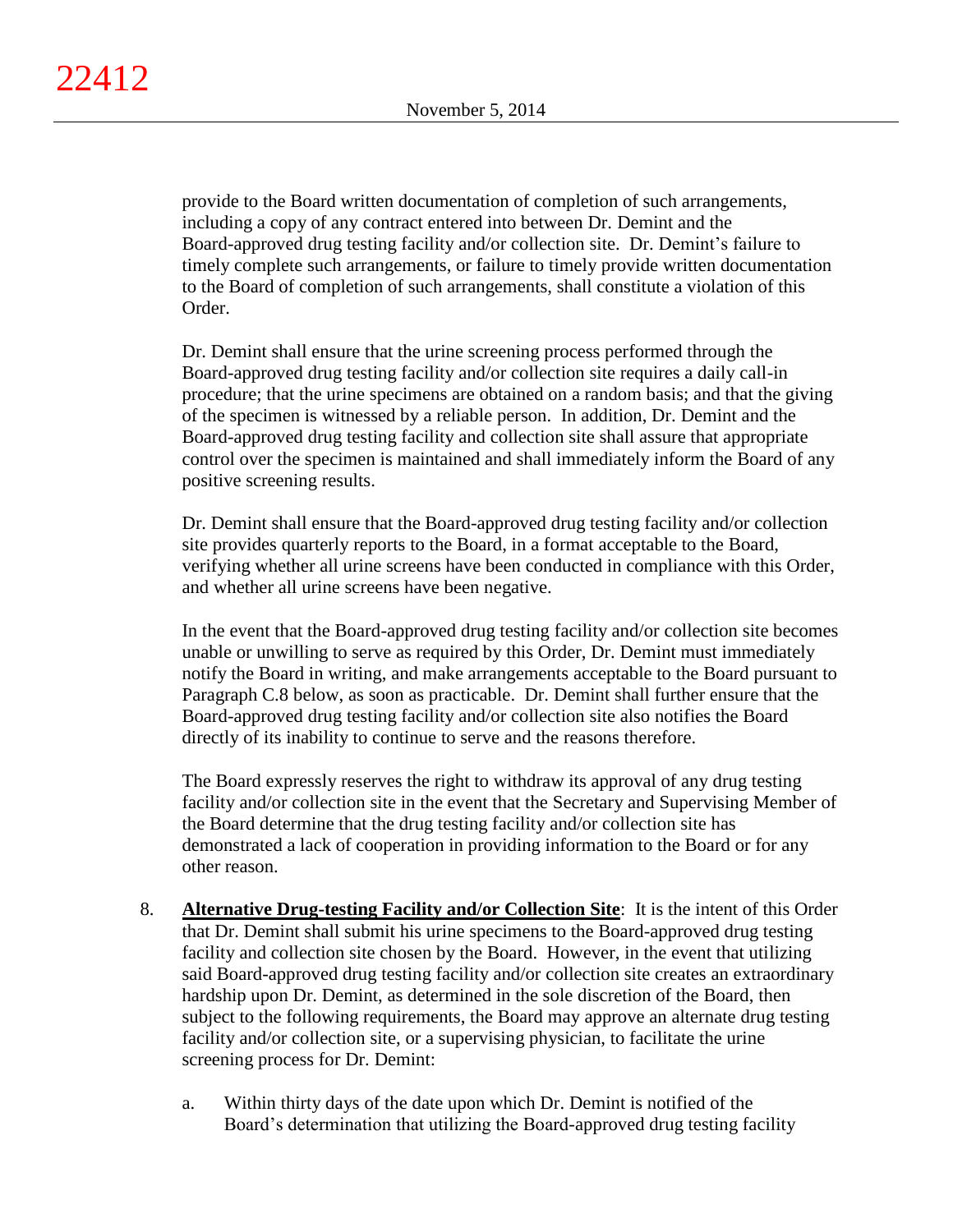provide to the Board written documentation of completion of such arrangements, including a copy of any contract entered into between Dr. Demint and the Board-approved drug testing facility and/or collection site. Dr. Demint's failure to timely complete such arrangements, or failure to timely provide written documentation to the Board of completion of such arrangements, shall constitute a violation of this Order.

Dr. Demint shall ensure that the urine screening process performed through the Board-approved drug testing facility and/or collection site requires a daily call-in procedure; that the urine specimens are obtained on a random basis; and that the giving of the specimen is witnessed by a reliable person. In addition, Dr. Demint and the Board-approved drug testing facility and collection site shall assure that appropriate control over the specimen is maintained and shall immediately inform the Board of any positive screening results.

Dr. Demint shall ensure that the Board-approved drug testing facility and/or collection site provides quarterly reports to the Board, in a format acceptable to the Board, verifying whether all urine screens have been conducted in compliance with this Order, and whether all urine screens have been negative.

In the event that the Board-approved drug testing facility and/or collection site becomes unable or unwilling to serve as required by this Order, Dr. Demint must immediately notify the Board in writing, and make arrangements acceptable to the Board pursuant to Paragraph C.8 below, as soon as practicable. Dr. Demint shall further ensure that the Board-approved drug testing facility and/or collection site also notifies the Board directly of its inability to continue to serve and the reasons therefore.

The Board expressly reserves the right to withdraw its approval of any drug testing facility and/or collection site in the event that the Secretary and Supervising Member of the Board determine that the drug testing facility and/or collection site has demonstrated a lack of cooperation in providing information to the Board or for any other reason.

8. **Alternative Drug-testing Facility and/or Collection Site**: It is the intent of this Order that Dr. Demint shall submit his urine specimens to the Board-approved drug testing facility and collection site chosen by the Board. However, in the event that utilizing said Board-approved drug testing facility and/or collection site creates an extraordinary hardship upon Dr. Demint, as determined in the sole discretion of the Board, then subject to the following requirements, the Board may approve an alternate drug testing facility and/or collection site, or a supervising physician, to facilitate the urine screening process for Dr. Demint:

   a. Within thirty days of the date upon which Dr. Demint is notified of the Board's determination that utilizing the Board-approved drug testing facility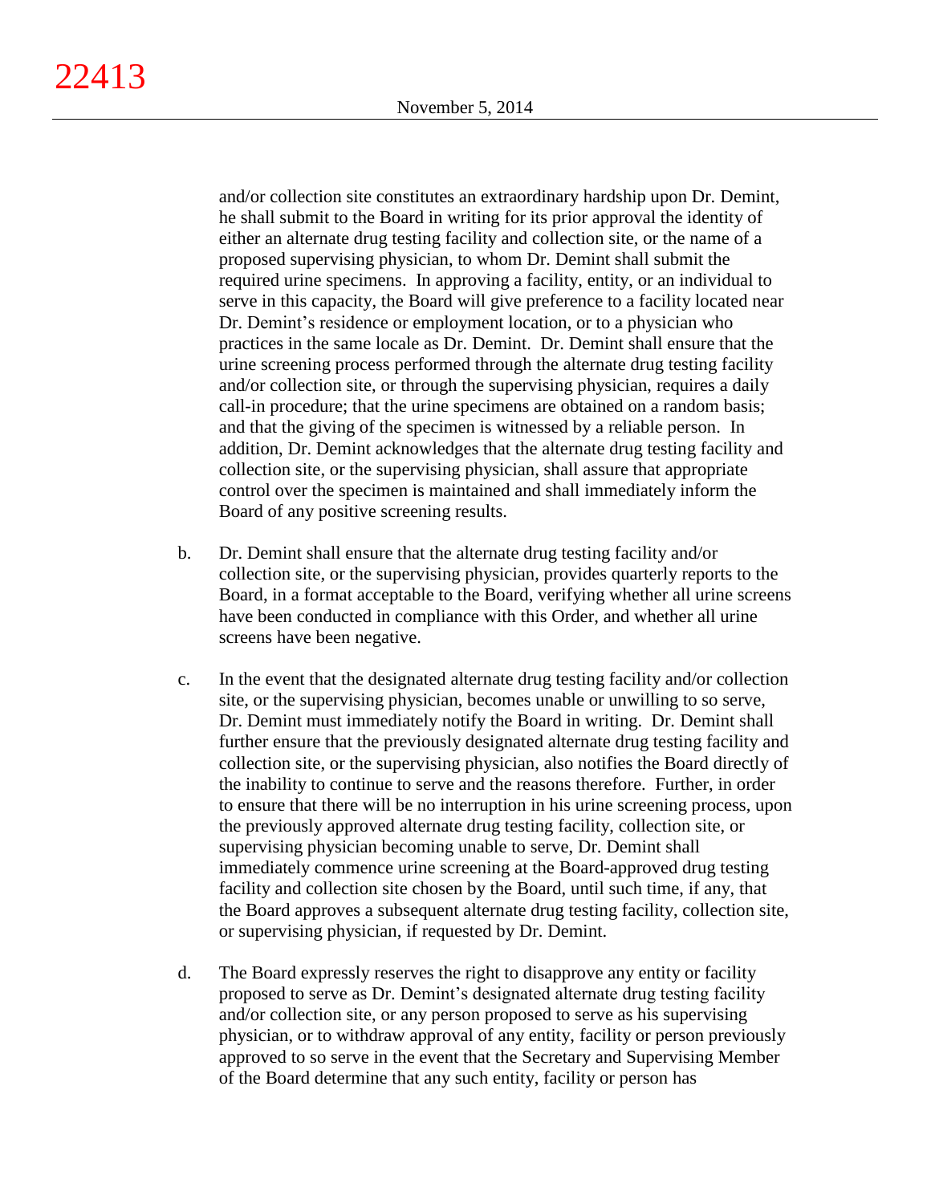and/or collection site constitutes an extraordinary hardship upon Dr. Demint, he shall submit to the Board in writing for its prior approval the identity of either an alternate drug testing facility and collection site, or the name of a proposed supervising physician, to whom Dr. Demint shall submit the required urine specimens. In approving a facility, entity, or an individual to serve in this capacity, the Board will give preference to a facility located near Dr. Demint's residence or employment location, or to a physician who practices in the same locale as Dr. Demint. Dr. Demint shall ensure that the urine screening process performed through the alternate drug testing facility and/or collection site, or through the supervising physician, requires a daily call-in procedure; that the urine specimens are obtained on a random basis; and that the giving of the specimen is witnessed by a reliable person. In addition, Dr. Demint acknowledges that the alternate drug testing facility and collection site, or the supervising physician, shall assure that appropriate control over the specimen is maintained and shall immediately inform the Board of any positive screening results.

b. Dr. Demint shall ensure that the alternate drug testing facility and/or collection site, or the supervising physician, provides quarterly reports to the Board, in a format acceptable to the Board, verifying whether all urine screens have been conducted in compliance with this Order, and whether all urine screens have been negative.

c. In the event that the designated alternate drug testing facility and/or collection site, or the supervising physician, becomes unable or unwilling to so serve, Dr. Demint must immediately notify the Board in writing. Dr. Demint shall further ensure that the previously designated alternate drug testing facility and collection site, or the supervising physician, also notifies the Board directly of the inability to continue to serve and the reasons therefore. Further, in order to ensure that there will be no interruption in his urine screening process, upon the previously approved alternate drug testing facility, collection site, or supervising physician becoming unable to serve, Dr. Demint shall immediately commence urine screening at the Board-approved drug testing facility and collection site chosen by the Board, until such time, if any, that the Board approves a subsequent alternate drug testing facility, collection site, or supervising physician, if requested by Dr. Demint.

d. The Board expressly reserves the right to disapprove any entity or facility proposed to serve as Dr. Demint's designated alternate drug testing facility and/or collection site, or any person proposed to serve as his supervising physician, or to withdraw approval of any entity, facility or person previously approved to so serve in the event that the Secretary and Supervising Member of the Board determine that any such entity, facility or person has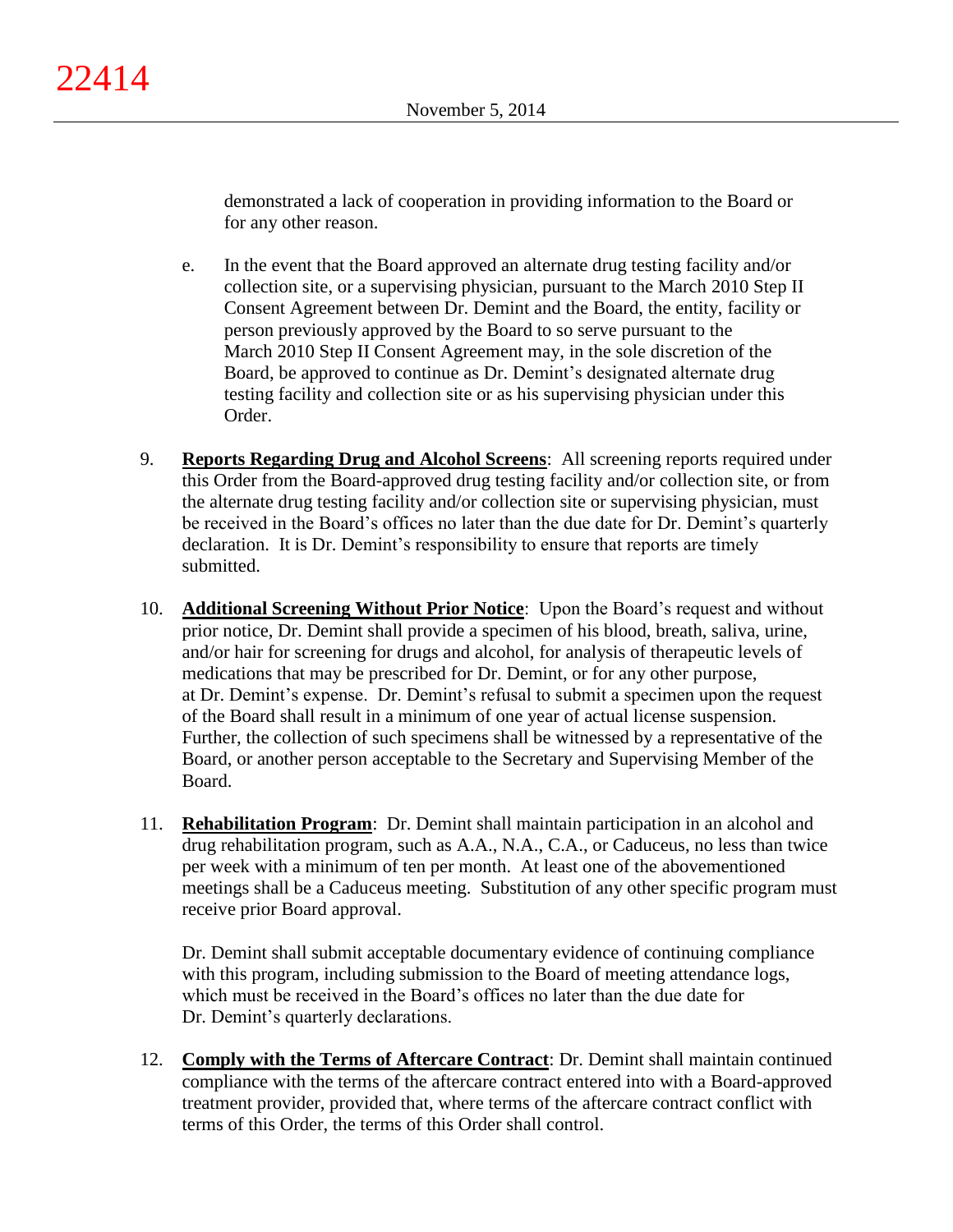demonstrated a lack of cooperation in providing information to the Board or for any other reason.

e. In the event that the Board approved an alternate drug testing facility and/or collection site, or a supervising physician, pursuant to the March 2010 Step II Consent Agreement between Dr. Demint and the Board, the entity, facility or person previously approved by the Board to so serve pursuant to the March 2010 Step II Consent Agreement may, in the sole discretion of the Board, be approved to continue as Dr. Demint's designated alternate drug testing facility and collection site or as his supervising physician under this Order.

9. **Reports Regarding Drug and Alcohol Screens**: All screening reports required under this Order from the Board-approved drug testing facility and/or collection site, or from the alternate drug testing facility and/or collection site or supervising physician, must be received in the Board's offices no later than the due date for Dr. Demint's quarterly declaration. It is Dr. Demint's responsibility to ensure that reports are timely submitted.

10. **Additional Screening Without Prior Notice**: Upon the Board's request and without prior notice, Dr. Demint shall provide a specimen of his blood, breath, saliva, urine, and/or hair for screening for drugs and alcohol, for analysis of therapeutic levels of medications that may be prescribed for Dr. Demint, or for any other purpose, at Dr. Demint's expense. Dr. Demint's refusal to submit a specimen upon the request of the Board shall result in a minimum of one year of actual license suspension. Further, the collection of such specimens shall be witnessed by a representative of the Board, or another person acceptable to the Secretary and Supervising Member of the Board.

11. **Rehabilitation Program**: Dr. Demint shall maintain participation in an alcohol and drug rehabilitation program, such as A.A., N.A., C.A., or Caduceus, no less than twice per week with a minimum of ten per month. At least one of the abovementioned meetings shall be a Caduceus meeting. Substitution of any other specific program must receive prior Board approval.

    Dr. Demint shall submit acceptable documentary evidence of continuing compliance with this program, including submission to the Board of meeting attendance logs, which must be received in the Board's offices no later than the due date for Dr. Demint's quarterly declarations.

12. **Comply with the Terms of Aftercare Contract**: Dr. Demint shall maintain continued compliance with the terms of the aftercare contract entered into with a Board-approved treatment provider, provided that, where terms of the aftercare contract conflict with terms of this Order, the terms of this Order shall control.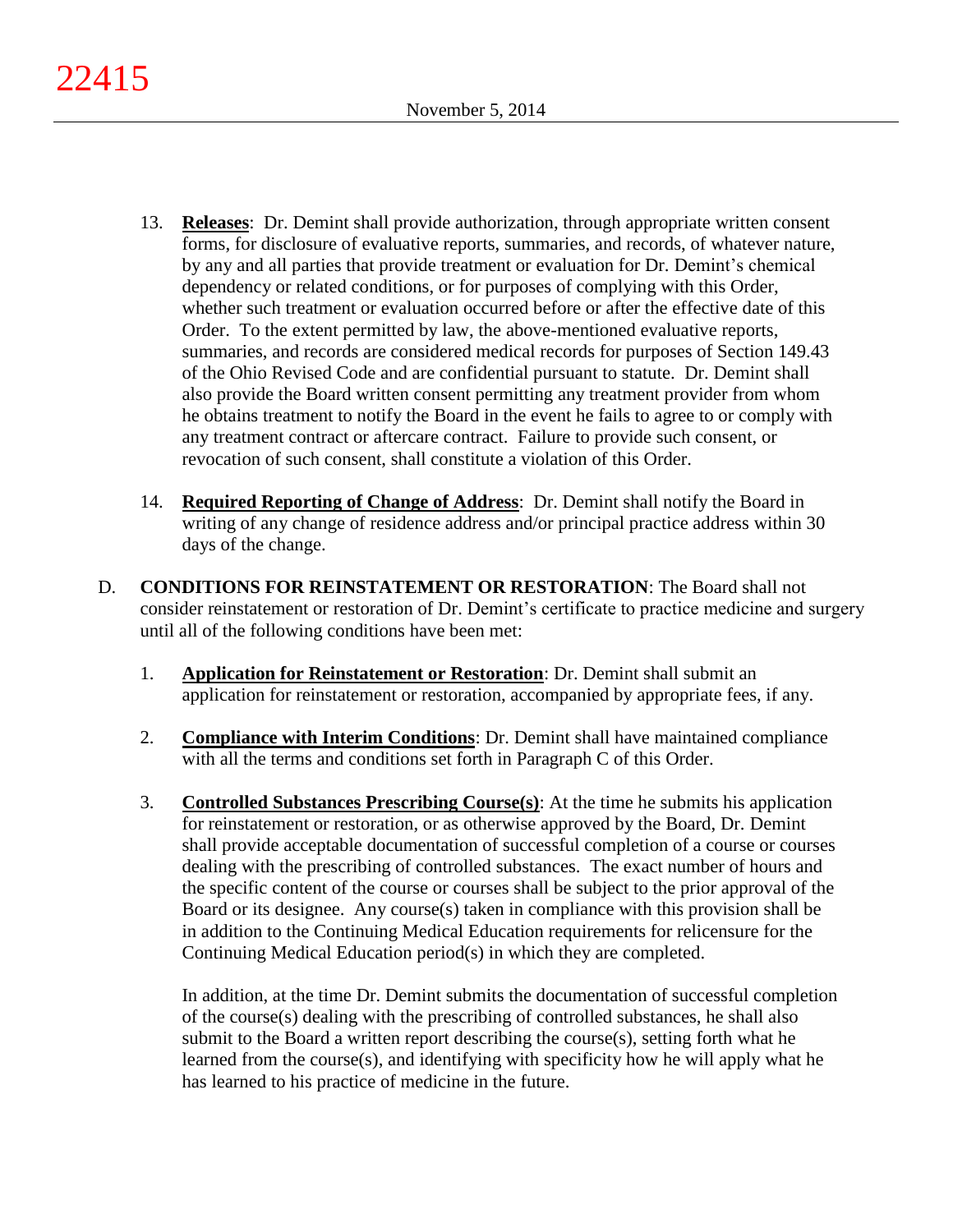13. **Releases**: Dr. Demint shall provide authorization, through appropriate written consent forms, for disclosure of evaluative reports, summaries, and records, of whatever nature, by any and all parties that provide treatment or evaluation for Dr. Demint's chemical dependency or related conditions, or for purposes of complying with this Order, whether such treatment or evaluation occurred before or after the effective date of this Order. To the extent permitted by law, the above-mentioned evaluative reports, summaries, and records are considered medical records for purposes of Section 149.43 of the Ohio Revised Code and are confidential pursuant to statute. Dr. Demint shall also provide the Board written consent permitting any treatment provider from whom he obtains treatment to notify the Board in the event he fails to agree to or comply with any treatment contract or aftercare contract. Failure to provide such consent, or revocation of such consent, shall constitute a violation of this Order.

14. **Required Reporting of Change of Address**: Dr. Demint shall notify the Board in writing of any change of residence address and/or principal practice address within 30 days of the change.

D. **CONDITIONS FOR REINSTATEMENT OR RESTORATION**: The Board shall not consider reinstatement or restoration of Dr. Demint's certificate to practice medicine and surgery until all of the following conditions have been met:

1. **Application for Reinstatement or Restoration**: Dr. Demint shall submit an application for reinstatement or restoration, accompanied by appropriate fees, if any.

2. **Compliance with Interim Conditions**: Dr. Demint shall have maintained compliance with all the terms and conditions set forth in Paragraph C of this Order.

3. **Controlled Substances Prescribing Course(s)**: At the time he submits his application for reinstatement or restoration, or as otherwise approved by the Board, Dr. Demint shall provide acceptable documentation of successful completion of a course or courses dealing with the prescribing of controlled substances. The exact number of hours and the specific content of the course or courses shall be subject to the prior approval of the Board or its designee. Any course(s) taken in compliance with this provision shall be in addition to the Continuing Medical Education requirements for relicensure for the Continuing Medical Education period(s) in which they are completed.

   In addition, at the time Dr. Demint submits the documentation of successful completion of the course(s) dealing with the prescribing of controlled substances, he shall also submit to the Board a written report describing the course(s), setting forth what he learned from the course(s), and identifying with specificity how he will apply what he has learned to his practice of medicine in the future.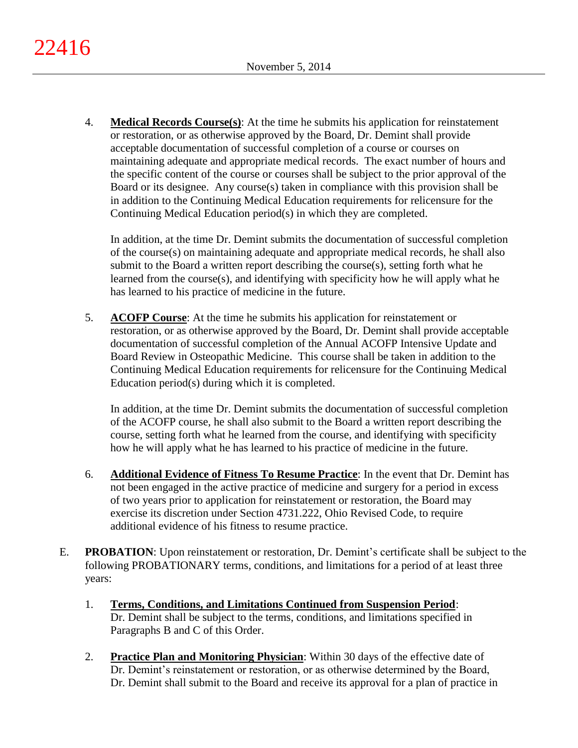4. **Medical Records Course(s)**: At the time he submits his application for reinstatement or restoration, or as otherwise approved by the Board, Dr. Demint shall provide acceptable documentation of successful completion of a course or courses on maintaining adequate and appropriate medical records. The exact number of hours and the specific content of the course or courses shall be subject to the prior approval of the Board or its designee. Any course(s) taken in compliance with this provision shall be in addition to the Continuing Medical Education requirements for relicensure for the Continuing Medical Education period(s) in which they are completed.

   In addition, at the time Dr. Demint submits the documentation of successful completion of the course(s) on maintaining adequate and appropriate medical records, he shall also submit to the Board a written report describing the course(s), setting forth what he learned from the course(s), and identifying with specificity how he will apply what he has learned to his practice of medicine in the future.

5. **ACOFP Course**: At the time he submits his application for reinstatement or restoration, or as otherwise approved by the Board, Dr. Demint shall provide acceptable documentation of successful completion of the Annual ACOFP Intensive Update and Board Review in Osteopathic Medicine. This course shall be taken in addition to the Continuing Medical Education requirements for relicensure for the Continuing Medical Education period(s) during which it is completed.

   In addition, at the time Dr. Demint submits the documentation of successful completion of the ACOFP course, he shall also submit to the Board a written report describing the course, setting forth what he learned from the course, and identifying with specificity how he will apply what he has learned to his practice of medicine in the future.

6. **Additional Evidence of Fitness To Resume Practice**: In the event that Dr. Demint has not been engaged in the active practice of medicine and surgery for a period in excess of two years prior to application for reinstatement or restoration, the Board may exercise its discretion under Section 4731.222, Ohio Revised Code, to require additional evidence of his fitness to resume practice.

E. **PROBATION**: Upon reinstatement or restoration, Dr. Demint's certificate shall be subject to the following PROBATIONARY terms, conditions, and limitations for a period of at least three years:

   1. **Terms, Conditions, and Limitations Continued from Suspension Period**: Dr. Demint shall be subject to the terms, conditions, and limitations specified in Paragraphs B and C of this Order.

   2. **Practice Plan and Monitoring Physician**: Within 30 days of the effective date of Dr. Demint's reinstatement or restoration, or as otherwise determined by the Board, Dr. Demint shall submit to the Board and receive its approval for a plan of practice in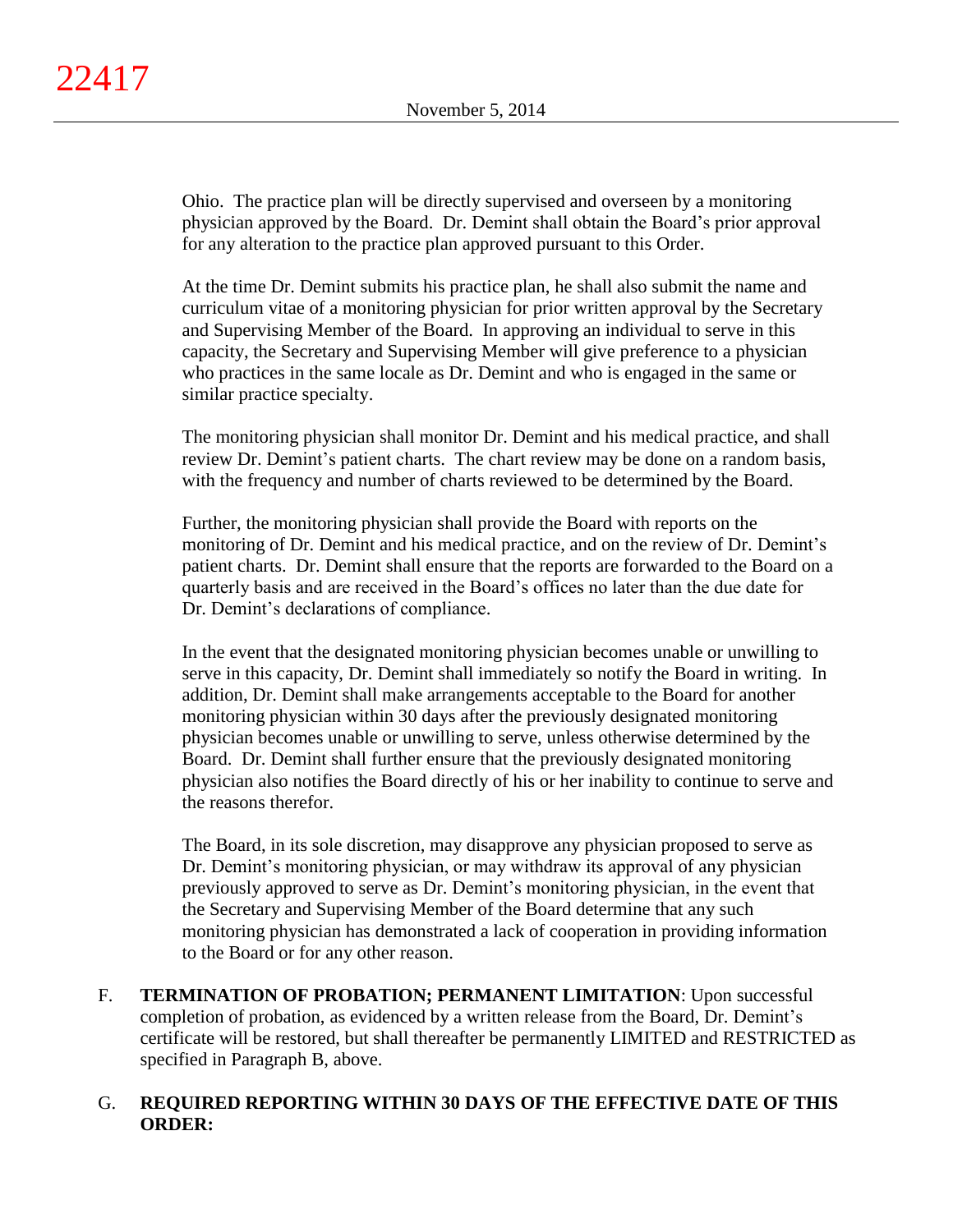Ohio. The practice plan will be directly supervised and overseen by a monitoring physician approved by the Board. Dr. Demint shall obtain the Board's prior approval for any alteration to the practice plan approved pursuant to this Order.

At the time Dr. Demint submits his practice plan, he shall also submit the name and curriculum vitae of a monitoring physician for prior written approval by the Secretary and Supervising Member of the Board. In approving an individual to serve in this capacity, the Secretary and Supervising Member will give preference to a physician who practices in the same locale as Dr. Demint and who is engaged in the same or similar practice specialty.

The monitoring physician shall monitor Dr. Demint and his medical practice, and shall review Dr. Demint's patient charts. The chart review may be done on a random basis, with the frequency and number of charts reviewed to be determined by the Board.

Further, the monitoring physician shall provide the Board with reports on the monitoring of Dr. Demint and his medical practice, and on the review of Dr. Demint's patient charts. Dr. Demint shall ensure that the reports are forwarded to the Board on a quarterly basis and are received in the Board's offices no later than the due date for Dr. Demint's declarations of compliance.

In the event that the designated monitoring physician becomes unable or unwilling to serve in this capacity, Dr. Demint shall immediately so notify the Board in writing. In addition, Dr. Demint shall make arrangements acceptable to the Board for another monitoring physician within 30 days after the previously designated monitoring physician becomes unable or unwilling to serve, unless otherwise determined by the Board. Dr. Demint shall further ensure that the previously designated monitoring physician also notifies the Board directly of his or her inability to continue to serve and the reasons therefor.

The Board, in its sole discretion, may disapprove any physician proposed to serve as Dr. Demint's monitoring physician, or may withdraw its approval of any physician previously approved to serve as Dr. Demint's monitoring physician, in the event that the Secretary and Supervising Member of the Board determine that any such monitoring physician has demonstrated a lack of cooperation in providing information to the Board or for any other reason.

F. **TERMINATION OF PROBATION; PERMANENT LIMITATION**: Upon successful completion of probation, as evidenced by a written release from the Board, Dr. Demint's certificate will be restored, but shall thereafter be permanently LIMITED and RESTRICTED as specified in Paragraph B, above.

G. **REQUIRED REPORTING WITHIN 30 DAYS OF THE EFFECTIVE DATE OF THIS ORDER:**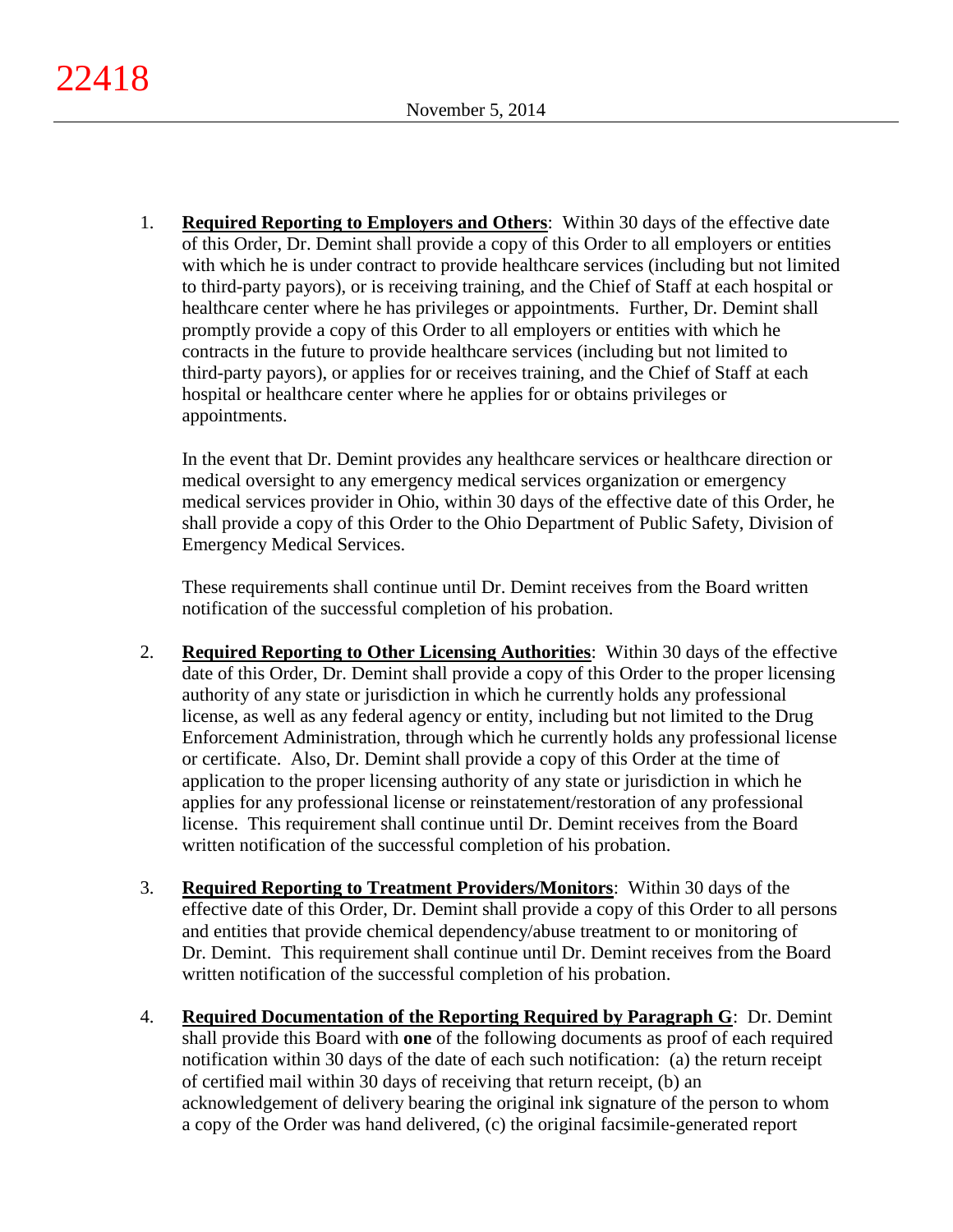1. **Required Reporting to Employers and Others**: Within 30 days of the effective date of this Order, Dr. Demint shall provide a copy of this Order to all employers or entities with which he is under contract to provide healthcare services (including but not limited to third-party payors), or is receiving training, and the Chief of Staff at each hospital or healthcare center where he has privileges or appointments. Further, Dr. Demint shall promptly provide a copy of this Order to all employers or entities with which he contracts in the future to provide healthcare services (including but not limited to third-party payors), or applies for or receives training, and the Chief of Staff at each hospital or healthcare center where he applies for or obtains privileges or appointments.

   In the event that Dr. Demint provides any healthcare services or healthcare direction or medical oversight to any emergency medical services organization or emergency medical services provider in Ohio, within 30 days of the effective date of this Order, he shall provide a copy of this Order to the Ohio Department of Public Safety, Division of Emergency Medical Services.

   These requirements shall continue until Dr. Demint receives from the Board written notification of the successful completion of his probation.

2. **Required Reporting to Other Licensing Authorities**: Within 30 days of the effective date of this Order, Dr. Demint shall provide a copy of this Order to the proper licensing authority of any state or jurisdiction in which he currently holds any professional license, as well as any federal agency or entity, including but not limited to the Drug Enforcement Administration, through which he currently holds any professional license or certificate. Also, Dr. Demint shall provide a copy of this Order at the time of application to the proper licensing authority of any state or jurisdiction in which he applies for any professional license or reinstatement/restoration of any professional license. This requirement shall continue until Dr. Demint receives from the Board written notification of the successful completion of his probation.

3. **Required Reporting to Treatment Providers/Monitors**: Within 30 days of the effective date of this Order, Dr. Demint shall provide a copy of this Order to all persons and entities that provide chemical dependency/abuse treatment to or monitoring of Dr. Demint. This requirement shall continue until Dr. Demint receives from the Board written notification of the successful completion of his probation.

4. **Required Documentation of the Reporting Required by Paragraph G**: Dr. Demint shall provide this Board with **one** of the following documents as proof of each required notification within 30 days of the date of each such notification: (a) the return receipt of certified mail within 30 days of receiving that return receipt, (b) an acknowledgement of delivery bearing the original ink signature of the person to whom a copy of the Order was hand delivered, (c) the original facsimile-generated report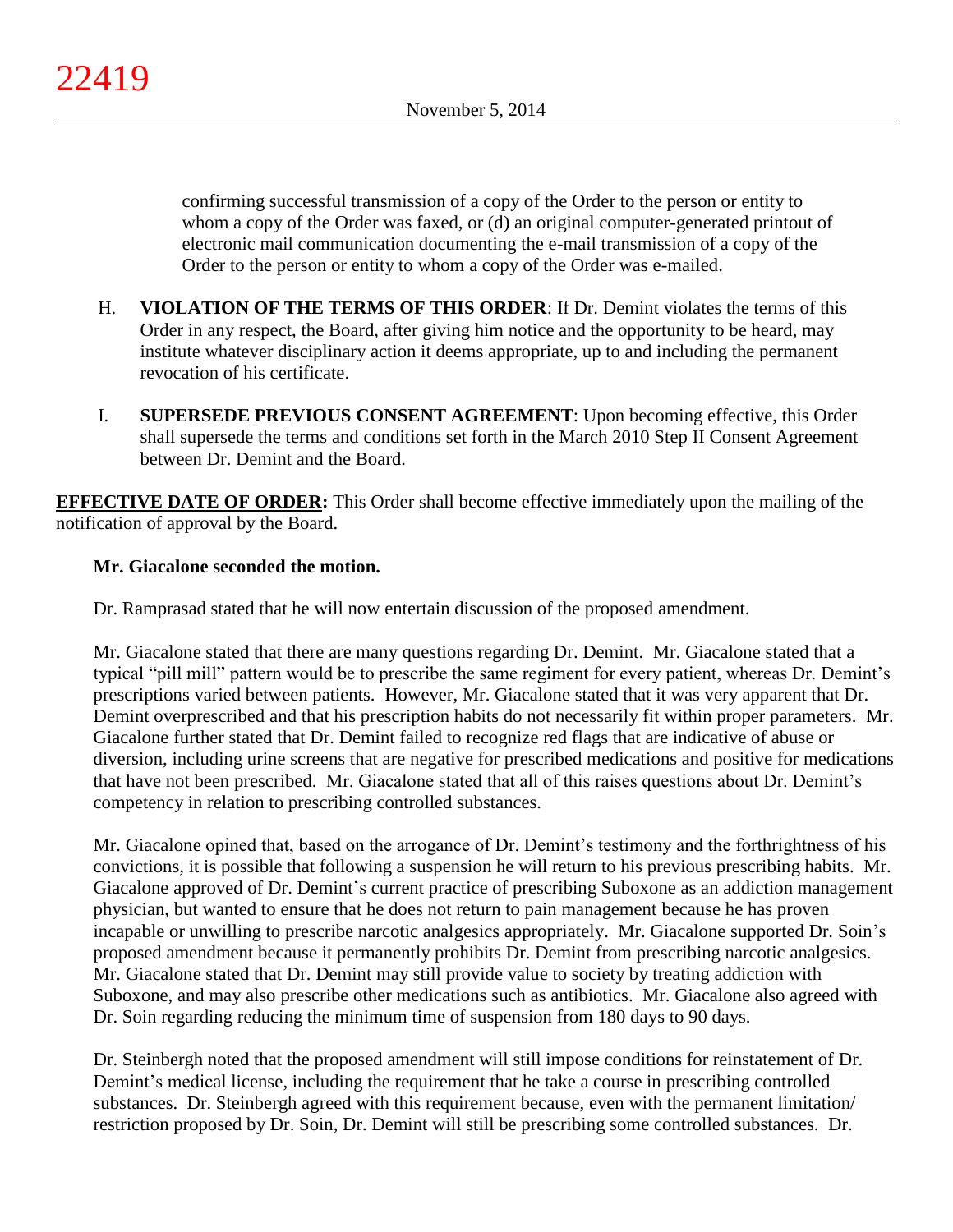confirming successful transmission of a copy of the Order to the person or entity to whom a copy of the Order was faxed, or (d) an original computer-generated printout of electronic mail communication documenting the e-mail transmission of a copy of the Order to the person or entity to whom a copy of the Order was e-mailed.

H. **VIOLATION OF THE TERMS OF THIS ORDER**: If Dr. Demint violates the terms of this Order in any respect, the Board, after giving him notice and the opportunity to be heard, may institute whatever disciplinary action it deems appropriate, up to and including the permanent revocation of his certificate.

I. **SUPERSEDE PREVIOUS CONSENT AGREEMENT**: Upon becoming effective, this Order shall supersede the terms and conditions set forth in the March 2010 Step II Consent Agreement between Dr. Demint and the Board.

**EFFECTIVE DATE OF ORDER:** This Order shall become effective immediately upon the mailing of the notification of approval by the Board.

**Mr. Giacalone seconded the motion.**

Dr. Ramprasad stated that he will now entertain discussion of the proposed amendment.

Mr. Giacalone stated that there are many questions regarding Dr. Demint. Mr. Giacalone stated that a typical "pill mill" pattern would be to prescribe the same regiment for every patient, whereas Dr. Demint's prescriptions varied between patients. However, Mr. Giacalone stated that it was very apparent that Dr. Demint overprescribed and that his prescription habits do not necessarily fit within proper parameters. Mr. Giacalone further stated that Dr. Demint failed to recognize red flags that are indicative of abuse or diversion, including urine screens that are negative for prescribed medications and positive for medications that have not been prescribed. Mr. Giacalone stated that all of this raises questions about Dr. Demint's competency in relation to prescribing controlled substances.

Mr. Giacalone opined that, based on the arrogance of Dr. Demint's testimony and the forthrightness of his convictions, it is possible that following a suspension he will return to his previous prescribing habits. Mr. Giacalone approved of Dr. Demint's current practice of prescribing Suboxone as an addiction management physician, but wanted to ensure that he does not return to pain management because he has proven incapable or unwilling to prescribe narcotic analgesics appropriately. Mr. Giacalone supported Dr. Soin's proposed amendment because it permanently prohibits Dr. Demint from prescribing narcotic analgesics. Mr. Giacalone stated that Dr. Demint may still provide value to society by treating addiction with Suboxone, and may also prescribe other medications such as antibiotics. Mr. Giacalone also agreed with Dr. Soin regarding reducing the minimum time of suspension from 180 days to 90 days.

Dr. Steinbergh noted that the proposed amendment will still impose conditions for reinstatement of Dr. Demint's medical license, including the requirement that he take a course in prescribing controlled substances. Dr. Steinbergh agreed with this requirement because, even with the permanent limitation/ restriction proposed by Dr. Soin, Dr. Demint will still be prescribing some controlled substances. Dr.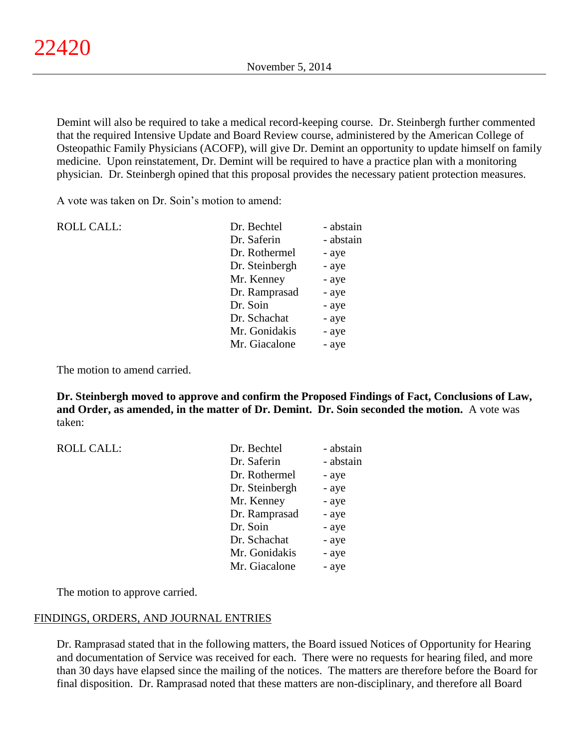Demint will also be required to take a medical record-keeping course. Dr. Steinbergh further commented that the required Intensive Update and Board Review course, administered by the American College of Osteopathic Family Physicians (ACOFP), will give Dr. Demint an opportunity to update himself on family medicine. Upon reinstatement, Dr. Demint will be required to have a practice plan with a monitoring physician. Dr. Steinbergh opined that this proposal provides the necessary patient protection measures.

A vote was taken on Dr. Soin's motion to amend:

| ROLL CALL: | Dr. Bechtel | - abstain |
|---|---|---|
| | Dr. Saferin | - abstain |
| | Dr. Rothermel | - aye |
| | Dr. Steinbergh | - aye |
| | Mr. Kenney | - aye |
| | Dr. Ramprasad | - aye |
| | Dr. Soin | - aye |
| | Dr. Schachat | - aye |
| | Mr. Gonidakis | - aye |
| | Mr. Giacalone | - aye |

The motion to amend carried.

**Dr. Steinbergh moved to approve and confirm the Proposed Findings of Fact, Conclusions of Law, and Order, as amended, in the matter of Dr. Demint. Dr. Soin seconded the motion.** A vote was taken:

| ROLL CALL: | Dr. Bechtel | - abstain |
|---|---|---|
| | Dr. Saferin | - abstain |
| | Dr. Rothermel | - aye |
| | Dr. Steinbergh | - aye |
| | Mr. Kenney | - aye |
| | Dr. Ramprasad | - aye |
| | Dr. Soin | - aye |
| | Dr. Schachat | - aye |
| | Mr. Gonidakis | - aye |
| | Mr. Giacalone | - aye |

The motion to approve carried.

## FINDINGS, ORDERS, AND JOURNAL ENTRIES

Dr. Ramprasad stated that in the following matters, the Board issued Notices of Opportunity for Hearing and documentation of Service was received for each. There were no requests for hearing filed, and more than 30 days have elapsed since the mailing of the notices. The matters are therefore before the Board for final disposition. Dr. Ramprasad noted that these matters are non-disciplinary, and therefore all Board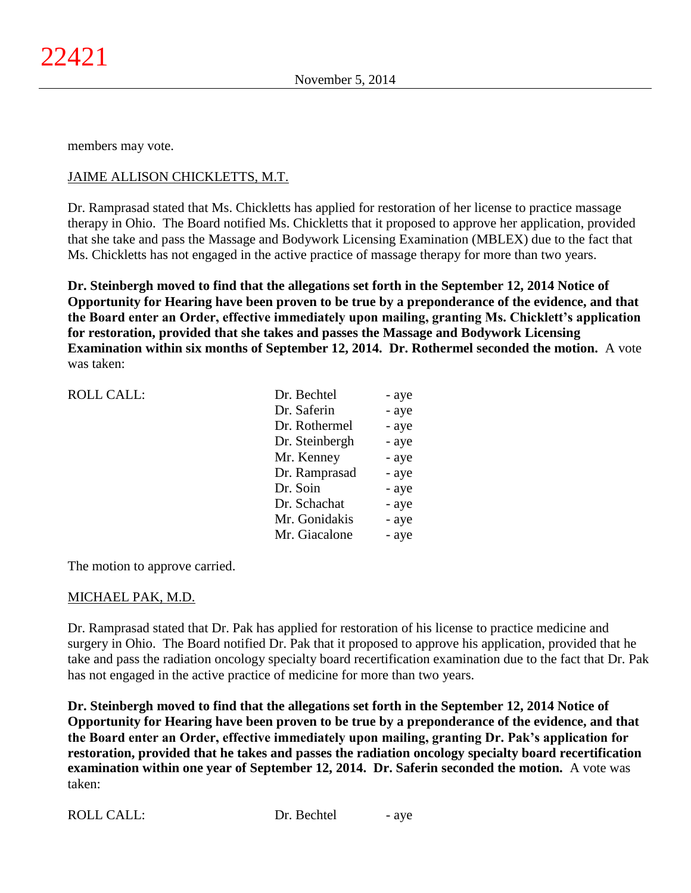members may vote.

JAIME ALLISON CHICKLETTS, M.T.

Dr. Ramprasad stated that Ms. Chickletts has applied for restoration of her license to practice massage therapy in Ohio. The Board notified Ms. Chickletts that it proposed to approve her application, provided that she take and pass the Massage and Bodywork Licensing Examination (MBLEX) due to the fact that Ms. Chickletts has not engaged in the active practice of massage therapy for more than two years.

**Dr. Steinbergh moved to find that the allegations set forth in the September 12, 2014 Notice of Opportunity for Hearing have been proven to be true by a preponderance of the evidence, and that the Board enter an Order, effective immediately upon mailing, granting Ms. Chicklett's application for restoration, provided that she takes and passes the Massage and Bodywork Licensing Examination within six months of September 12, 2014. Dr. Rothermel seconded the motion.** A vote was taken:

| ROLL CALL: | Dr. Bechtel | - aye |
|---|---|---|
| | Dr. Saferin | - aye |
| | Dr. Rothermel | - aye |
| | Dr. Steinbergh | - aye |
| | Mr. Kenney | - aye |
| | Dr. Ramprasad | - aye |
| | Dr. Soin | - aye |
| | Dr. Schachat | - aye |
| | Mr. Gonidakis | - aye |
| | Mr. Giacalone | - aye |

The motion to approve carried.

MICHAEL PAK, M.D.

Dr. Ramprasad stated that Dr. Pak has applied for restoration of his license to practice medicine and surgery in Ohio. The Board notified Dr. Pak that it proposed to approve his application, provided that he take and pass the radiation oncology specialty board recertification examination due to the fact that Dr. Pak has not engaged in the active practice of medicine for more than two years.

**Dr. Steinbergh moved to find that the allegations set forth in the September 12, 2014 Notice of Opportunity for Hearing have been proven to be true by a preponderance of the evidence, and that the Board enter an Order, effective immediately upon mailing, granting Dr. Pak's application for restoration, provided that he takes and passes the radiation oncology specialty board recertification examination within one year of September 12, 2014. Dr. Saferin seconded the motion.** A vote was taken:

| ROLL CALL: | Dr. Bechtel | - aye |
|---|---|---|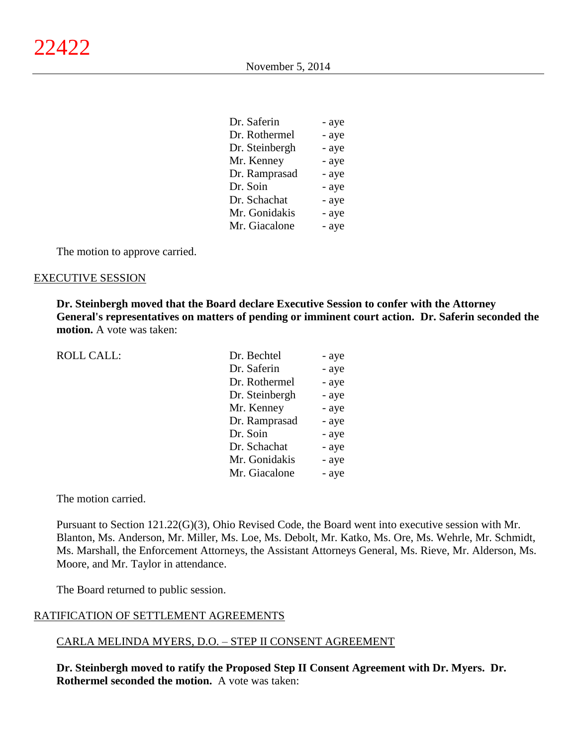| | |
|---|---|
| Dr. Saferin | - aye |
| Dr. Rothermel | - aye |
| Dr. Steinbergh | - aye |
| Mr. Kenney | - aye |
| Dr. Ramprasad | - aye |
| Dr. Soin | - aye |
| Dr. Schachat | - aye |
| Mr. Gonidakis | - aye |
| Mr. Giacalone | - aye |

The motion to approve carried.

## EXECUTIVE SESSION

**Dr. Steinbergh moved that the Board declare Executive Session to confer with the Attorney General's representatives on matters of pending or imminent court action. Dr. Saferin seconded the motion.** A vote was taken:

ROLL CALL:

| | |
|---|---|
| Dr. Bechtel | - aye |
| Dr. Saferin | - aye |
| Dr. Rothermel | - aye |
| Dr. Steinbergh | - aye |
| Mr. Kenney | - aye |
| Dr. Ramprasad | - aye |
| Dr. Soin | - aye |
| Dr. Schachat | - aye |
| Mr. Gonidakis | - aye |
| Mr. Giacalone | - aye |

The motion carried.

Pursuant to Section 121.22(G)(3), Ohio Revised Code, the Board went into executive session with Mr. Blanton, Ms. Anderson, Mr. Miller, Ms. Loe, Ms. Debolt, Mr. Katko, Ms. Ore, Ms. Wehrle, Mr. Schmidt, Ms. Marshall, the Enforcement Attorneys, the Assistant Attorneys General, Ms. Rieve, Mr. Alderson, Ms. Moore, and Mr. Taylor in attendance.

The Board returned to public session.

## RATIFICATION OF SETTLEMENT AGREEMENTS

### CARLA MELINDA MYERS, D.O. – STEP II CONSENT AGREEMENT

**Dr. Steinbergh moved to ratify the Proposed Step II Consent Agreement with Dr. Myers. Dr. Rothermel seconded the motion.** A vote was taken: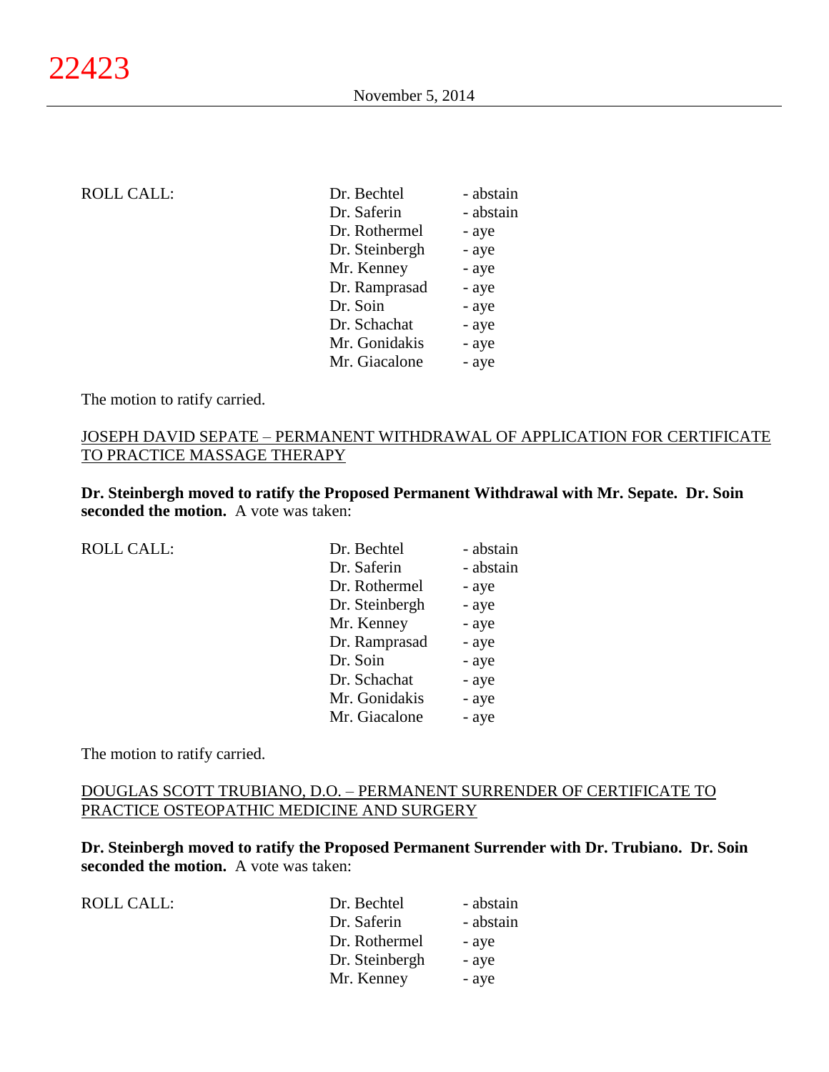ROLL CALL:

| | |
|---|---|
| Dr. Bechtel | - abstain |
| Dr. Saferin | - abstain |
| Dr. Rothermel | - aye |
| Dr. Steinbergh | - aye |
| Mr. Kenney | - aye |
| Dr. Ramprasad | - aye |
| Dr. Soin | - aye |
| Dr. Schachat | - aye |
| Mr. Gonidakis | - aye |
| Mr. Giacalone | - aye |

The motion to ratify carried.

JOSEPH DAVID SEPATE – PERMANENT WITHDRAWAL OF APPLICATION FOR CERTIFICATE TO PRACTICE MASSAGE THERAPY

**Dr. Steinbergh moved to ratify the Proposed Permanent Withdrawal with Mr. Sepate. Dr. Soin seconded the motion.** A vote was taken:

ROLL CALL:

| | |
|---|---|
| Dr. Bechtel | - abstain |
| Dr. Saferin | - abstain |
| Dr. Rothermel | - aye |
| Dr. Steinbergh | - aye |
| Mr. Kenney | - aye |
| Dr. Ramprasad | - aye |
| Dr. Soin | - aye |
| Dr. Schachat | - aye |
| Mr. Gonidakis | - aye |
| Mr. Giacalone | - aye |

The motion to ratify carried.

DOUGLAS SCOTT TRUBIANO, D.O. – PERMANENT SURRENDER OF CERTIFICATE TO PRACTICE OSTEOPATHIC MEDICINE AND SURGERY

**Dr. Steinbergh moved to ratify the Proposed Permanent Surrender with Dr. Trubiano. Dr. Soin seconded the motion.** A vote was taken:

ROLL CALL:

| | |
|---|---|
| Dr. Bechtel | - abstain |
| Dr. Saferin | - abstain |
| Dr. Rothermel | - aye |
| Dr. Steinbergh | - aye |
| Mr. Kenney | - aye |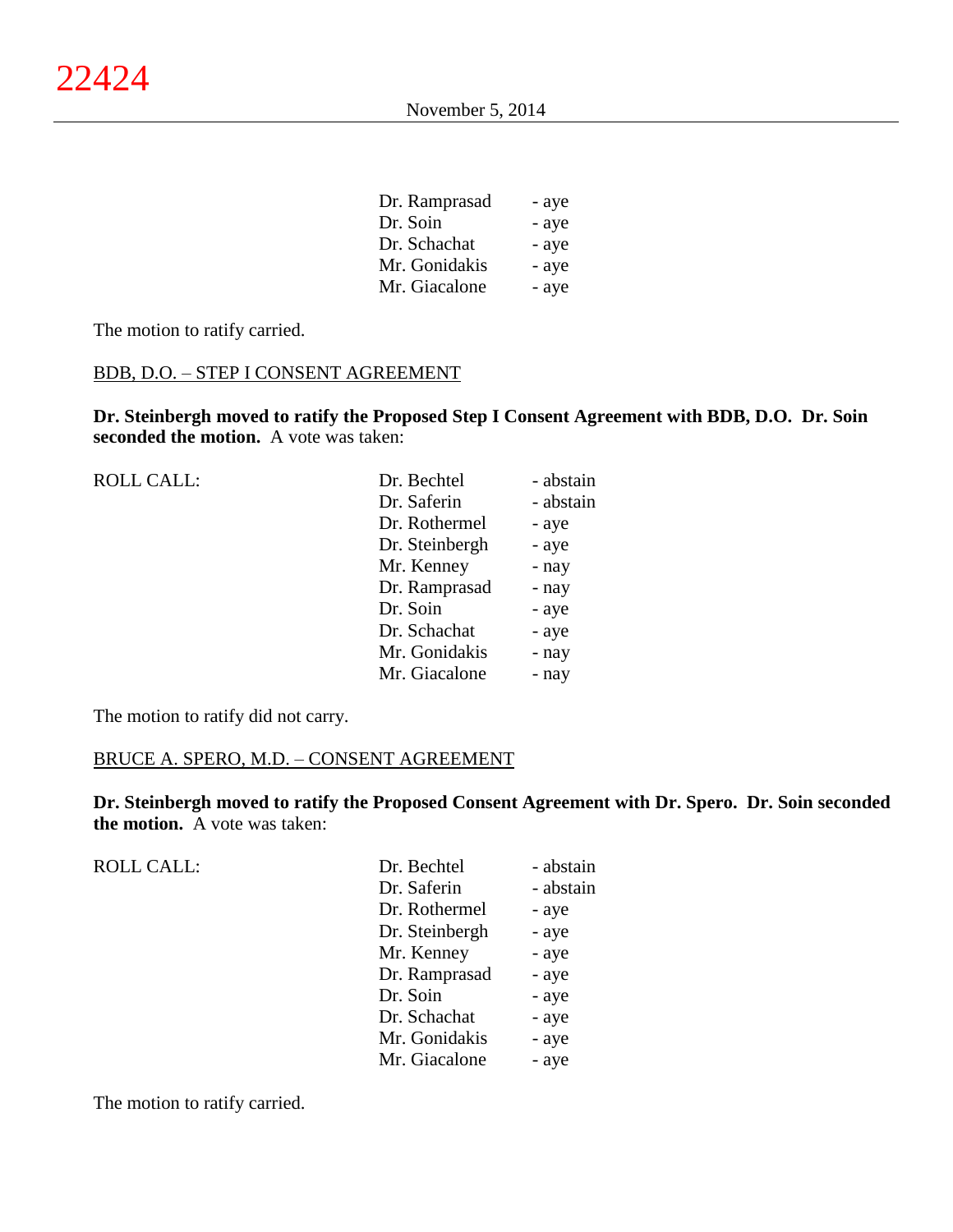| | |
|---|---|
| Dr. Ramprasad | - aye |
| Dr. Soin | - aye |
| Dr. Schachat | - aye |
| Mr. Gonidakis | - aye |
| Mr. Giacalone | - aye |

The motion to ratify carried.

BDB, D.O. – STEP I CONSENT AGREEMENT

**Dr. Steinbergh moved to ratify the Proposed Step I Consent Agreement with BDB, D.O. Dr. Soin seconded the motion.** A vote was taken:

| ROLL CALL: | | |
|---|---|---|
| | Dr. Bechtel | - abstain |
| | Dr. Saferin | - abstain |
| | Dr. Rothermel | - aye |
| | Dr. Steinbergh | - aye |
| | Mr. Kenney | - nay |
| | Dr. Ramprasad | - nay |
| | Dr. Soin | - aye |
| | Dr. Schachat | - aye |
| | Mr. Gonidakis | - nay |
| | Mr. Giacalone | - nay |

The motion to ratify did not carry.

BRUCE A. SPERO, M.D. – CONSENT AGREEMENT

**Dr. Steinbergh moved to ratify the Proposed Consent Agreement with Dr. Spero. Dr. Soin seconded the motion.** A vote was taken:

| ROLL CALL: | | |
|---|---|---|
| | Dr. Bechtel | - abstain |
| | Dr. Saferin | - abstain |
| | Dr. Rothermel | - aye |
| | Dr. Steinbergh | - aye |
| | Mr. Kenney | - aye |
| | Dr. Ramprasad | - aye |
| | Dr. Soin | - aye |
| | Dr. Schachat | - aye |
| | Mr. Gonidakis | - aye |
| | Mr. Giacalone | - aye |

The motion to ratify carried.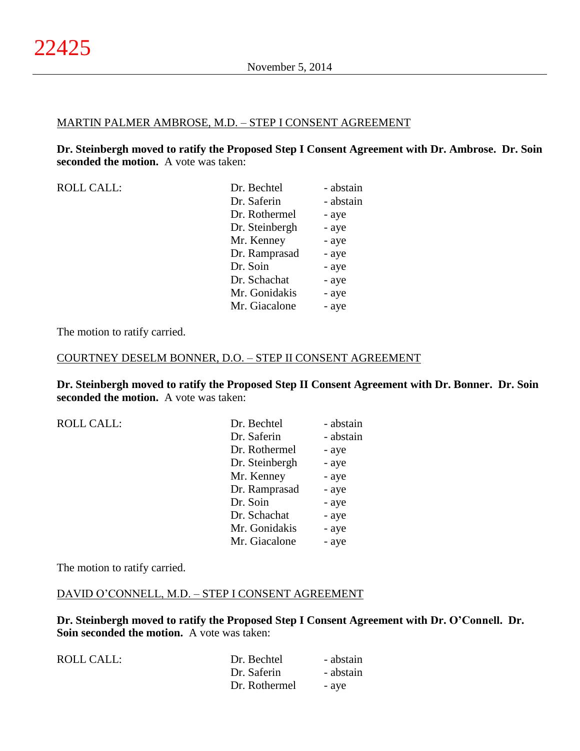MARTIN PALMER AMBROSE, M.D. – STEP I CONSENT AGREEMENT

**Dr. Steinbergh moved to ratify the Proposed Step I Consent Agreement with Dr. Ambrose. Dr. Soin seconded the motion.** A vote was taken:

| ROLL CALL: | Dr. Bechtel | - abstain |
|---|---|---|
| | Dr. Saferin | - abstain |
| | Dr. Rothermel | - aye |
| | Dr. Steinbergh | - aye |
| | Mr. Kenney | - aye |
| | Dr. Ramprasad | - aye |
| | Dr. Soin | - aye |
| | Dr. Schachat | - aye |
| | Mr. Gonidakis | - aye |
| | Mr. Giacalone | - aye |

The motion to ratify carried.

COURTNEY DESELM BONNER, D.O. – STEP II CONSENT AGREEMENT

**Dr. Steinbergh moved to ratify the Proposed Step II Consent Agreement with Dr. Bonner. Dr. Soin seconded the motion.** A vote was taken:

| ROLL CALL: | Dr. Bechtel | - abstain |
|---|---|---|
| | Dr. Saferin | - abstain |
| | Dr. Rothermel | - aye |
| | Dr. Steinbergh | - aye |
| | Mr. Kenney | - aye |
| | Dr. Ramprasad | - aye |
| | Dr. Soin | - aye |
| | Dr. Schachat | - aye |
| | Mr. Gonidakis | - aye |
| | Mr. Giacalone | - aye |

The motion to ratify carried.

DAVID O'CONNELL, M.D. – STEP I CONSENT AGREEMENT

**Dr. Steinbergh moved to ratify the Proposed Step I Consent Agreement with Dr. O'Connell. Dr. Soin seconded the motion.** A vote was taken:

| ROLL CALL: | Dr. Bechtel | - abstain |
|---|---|---|
| | Dr. Saferin | - abstain |
| | Dr. Rothermel | - aye |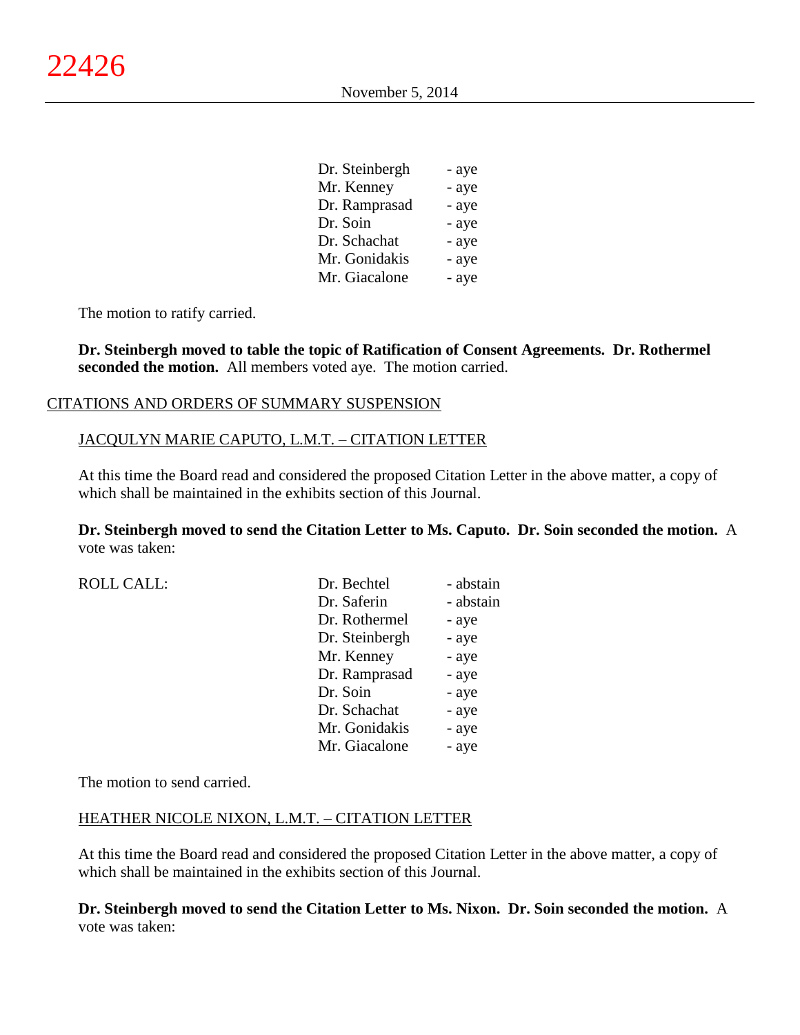| | |
|---|---|
| Dr. Steinbergh | - aye |
| Mr. Kenney | - aye |
| Dr. Ramprasad | - aye |
| Dr. Soin | - aye |
| Dr. Schachat | - aye |
| Mr. Gonidakis | - aye |
| Mr. Giacalone | - aye |

The motion to ratify carried.

**Dr. Steinbergh moved to table the topic of Ratification of Consent Agreements. Dr. Rothermel seconded the motion.** All members voted aye. The motion carried.

CITATIONS AND ORDERS OF SUMMARY SUSPENSION

JACQULYN MARIE CAPUTO, L.M.T. – CITATION LETTER

At this time the Board read and considered the proposed Citation Letter in the above matter, a copy of which shall be maintained in the exhibits section of this Journal.

**Dr. Steinbergh moved to send the Citation Letter to Ms. Caputo. Dr. Soin seconded the motion.** A vote was taken:

| ROLL CALL: | | |
|---|---|---|
| | Dr. Bechtel | - abstain |
| | Dr. Saferin | - abstain |
| | Dr. Rothermel | - aye |
| | Dr. Steinbergh | - aye |
| | Mr. Kenney | - aye |
| | Dr. Ramprasad | - aye |
| | Dr. Soin | - aye |
| | Dr. Schachat | - aye |
| | Mr. Gonidakis | - aye |
| | Mr. Giacalone | - aye |

The motion to send carried.

HEATHER NICOLE NIXON, L.M.T. – CITATION LETTER

At this time the Board read and considered the proposed Citation Letter in the above matter, a copy of which shall be maintained in the exhibits section of this Journal.

**Dr. Steinbergh moved to send the Citation Letter to Ms. Nixon. Dr. Soin seconded the motion.** A vote was taken: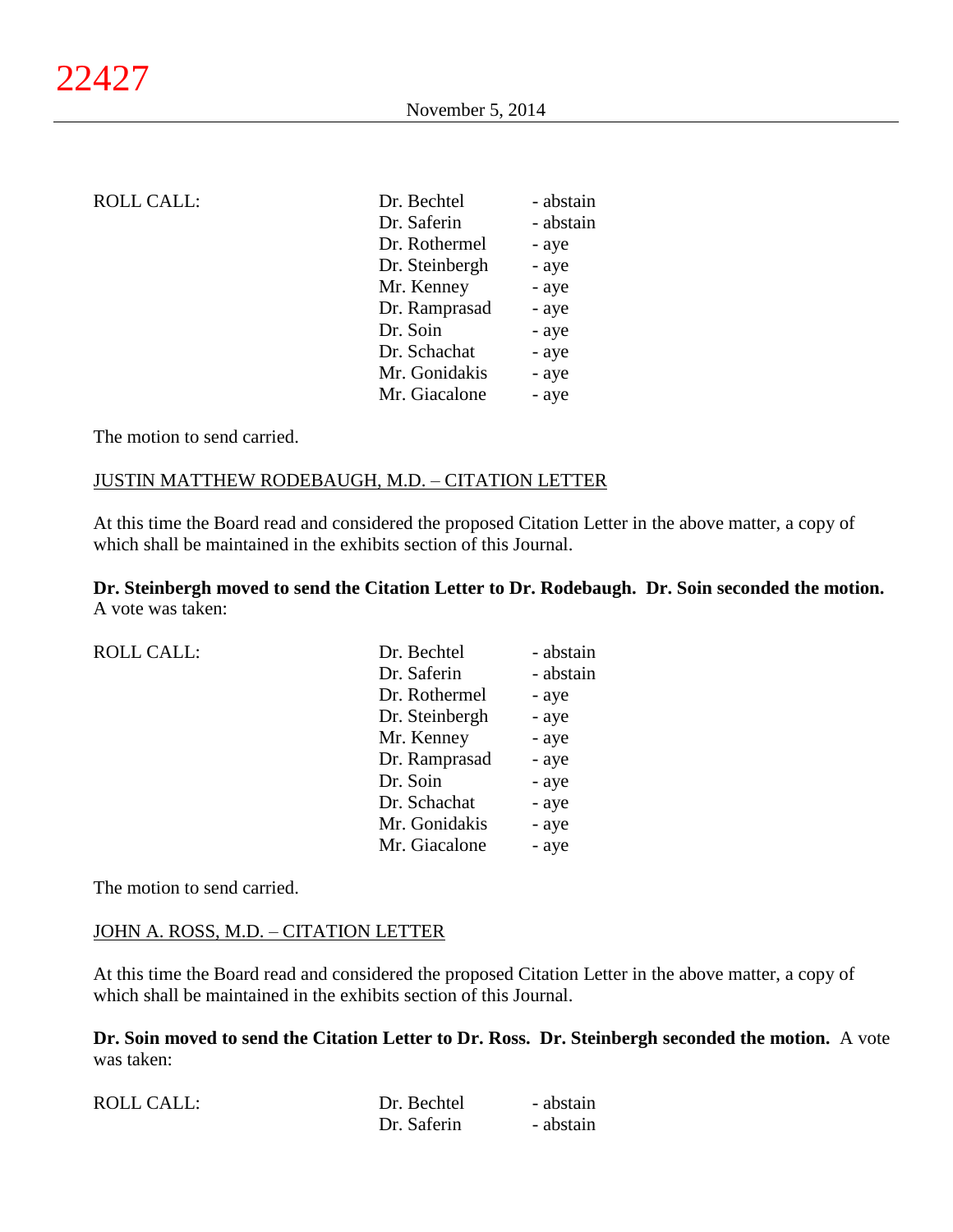| ROLL CALL: | Dr. Bechtel | - abstain |
|---|---|---|
| | Dr. Saferin | - abstain |
| | Dr. Rothermel | - aye |
| | Dr. Steinbergh | - aye |
| | Mr. Kenney | - aye |
| | Dr. Ramprasad | - aye |
| | Dr. Soin | - aye |
| | Dr. Schachat | - aye |
| | Mr. Gonidakis | - aye |
| | Mr. Giacalone | - aye |

The motion to send carried.

JUSTIN MATTHEW RODEBAUGH, M.D. – CITATION LETTER

At this time the Board read and considered the proposed Citation Letter in the above matter, a copy of which shall be maintained in the exhibits section of this Journal.

**Dr. Steinbergh moved to send the Citation Letter to Dr. Rodebaugh. Dr. Soin seconded the motion.** A vote was taken:

| ROLL CALL: | Dr. Bechtel | - abstain |
|---|---|---|
| | Dr. Saferin | - abstain |
| | Dr. Rothermel | - aye |
| | Dr. Steinbergh | - aye |
| | Mr. Kenney | - aye |
| | Dr. Ramprasad | - aye |
| | Dr. Soin | - aye |
| | Dr. Schachat | - aye |
| | Mr. Gonidakis | - aye |
| | Mr. Giacalone | - aye |

The motion to send carried.

JOHN A. ROSS, M.D. – CITATION LETTER

At this time the Board read and considered the proposed Citation Letter in the above matter, a copy of which shall be maintained in the exhibits section of this Journal.

**Dr. Soin moved to send the Citation Letter to Dr. Ross. Dr. Steinbergh seconded the motion.** A vote was taken:

| ROLL CALL: | Dr. Bechtel | - abstain |
|---|---|---|
| | Dr. Saferin | - abstain |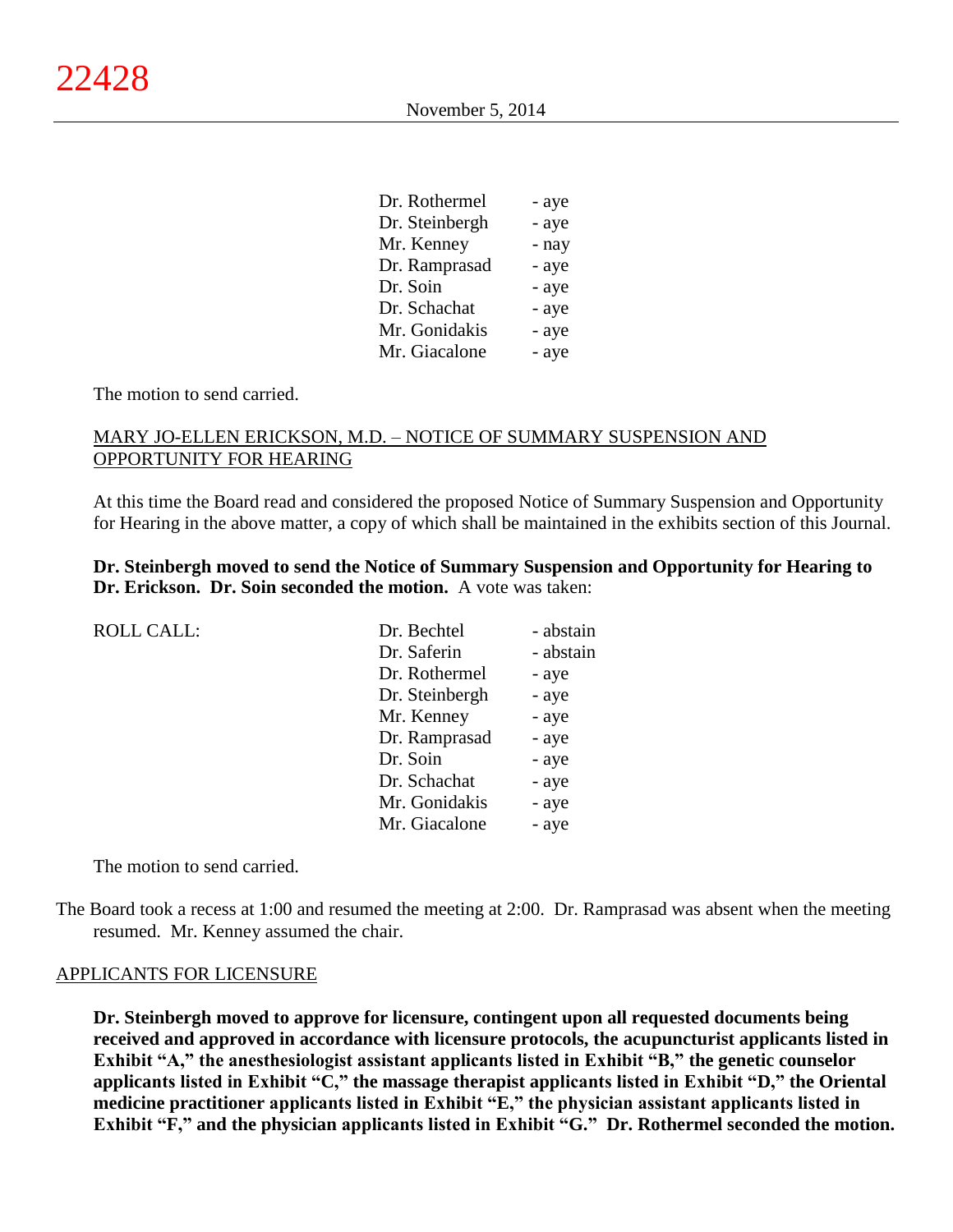| | |
|---|---|
| Dr. Rothermel | - aye |
| Dr. Steinbergh | - aye |
| Mr. Kenney | - nay |
| Dr. Ramprasad | - aye |
| Dr. Soin | - aye |
| Dr. Schachat | - aye |
| Mr. Gonidakis | - aye |
| Mr. Giacalone | - aye |

The motion to send carried.

MARY JO-ELLEN ERICKSON, M.D. – NOTICE OF SUMMARY SUSPENSION AND OPPORTUNITY FOR HEARING

At this time the Board read and considered the proposed Notice of Summary Suspension and Opportunity for Hearing in the above matter, a copy of which shall be maintained in the exhibits section of this Journal.

**Dr. Steinbergh moved to send the Notice of Summary Suspension and Opportunity for Hearing to Dr. Erickson. Dr. Soin seconded the motion.** A vote was taken:

| ROLL CALL: | | |
|---|---|---|
| | Dr. Bechtel | - abstain |
| | Dr. Saferin | - abstain |
| | Dr. Rothermel | - aye |
| | Dr. Steinbergh | - aye |
| | Mr. Kenney | - aye |
| | Dr. Ramprasad | - aye |
| | Dr. Soin | - aye |
| | Dr. Schachat | - aye |
| | Mr. Gonidakis | - aye |
| | Mr. Giacalone | - aye |

The motion to send carried.

The Board took a recess at 1:00 and resumed the meeting at 2:00. Dr. Ramprasad was absent when the meeting resumed. Mr. Kenney assumed the chair.

APPLICANTS FOR LICENSURE

**Dr. Steinbergh moved to approve for licensure, contingent upon all requested documents being received and approved in accordance with licensure protocols, the acupuncturist applicants listed in Exhibit "A," the anesthesiologist assistant applicants listed in Exhibit "B," the genetic counselor applicants listed in Exhibit "C," the massage therapist applicants listed in Exhibit "D," the Oriental medicine practitioner applicants listed in Exhibit "E," the physician assistant applicants listed in Exhibit "F," and the physician applicants listed in Exhibit "G." Dr. Rothermel seconded the motion.**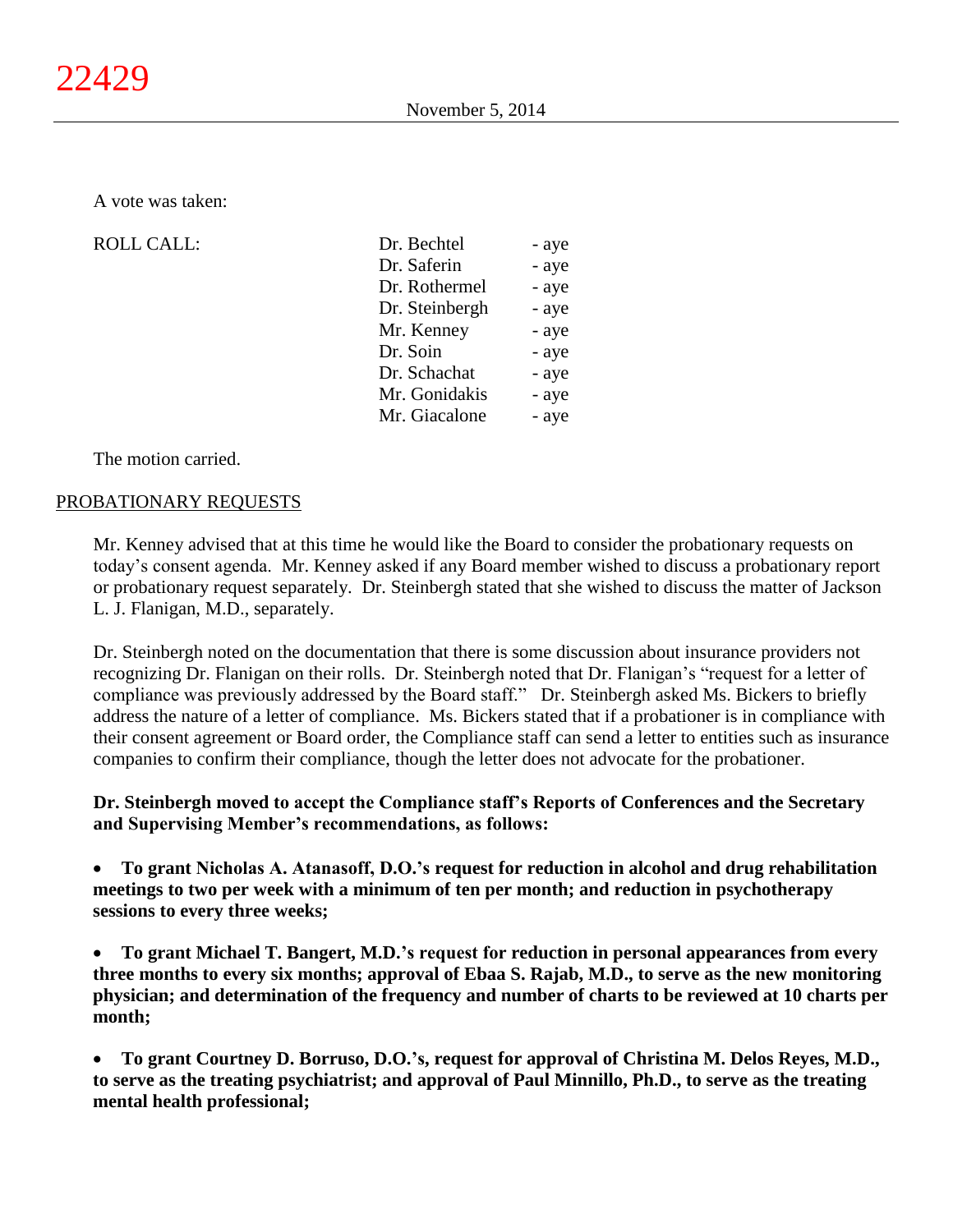A vote was taken:

| ROLL CALL: | Dr. Bechtel | - aye |
|---|---|---|
| | Dr. Saferin | - aye |
| | Dr. Rothermel | - aye |
| | Dr. Steinbergh | - aye |
| | Mr. Kenney | - aye |
| | Dr. Soin | - aye |
| | Dr. Schachat | - aye |
| | Mr. Gonidakis | - aye |
| | Mr. Giacalone | - aye |

The motion carried.

## PROBATIONARY REQUESTS

Mr. Kenney advised that at this time he would like the Board to consider the probationary requests on today's consent agenda. Mr. Kenney asked if any Board member wished to discuss a probationary report or probationary request separately. Dr. Steinbergh stated that she wished to discuss the matter of Jackson L. J. Flanigan, M.D., separately.

Dr. Steinbergh noted on the documentation that there is some discussion about insurance providers not recognizing Dr. Flanigan on their rolls. Dr. Steinbergh noted that Dr. Flanigan's "request for a letter of compliance was previously addressed by the Board staff." Dr. Steinbergh asked Ms. Bickers to briefly address the nature of a letter of compliance. Ms. Bickers stated that if a probationer is in compliance with their consent agreement or Board order, the Compliance staff can send a letter to entities such as insurance companies to confirm their compliance, though the letter does not advocate for the probationer.

**Dr. Steinbergh moved to accept the Compliance staff's Reports of Conferences and the Secretary and Supervising Member's recommendations, as follows:**

- **To grant Nicholas A. Atanasoff, D.O.'s request for reduction in alcohol and drug rehabilitation meetings to two per week with a minimum of ten per month; and reduction in psychotherapy sessions to every three weeks;**

- **To grant Michael T. Bangert, M.D.'s request for reduction in personal appearances from every three months to every six months; approval of Ebaa S. Rajab, M.D., to serve as the new monitoring physician; and determination of the frequency and number of charts to be reviewed at 10 charts per month;**

- **To grant Courtney D. Borruso, D.O.'s, request for approval of Christina M. Delos Reyes, M.D., to serve as the treating psychiatrist; and approval of Paul Minnillo, Ph.D., to serve as the treating mental health professional;**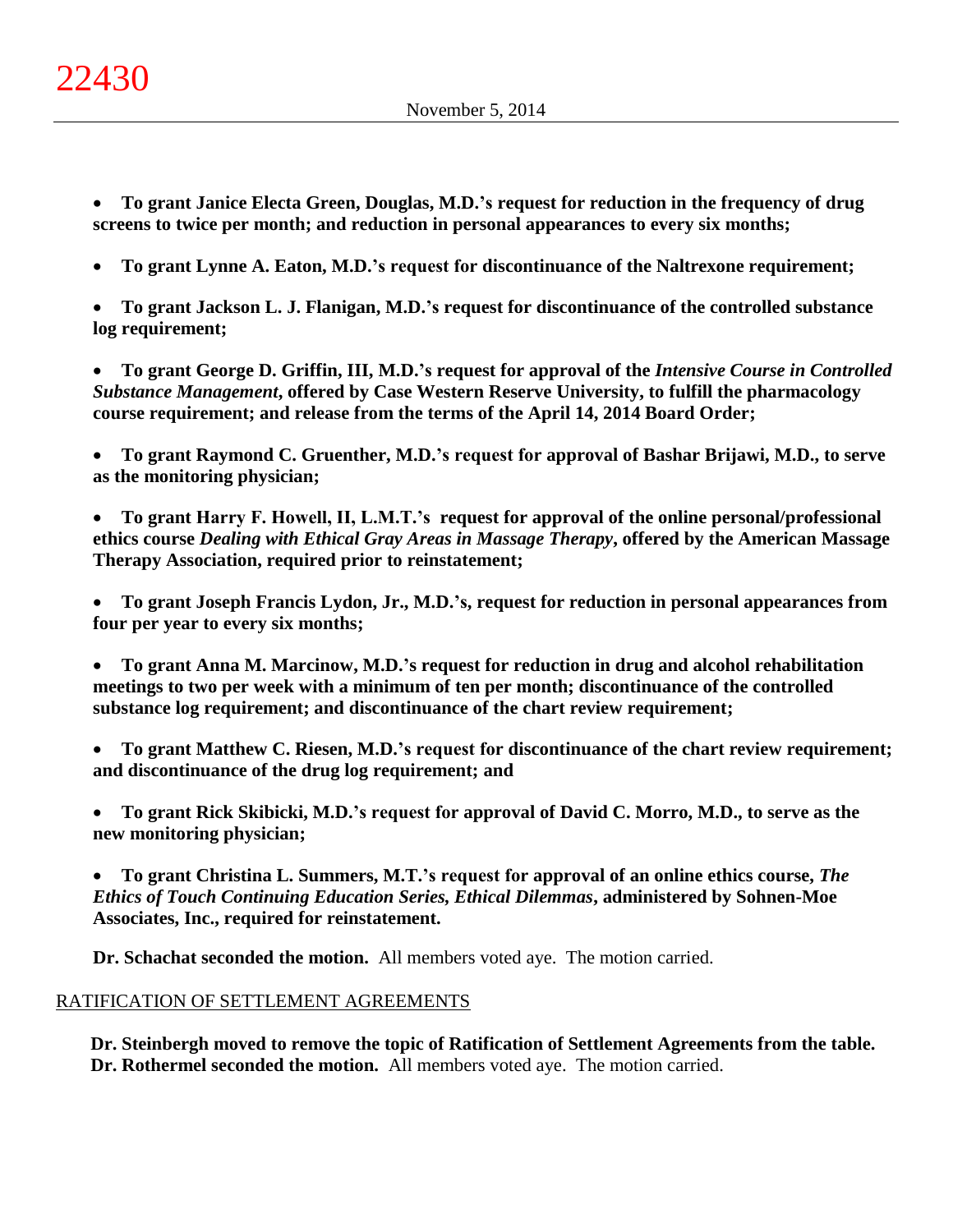- **To grant Janice Electa Green, Douglas, M.D.'s request for reduction in the frequency of drug screens to twice per month; and reduction in personal appearances to every six months;**

- **To grant Lynne A. Eaton, M.D.'s request for discontinuance of the Naltrexone requirement;**

- **To grant Jackson L. J. Flanigan, M.D.'s request for discontinuance of the controlled substance log requirement;**

- **To grant George D. Griffin, III, M.D.'s request for approval of the *Intensive Course in Controlled Substance Management*, offered by Case Western Reserve University, to fulfill the pharmacology course requirement; and release from the terms of the April 14, 2014 Board Order;**

- **To grant Raymond C. Gruenther, M.D.'s request for approval of Bashar Brijawi, M.D., to serve as the monitoring physician;**

- **To grant Harry F. Howell, II, L.M.T.'s request for approval of the online personal/professional ethics course *Dealing with Ethical Gray Areas in Massage Therapy*, offered by the American Massage Therapy Association, required prior to reinstatement;**

- **To grant Joseph Francis Lydon, Jr., M.D.'s, request for reduction in personal appearances from four per year to every six months;**

- **To grant Anna M. Marcinow, M.D.'s request for reduction in drug and alcohol rehabilitation meetings to two per week with a minimum of ten per month; discontinuance of the controlled substance log requirement; and discontinuance of the chart review requirement;**

- **To grant Matthew C. Riesen, M.D.'s request for discontinuance of the chart review requirement; and discontinuance of the drug log requirement; and**

- **To grant Rick Skibicki, M.D.'s request for approval of David C. Morro, M.D., to serve as the new monitoring physician;**

- **To grant Christina L. Summers, M.T.'s request for approval of an online ethics course, *The Ethics of Touch Continuing Education Series, Ethical Dilemmas*, administered by Sohnen-Moe Associates, Inc., required for reinstatement.**

**Dr. Schachat seconded the motion.** All members voted aye. The motion carried.

## RATIFICATION OF SETTLEMENT AGREEMENTS

**Dr. Steinbergh moved to remove the topic of Ratification of Settlement Agreements from the table. Dr. Rothermel seconded the motion.** All members voted aye. The motion carried.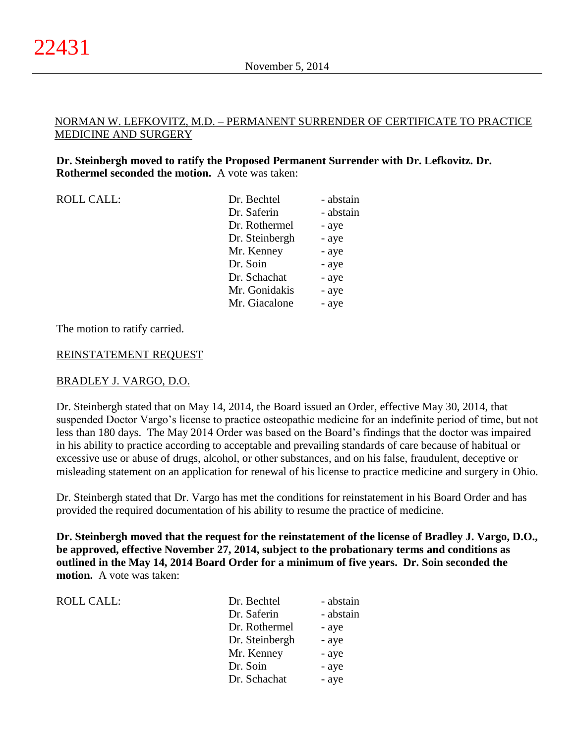NORMAN W. LEFKOVITZ, M.D. – PERMANENT SURRENDER OF CERTIFICATE TO PRACTICE MEDICINE AND SURGERY

**Dr. Steinbergh moved to ratify the Proposed Permanent Surrender with Dr. Lefkovitz. Dr. Rothermel seconded the motion.** A vote was taken:

| ROLL CALL: | | |
|---|---|---|
| | Dr. Bechtel | - abstain |
| | Dr. Saferin | - abstain |
| | Dr. Rothermel | - aye |
| | Dr. Steinbergh | - aye |
| | Mr. Kenney | - aye |
| | Dr. Soin | - aye |
| | Dr. Schachat | - aye |
| | Mr. Gonidakis | - aye |
| | Mr. Giacalone | - aye |

The motion to ratify carried.

REINSTATEMENT REQUEST

BRADLEY J. VARGO, D.O.

Dr. Steinbergh stated that on May 14, 2014, the Board issued an Order, effective May 30, 2014, that suspended Doctor Vargo's license to practice osteopathic medicine for an indefinite period of time, but not less than 180 days. The May 2014 Order was based on the Board's findings that the doctor was impaired in his ability to practice according to acceptable and prevailing standards of care because of habitual or excessive use or abuse of drugs, alcohol, or other substances, and on his false, fraudulent, deceptive or misleading statement on an application for renewal of his license to practice medicine and surgery in Ohio.

Dr. Steinbergh stated that Dr. Vargo has met the conditions for reinstatement in his Board Order and has provided the required documentation of his ability to resume the practice of medicine.

**Dr. Steinbergh moved that the request for the reinstatement of the license of Bradley J. Vargo, D.O., be approved, effective November 27, 2014, subject to the probationary terms and conditions as outlined in the May 14, 2014 Board Order for a minimum of five years. Dr. Soin seconded the motion.** A vote was taken:

| ROLL CALL: | | |
|---|---|---|
| | Dr. Bechtel | - abstain |
| | Dr. Saferin | - abstain |
| | Dr. Rothermel | - aye |
| | Dr. Steinbergh | - aye |
| | Mr. Kenney | - aye |
| | Dr. Soin | - aye |
| | Dr. Schachat | - aye |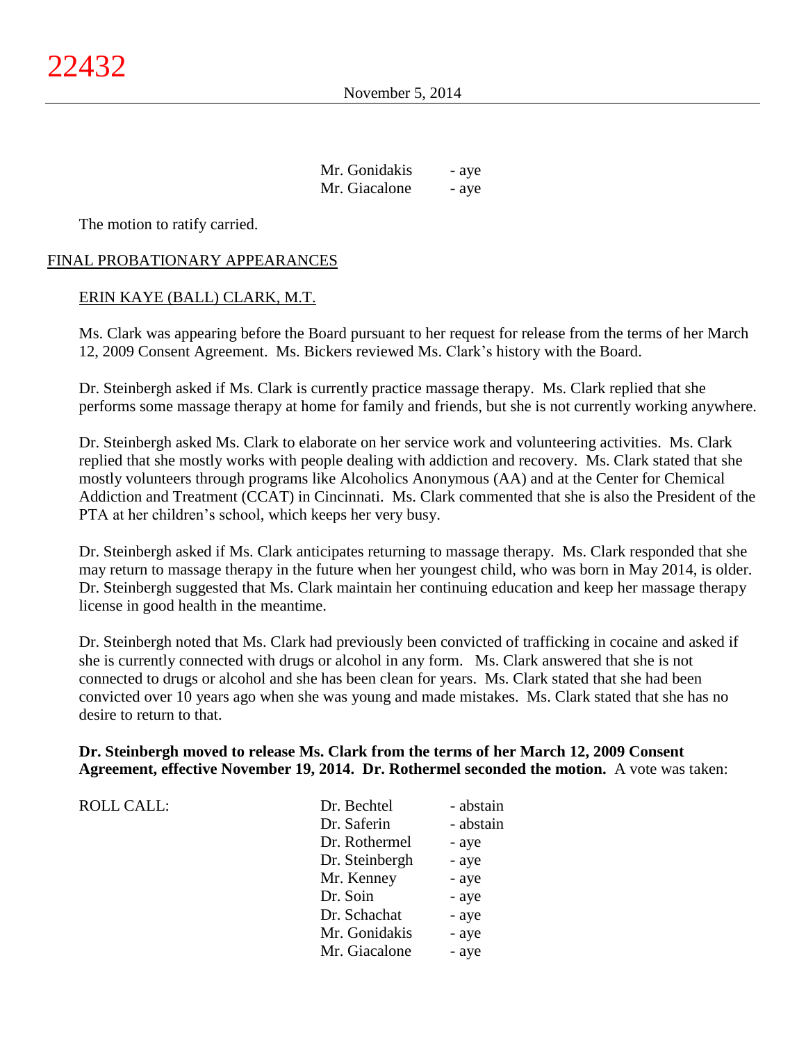| | |
|---|---|
| Mr. Gonidakis | - aye |
| Mr. Giacalone | - aye |

The motion to ratify carried.

## FINAL PROBATIONARY APPEARANCES

### ERIN KAYE (BALL) CLARK, M.T.

Ms. Clark was appearing before the Board pursuant to her request for release from the terms of her March 12, 2009 Consent Agreement. Ms. Bickers reviewed Ms. Clark's history with the Board.

Dr. Steinbergh asked if Ms. Clark is currently practice massage therapy. Ms. Clark replied that she performs some massage therapy at home for family and friends, but she is not currently working anywhere.

Dr. Steinbergh asked Ms. Clark to elaborate on her service work and volunteering activities. Ms. Clark replied that she mostly works with people dealing with addiction and recovery. Ms. Clark stated that she mostly volunteers through programs like Alcoholics Anonymous (AA) and at the Center for Chemical Addiction and Treatment (CCAT) in Cincinnati. Ms. Clark commented that she is also the President of the PTA at her children's school, which keeps her very busy.

Dr. Steinbergh asked if Ms. Clark anticipates returning to massage therapy. Ms. Clark responded that she may return to massage therapy in the future when her youngest child, who was born in May 2014, is older. Dr. Steinbergh suggested that Ms. Clark maintain her continuing education and keep her massage therapy license in good health in the meantime.

Dr. Steinbergh noted that Ms. Clark had previously been convicted of trafficking in cocaine and asked if she is currently connected with drugs or alcohol in any form. Ms. Clark answered that she is not connected to drugs or alcohol and she has been clean for years. Ms. Clark stated that she had been convicted over 10 years ago when she was young and made mistakes. Ms. Clark stated that she has no desire to return to that.

**Dr. Steinbergh moved to release Ms. Clark from the terms of her March 12, 2009 Consent Agreement, effective November 19, 2014. Dr. Rothermel seconded the motion.** A vote was taken:

| ROLL CALL: | | |
|---|---|---|
| | Dr. Bechtel | - abstain |
| | Dr. Saferin | - abstain |
| | Dr. Rothermel | - aye |
| | Dr. Steinbergh | - aye |
| | Mr. Kenney | - aye |
| | Dr. Soin | - aye |
| | Dr. Schachat | - aye |
| | Mr. Gonidakis | - aye |
| | Mr. Giacalone | - aye |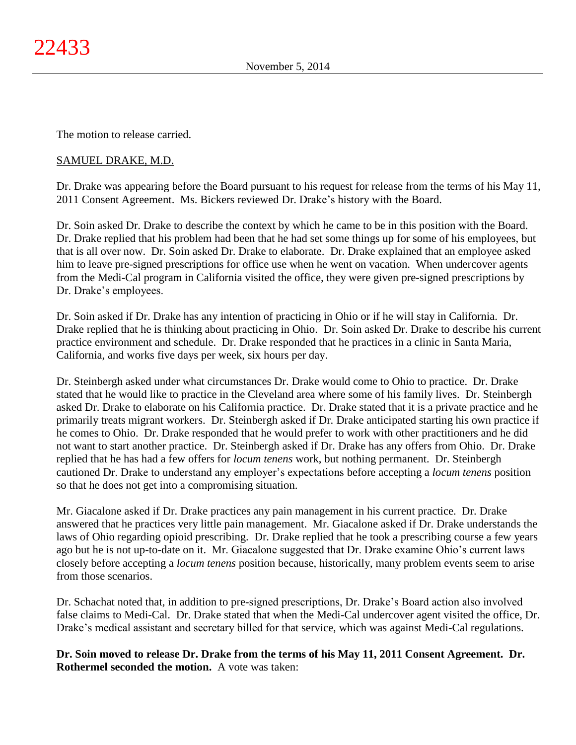The motion to release carried.

SAMUEL DRAKE, M.D.

Dr. Drake was appearing before the Board pursuant to his request for release from the terms of his May 11, 2011 Consent Agreement. Ms. Bickers reviewed Dr. Drake's history with the Board.

Dr. Soin asked Dr. Drake to describe the context by which he came to be in this position with the Board. Dr. Drake replied that his problem had been that he had set some things up for some of his employees, but that is all over now. Dr. Soin asked Dr. Drake to elaborate. Dr. Drake explained that an employee asked him to leave pre-signed prescriptions for office use when he went on vacation. When undercover agents from the Medi-Cal program in California visited the office, they were given pre-signed prescriptions by Dr. Drake's employees.

Dr. Soin asked if Dr. Drake has any intention of practicing in Ohio or if he will stay in California. Dr. Drake replied that he is thinking about practicing in Ohio. Dr. Soin asked Dr. Drake to describe his current practice environment and schedule. Dr. Drake responded that he practices in a clinic in Santa Maria, California, and works five days per week, six hours per day.

Dr. Steinbergh asked under what circumstances Dr. Drake would come to Ohio to practice. Dr. Drake stated that he would like to practice in the Cleveland area where some of his family lives. Dr. Steinbergh asked Dr. Drake to elaborate on his California practice. Dr. Drake stated that it is a private practice and he primarily treats migrant workers. Dr. Steinbergh asked if Dr. Drake anticipated starting his own practice if he comes to Ohio. Dr. Drake responded that he would prefer to work with other practitioners and he did not want to start another practice. Dr. Steinbergh asked if Dr. Drake has any offers from Ohio. Dr. Drake replied that he has had a few offers for *locum tenens* work, but nothing permanent. Dr. Steinbergh cautioned Dr. Drake to understand any employer's expectations before accepting a *locum tenens* position so that he does not get into a compromising situation.

Mr. Giacalone asked if Dr. Drake practices any pain management in his current practice. Dr. Drake answered that he practices very little pain management. Mr. Giacalone asked if Dr. Drake understands the laws of Ohio regarding opioid prescribing. Dr. Drake replied that he took a prescribing course a few years ago but he is not up-to-date on it. Mr. Giacalone suggested that Dr. Drake examine Ohio's current laws closely before accepting a *locum tenens* position because, historically, many problem events seem to arise from those scenarios.

Dr. Schachat noted that, in addition to pre-signed prescriptions, Dr. Drake's Board action also involved false claims to Medi-Cal. Dr. Drake stated that when the Medi-Cal undercover agent visited the office, Dr. Drake's medical assistant and secretary billed for that service, which was against Medi-Cal regulations.

**Dr. Soin moved to release Dr. Drake from the terms of his May 11, 2011 Consent Agreement. Dr. Rothermel seconded the motion.** A vote was taken: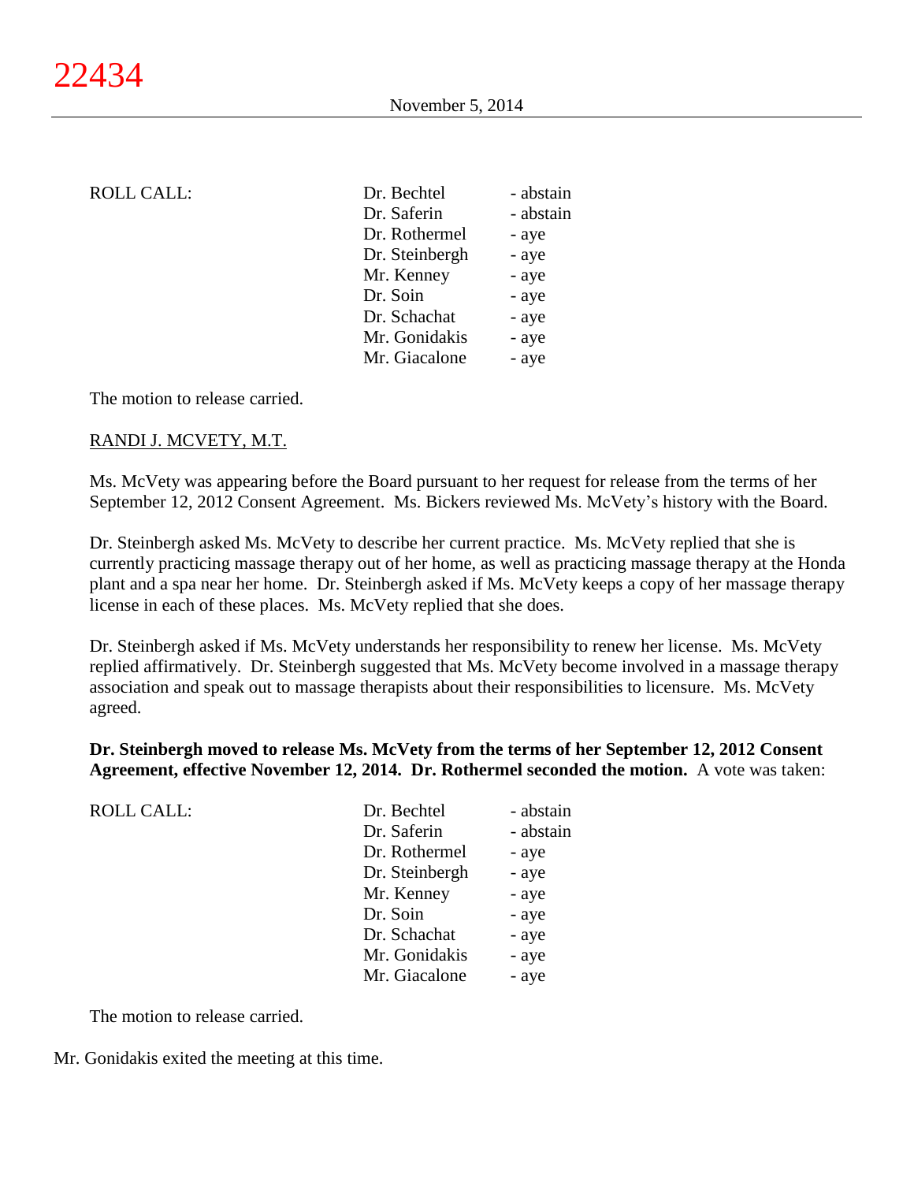ROLL CALL:

| | |
|---|---|
| Dr. Bechtel | - abstain |
| Dr. Saferin | - abstain |
| Dr. Rothermel | - aye |
| Dr. Steinbergh | - aye |
| Mr. Kenney | - aye |
| Dr. Soin | - aye |
| Dr. Schachat | - aye |
| Mr. Gonidakis | - aye |
| Mr. Giacalone | - aye |

The motion to release carried.

RANDI J. MCVETY, M.T.

Ms. McVety was appearing before the Board pursuant to her request for release from the terms of her September 12, 2012 Consent Agreement. Ms. Bickers reviewed Ms. McVety's history with the Board.

Dr. Steinbergh asked Ms. McVety to describe her current practice. Ms. McVety replied that she is currently practicing massage therapy out of her home, as well as practicing massage therapy at the Honda plant and a spa near her home. Dr. Steinbergh asked if Ms. McVety keeps a copy of her massage therapy license in each of these places. Ms. McVety replied that she does.

Dr. Steinbergh asked if Ms. McVety understands her responsibility to renew her license. Ms. McVety replied affirmatively. Dr. Steinbergh suggested that Ms. McVety become involved in a massage therapy association and speak out to massage therapists about their responsibilities to licensure. Ms. McVety agreed.

**Dr. Steinbergh moved to release Ms. McVety from the terms of her September 12, 2012 Consent Agreement, effective November 12, 2014. Dr. Rothermel seconded the motion.** A vote was taken:

ROLL CALL:

| | |
|---|---|
| Dr. Bechtel | - abstain |
| Dr. Saferin | - abstain |
| Dr. Rothermel | - aye |
| Dr. Steinbergh | - aye |
| Mr. Kenney | - aye |
| Dr. Soin | - aye |
| Dr. Schachat | - aye |
| Mr. Gonidakis | - aye |
| Mr. Giacalone | - aye |

The motion to release carried.

Mr. Gonidakis exited the meeting at this time.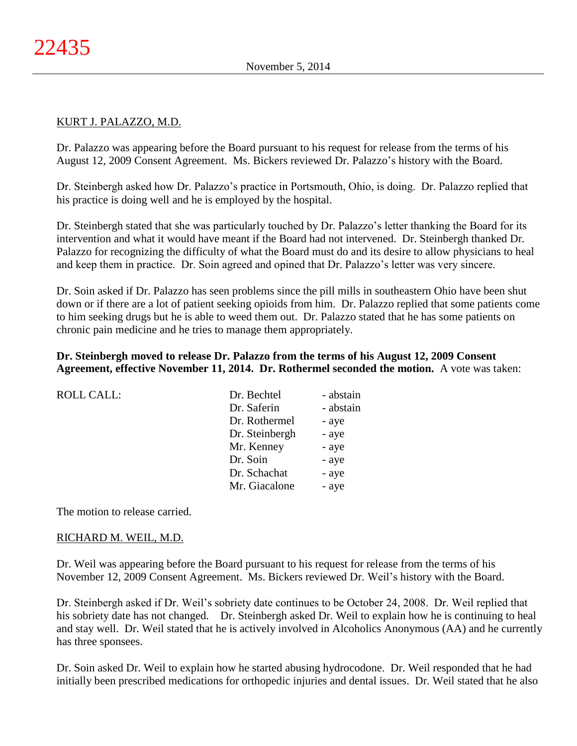KURT J. PALAZZO, M.D.

Dr. Palazzo was appearing before the Board pursuant to his request for release from the terms of his August 12, 2009 Consent Agreement. Ms. Bickers reviewed Dr. Palazzo's history with the Board.

Dr. Steinbergh asked how Dr. Palazzo's practice in Portsmouth, Ohio, is doing. Dr. Palazzo replied that his practice is doing well and he is employed by the hospital.

Dr. Steinbergh stated that she was particularly touched by Dr. Palazzo's letter thanking the Board for its intervention and what it would have meant if the Board had not intervened. Dr. Steinbergh thanked Dr. Palazzo for recognizing the difficulty of what the Board must do and its desire to allow physicians to heal and keep them in practice. Dr. Soin agreed and opined that Dr. Palazzo's letter was very sincere.

Dr. Soin asked if Dr. Palazzo has seen problems since the pill mills in southeastern Ohio have been shut down or if there are a lot of patient seeking opioids from him. Dr. Palazzo replied that some patients come to him seeking drugs but he is able to weed them out. Dr. Palazzo stated that he has some patients on chronic pain medicine and he tries to manage them appropriately.

**Dr. Steinbergh moved to release Dr. Palazzo from the terms of his August 12, 2009 Consent Agreement, effective November 11, 2014. Dr. Rothermel seconded the motion.** A vote was taken:

| ROLL CALL: | Dr. Bechtel | - abstain |
|---|---|---|
| | Dr. Saferin | - abstain |
| | Dr. Rothermel | - aye |
| | Dr. Steinbergh | - aye |
| | Mr. Kenney | - aye |
| | Dr. Soin | - aye |
| | Dr. Schachat | - aye |
| | Mr. Giacalone | - aye |

The motion to release carried.

RICHARD M. WEIL, M.D.

Dr. Weil was appearing before the Board pursuant to his request for release from the terms of his November 12, 2009 Consent Agreement. Ms. Bickers reviewed Dr. Weil's history with the Board.

Dr. Steinbergh asked if Dr. Weil's sobriety date continues to be October 24, 2008. Dr. Weil replied that his sobriety date has not changed. Dr. Steinbergh asked Dr. Weil to explain how he is continuing to heal and stay well. Dr. Weil stated that he is actively involved in Alcoholics Anonymous (AA) and he currently has three sponsees.

Dr. Soin asked Dr. Weil to explain how he started abusing hydrocodone. Dr. Weil responded that he had initially been prescribed medications for orthopedic injuries and dental issues. Dr. Weil stated that he also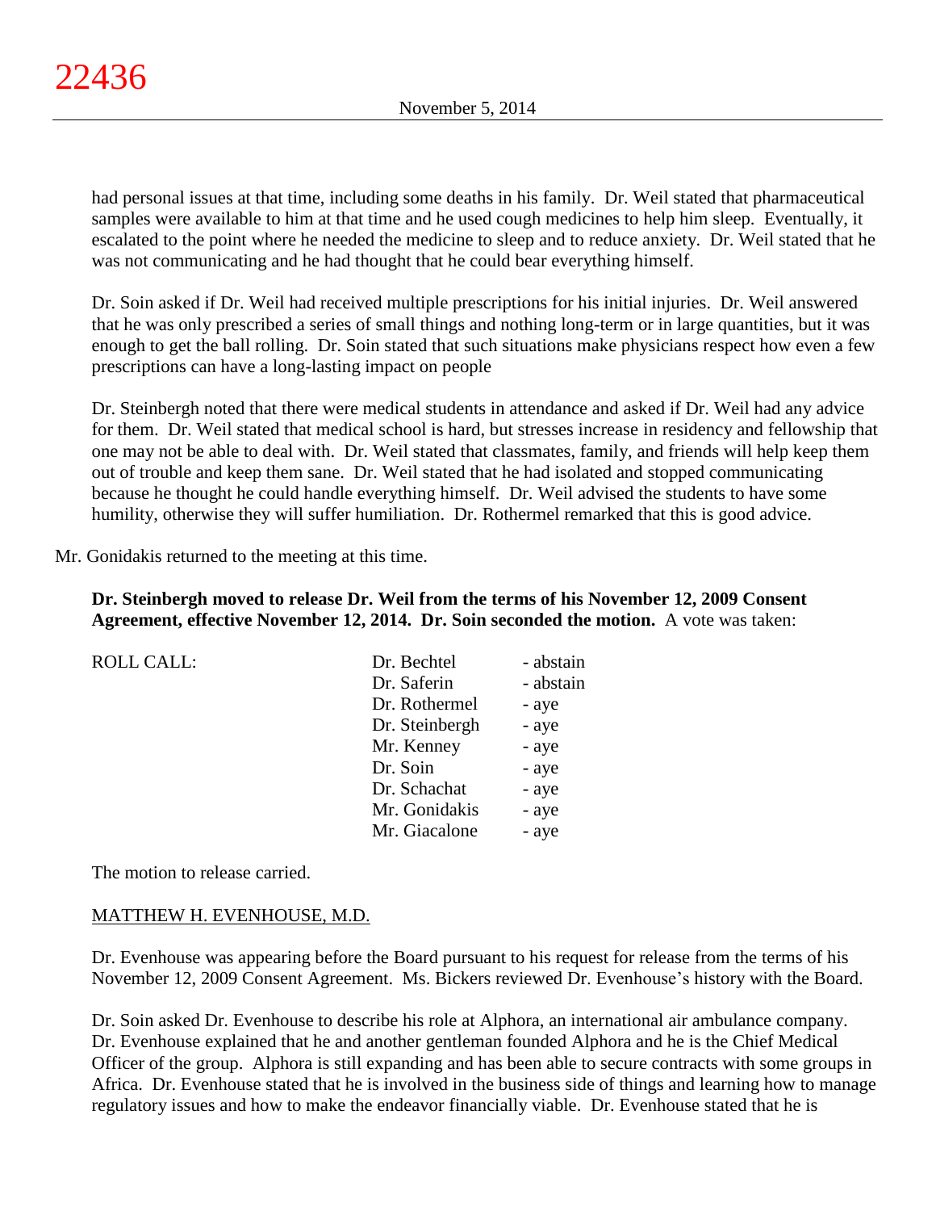had personal issues at that time, including some deaths in his family. Dr. Weil stated that pharmaceutical samples were available to him at that time and he used cough medicines to help him sleep. Eventually, it escalated to the point where he needed the medicine to sleep and to reduce anxiety. Dr. Weil stated that he was not communicating and he had thought that he could bear everything himself.

Dr. Soin asked if Dr. Weil had received multiple prescriptions for his initial injuries. Dr. Weil answered that he was only prescribed a series of small things and nothing long-term or in large quantities, but it was enough to get the ball rolling. Dr. Soin stated that such situations make physicians respect how even a few prescriptions can have a long-lasting impact on people

Dr. Steinbergh noted that there were medical students in attendance and asked if Dr. Weil had any advice for them. Dr. Weil stated that medical school is hard, but stresses increase in residency and fellowship that one may not be able to deal with. Dr. Weil stated that classmates, family, and friends will help keep them out of trouble and keep them sane. Dr. Weil stated that he had isolated and stopped communicating because he thought he could handle everything himself. Dr. Weil advised the students to have some humility, otherwise they will suffer humiliation. Dr. Rothermel remarked that this is good advice.

Mr. Gonidakis returned to the meeting at this time.

**Dr. Steinbergh moved to release Dr. Weil from the terms of his November 12, 2009 Consent Agreement, effective November 12, 2014. Dr. Soin seconded the motion.** A vote was taken:

| ROLL CALL: | Dr. Bechtel | - abstain |
|---|---|---|
| | Dr. Saferin | - abstain |
| | Dr. Rothermel | - aye |
| | Dr. Steinbergh | - aye |
| | Mr. Kenney | - aye |
| | Dr. Soin | - aye |
| | Dr. Schachat | - aye |
| | Mr. Gonidakis | - aye |
| | Mr. Giacalone | - aye |

The motion to release carried.

MATTHEW H. EVENHOUSE, M.D.

Dr. Evenhouse was appearing before the Board pursuant to his request for release from the terms of his November 12, 2009 Consent Agreement. Ms. Bickers reviewed Dr. Evenhouse's history with the Board.

Dr. Soin asked Dr. Evenhouse to describe his role at Alphora, an international air ambulance company. Dr. Evenhouse explained that he and another gentleman founded Alphora and he is the Chief Medical Officer of the group. Alphora is still expanding and has been able to secure contracts with some groups in Africa. Dr. Evenhouse stated that he is involved in the business side of things and learning how to manage regulatory issues and how to make the endeavor financially viable. Dr. Evenhouse stated that he is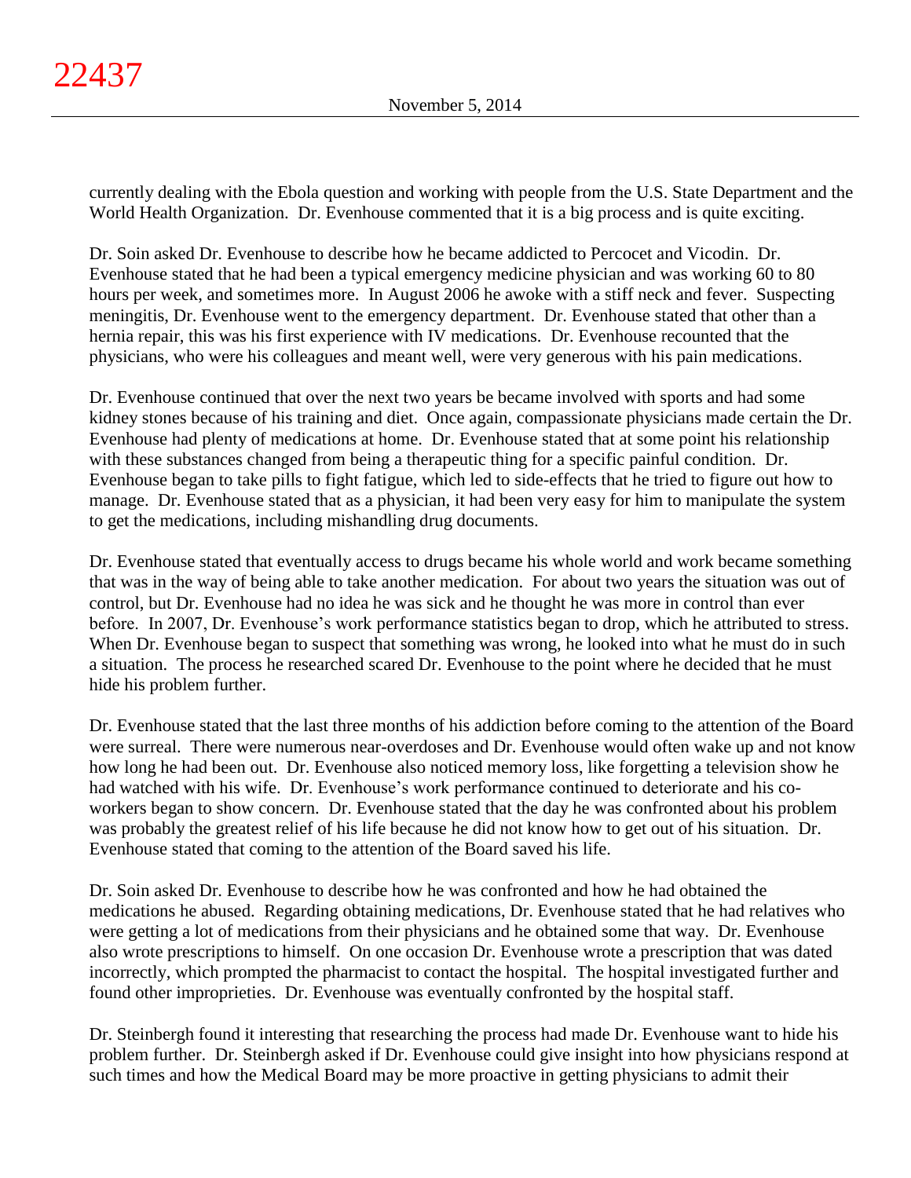currently dealing with the Ebola question and working with people from the U.S. State Department and the World Health Organization. Dr. Evenhouse commented that it is a big process and is quite exciting.

Dr. Soin asked Dr. Evenhouse to describe how he became addicted to Percocet and Vicodin. Dr. Evenhouse stated that he had been a typical emergency medicine physician and was working 60 to 80 hours per week, and sometimes more. In August 2006 he awoke with a stiff neck and fever. Suspecting meningitis, Dr. Evenhouse went to the emergency department. Dr. Evenhouse stated that other than a hernia repair, this was his first experience with IV medications. Dr. Evenhouse recounted that the physicians, who were his colleagues and meant well, were very generous with his pain medications.

Dr. Evenhouse continued that over the next two years be became involved with sports and had some kidney stones because of his training and diet. Once again, compassionate physicians made certain the Dr. Evenhouse had plenty of medications at home. Dr. Evenhouse stated that at some point his relationship with these substances changed from being a therapeutic thing for a specific painful condition. Dr. Evenhouse began to take pills to fight fatigue, which led to side-effects that he tried to figure out how to manage. Dr. Evenhouse stated that as a physician, it had been very easy for him to manipulate the system to get the medications, including mishandling drug documents.

Dr. Evenhouse stated that eventually access to drugs became his whole world and work became something that was in the way of being able to take another medication. For about two years the situation was out of control, but Dr. Evenhouse had no idea he was sick and he thought he was more in control than ever before. In 2007, Dr. Evenhouse's work performance statistics began to drop, which he attributed to stress. When Dr. Evenhouse began to suspect that something was wrong, he looked into what he must do in such a situation. The process he researched scared Dr. Evenhouse to the point where he decided that he must hide his problem further.

Dr. Evenhouse stated that the last three months of his addiction before coming to the attention of the Board were surreal. There were numerous near-overdoses and Dr. Evenhouse would often wake up and not know how long he had been out. Dr. Evenhouse also noticed memory loss, like forgetting a television show he had watched with his wife. Dr. Evenhouse's work performance continued to deteriorate and his co-workers began to show concern. Dr. Evenhouse stated that the day he was confronted about his problem was probably the greatest relief of his life because he did not know how to get out of his situation. Dr. Evenhouse stated that coming to the attention of the Board saved his life.

Dr. Soin asked Dr. Evenhouse to describe how he was confronted and how he had obtained the medications he abused. Regarding obtaining medications, Dr. Evenhouse stated that he had relatives who were getting a lot of medications from their physicians and he obtained some that way. Dr. Evenhouse also wrote prescriptions to himself. On one occasion Dr. Evenhouse wrote a prescription that was dated incorrectly, which prompted the pharmacist to contact the hospital. The hospital investigated further and found other improprieties. Dr. Evenhouse was eventually confronted by the hospital staff.

Dr. Steinbergh found it interesting that researching the process had made Dr. Evenhouse want to hide his problem further. Dr. Steinbergh asked if Dr. Evenhouse could give insight into how physicians respond at such times and how the Medical Board may be more proactive in getting physicians to admit their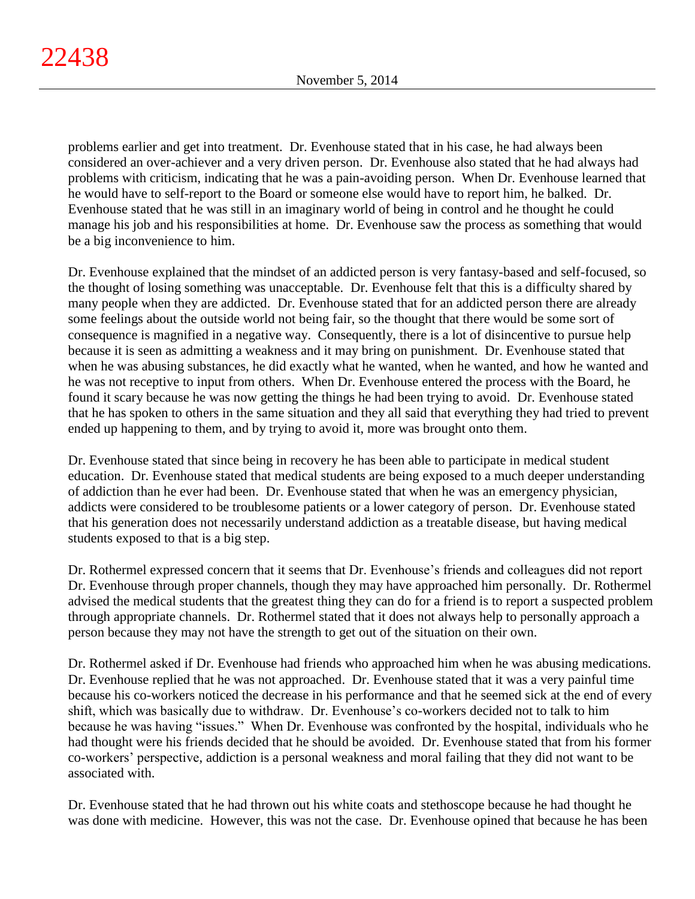problems earlier and get into treatment. Dr. Evenhouse stated that in his case, he had always been considered an over-achiever and a very driven person. Dr. Evenhouse also stated that he had always had problems with criticism, indicating that he was a pain-avoiding person. When Dr. Evenhouse learned that he would have to self-report to the Board or someone else would have to report him, he balked. Dr. Evenhouse stated that he was still in an imaginary world of being in control and he thought he could manage his job and his responsibilities at home. Dr. Evenhouse saw the process as something that would be a big inconvenience to him.

Dr. Evenhouse explained that the mindset of an addicted person is very fantasy-based and self-focused, so the thought of losing something was unacceptable. Dr. Evenhouse felt that this is a difficulty shared by many people when they are addicted. Dr. Evenhouse stated that for an addicted person there are already some feelings about the outside world not being fair, so the thought that there would be some sort of consequence is magnified in a negative way. Consequently, there is a lot of disincentive to pursue help because it is seen as admitting a weakness and it may bring on punishment. Dr. Evenhouse stated that when he was abusing substances, he did exactly what he wanted, when he wanted, and how he wanted and he was not receptive to input from others. When Dr. Evenhouse entered the process with the Board, he found it scary because he was now getting the things he had been trying to avoid. Dr. Evenhouse stated that he has spoken to others in the same situation and they all said that everything they had tried to prevent ended up happening to them, and by trying to avoid it, more was brought onto them.

Dr. Evenhouse stated that since being in recovery he has been able to participate in medical student education. Dr. Evenhouse stated that medical students are being exposed to a much deeper understanding of addiction than he ever had been. Dr. Evenhouse stated that when he was an emergency physician, addicts were considered to be troublesome patients or a lower category of person. Dr. Evenhouse stated that his generation does not necessarily understand addiction as a treatable disease, but having medical students exposed to that is a big step.

Dr. Rothermel expressed concern that it seems that Dr. Evenhouse's friends and colleagues did not report Dr. Evenhouse through proper channels, though they may have approached him personally. Dr. Rothermel advised the medical students that the greatest thing they can do for a friend is to report a suspected problem through appropriate channels. Dr. Rothermel stated that it does not always help to personally approach a person because they may not have the strength to get out of the situation on their own.

Dr. Rothermel asked if Dr. Evenhouse had friends who approached him when he was abusing medications. Dr. Evenhouse replied that he was not approached. Dr. Evenhouse stated that it was a very painful time because his co-workers noticed the decrease in his performance and that he seemed sick at the end of every shift, which was basically due to withdraw. Dr. Evenhouse's co-workers decided not to talk to him because he was having "issues." When Dr. Evenhouse was confronted by the hospital, individuals who he had thought were his friends decided that he should be avoided. Dr. Evenhouse stated that from his former co-workers' perspective, addiction is a personal weakness and moral failing that they did not want to be associated with.

Dr. Evenhouse stated that he had thrown out his white coats and stethoscope because he had thought he was done with medicine. However, this was not the case. Dr. Evenhouse opined that because he has been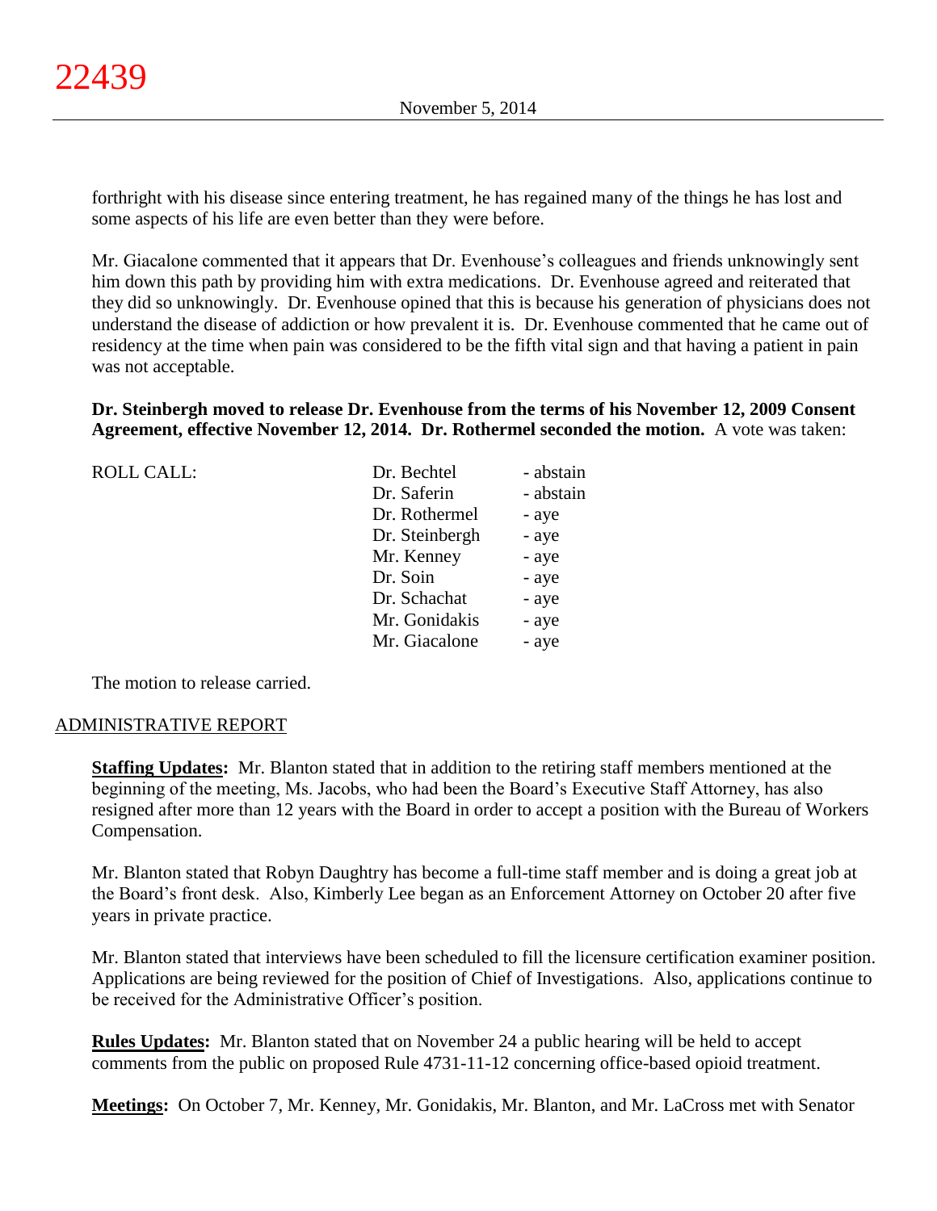forthright with his disease since entering treatment, he has regained many of the things he has lost and some aspects of his life are even better than they were before.

Mr. Giacalone commented that it appears that Dr. Evenhouse's colleagues and friends unknowingly sent him down this path by providing him with extra medications. Dr. Evenhouse agreed and reiterated that they did so unknowingly. Dr. Evenhouse opined that this is because his generation of physicians does not understand the disease of addiction or how prevalent it is. Dr. Evenhouse commented that he came out of residency at the time when pain was considered to be the fifth vital sign and that having a patient in pain was not acceptable.

**Dr. Steinbergh moved to release Dr. Evenhouse from the terms of his November 12, 2009 Consent Agreement, effective November 12, 2014. Dr. Rothermel seconded the motion.** A vote was taken:

| ROLL CALL: | Dr. Bechtel | - abstain |
|---|---|---|
| | Dr. Saferin | - abstain |
| | Dr. Rothermel | - aye |
| | Dr. Steinbergh | - aye |
| | Mr. Kenney | - aye |
| | Dr. Soin | - aye |
| | Dr. Schachat | - aye |
| | Mr. Gonidakis | - aye |
| | Mr. Giacalone | - aye |

The motion to release carried.

## ADMINISTRATIVE REPORT

**Staffing Updates:** Mr. Blanton stated that in addition to the retiring staff members mentioned at the beginning of the meeting, Ms. Jacobs, who had been the Board's Executive Staff Attorney, has also resigned after more than 12 years with the Board in order to accept a position with the Bureau of Workers Compensation.

Mr. Blanton stated that Robyn Daughtry has become a full-time staff member and is doing a great job at the Board's front desk. Also, Kimberly Lee began as an Enforcement Attorney on October 20 after five years in private practice.

Mr. Blanton stated that interviews have been scheduled to fill the licensure certification examiner position. Applications are being reviewed for the position of Chief of Investigations. Also, applications continue to be received for the Administrative Officer's position.

**Rules Updates:** Mr. Blanton stated that on November 24 a public hearing will be held to accept comments from the public on proposed Rule 4731-11-12 concerning office-based opioid treatment.

**Meetings:** On October 7, Mr. Kenney, Mr. Gonidakis, Mr. Blanton, and Mr. LaCross met with Senator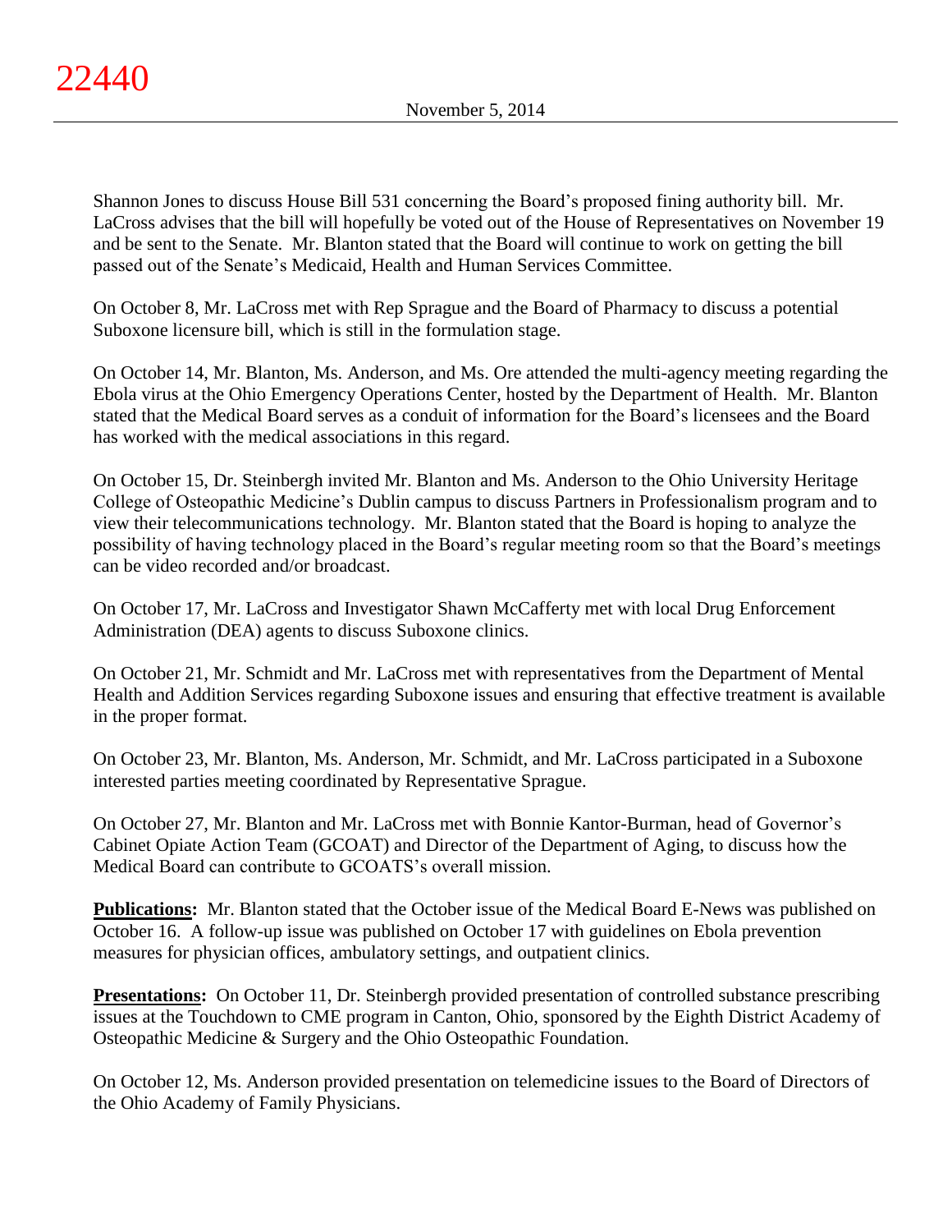Shannon Jones to discuss House Bill 531 concerning the Board's proposed fining authority bill. Mr. LaCross advises that the bill will hopefully be voted out of the House of Representatives on November 19 and be sent to the Senate. Mr. Blanton stated that the Board will continue to work on getting the bill passed out of the Senate's Medicaid, Health and Human Services Committee.

On October 8, Mr. LaCross met with Rep Sprague and the Board of Pharmacy to discuss a potential Suboxone licensure bill, which is still in the formulation stage.

On October 14, Mr. Blanton, Ms. Anderson, and Ms. Ore attended the multi-agency meeting regarding the Ebola virus at the Ohio Emergency Operations Center, hosted by the Department of Health. Mr. Blanton stated that the Medical Board serves as a conduit of information for the Board's licensees and the Board has worked with the medical associations in this regard.

On October 15, Dr. Steinbergh invited Mr. Blanton and Ms. Anderson to the Ohio University Heritage College of Osteopathic Medicine's Dublin campus to discuss Partners in Professionalism program and to view their telecommunications technology. Mr. Blanton stated that the Board is hoping to analyze the possibility of having technology placed in the Board's regular meeting room so that the Board's meetings can be video recorded and/or broadcast.

On October 17, Mr. LaCross and Investigator Shawn McCafferty met with local Drug Enforcement Administration (DEA) agents to discuss Suboxone clinics.

On October 21, Mr. Schmidt and Mr. LaCross met with representatives from the Department of Mental Health and Addition Services regarding Suboxone issues and ensuring that effective treatment is available in the proper format.

On October 23, Mr. Blanton, Ms. Anderson, Mr. Schmidt, and Mr. LaCross participated in a Suboxone interested parties meeting coordinated by Representative Sprague.

On October 27, Mr. Blanton and Mr. LaCross met with Bonnie Kantor-Burman, head of Governor's Cabinet Opiate Action Team (GCOAT) and Director of the Department of Aging, to discuss how the Medical Board can contribute to GCOATS's overall mission.

**Publications:** Mr. Blanton stated that the October issue of the Medical Board E-News was published on October 16. A follow-up issue was published on October 17 with guidelines on Ebola prevention measures for physician offices, ambulatory settings, and outpatient clinics.

**Presentations:** On October 11, Dr. Steinbergh provided presentation of controlled substance prescribing issues at the Touchdown to CME program in Canton, Ohio, sponsored by the Eighth District Academy of Osteopathic Medicine & Surgery and the Ohio Osteopathic Foundation.

On October 12, Ms. Anderson provided presentation on telemedicine issues to the Board of Directors of the Ohio Academy of Family Physicians.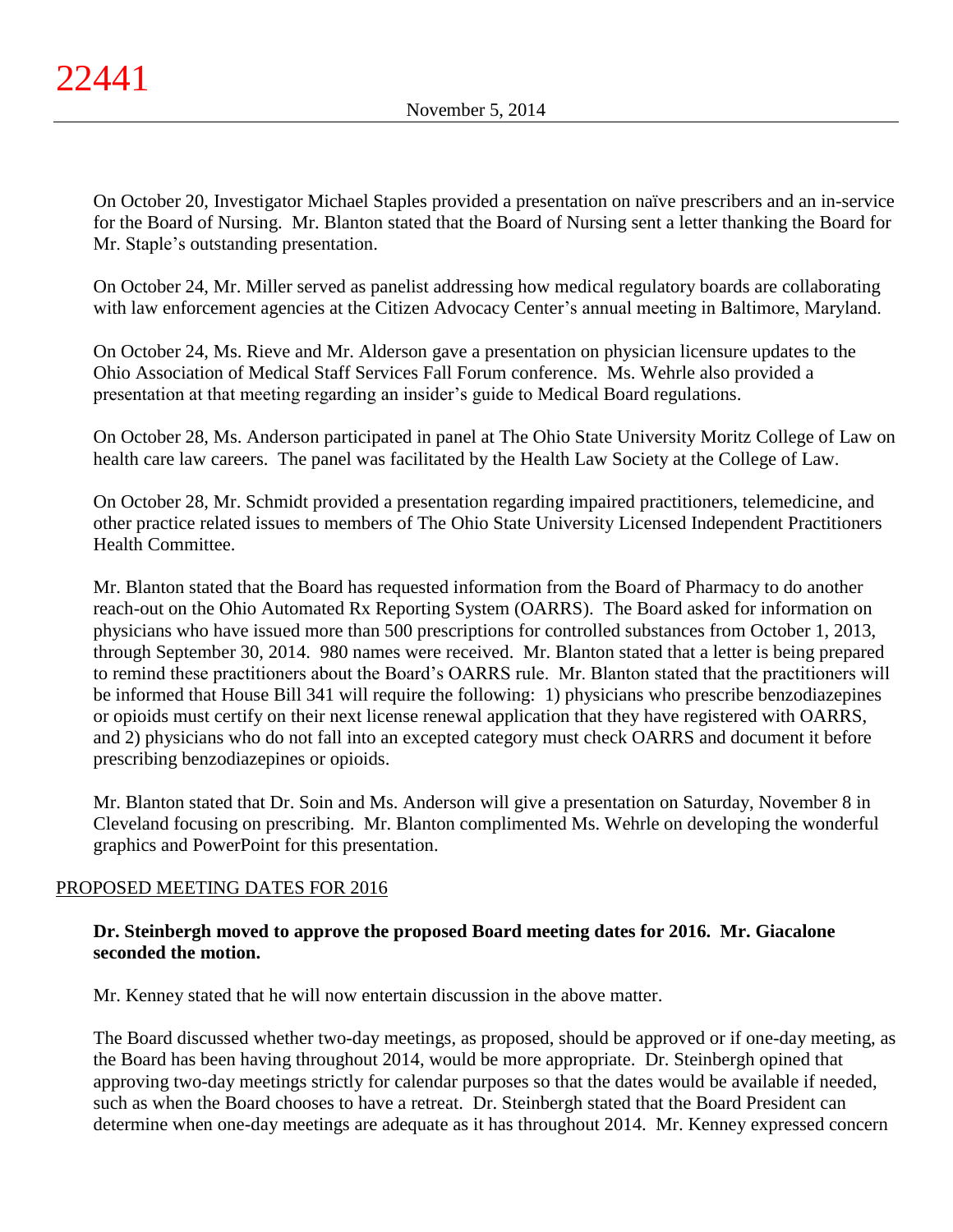On October 20, Investigator Michael Staples provided a presentation on naïve prescribers and an in-service for the Board of Nursing. Mr. Blanton stated that the Board of Nursing sent a letter thanking the Board for Mr. Staple's outstanding presentation.

On October 24, Mr. Miller served as panelist addressing how medical regulatory boards are collaborating with law enforcement agencies at the Citizen Advocacy Center's annual meeting in Baltimore, Maryland.

On October 24, Ms. Rieve and Mr. Alderson gave a presentation on physician licensure updates to the Ohio Association of Medical Staff Services Fall Forum conference. Ms. Wehrle also provided a presentation at that meeting regarding an insider's guide to Medical Board regulations.

On October 28, Ms. Anderson participated in panel at The Ohio State University Moritz College of Law on health care law careers. The panel was facilitated by the Health Law Society at the College of Law.

On October 28, Mr. Schmidt provided a presentation regarding impaired practitioners, telemedicine, and other practice related issues to members of The Ohio State University Licensed Independent Practitioners Health Committee.

Mr. Blanton stated that the Board has requested information from the Board of Pharmacy to do another reach-out on the Ohio Automated Rx Reporting System (OARRS). The Board asked for information on physicians who have issued more than 500 prescriptions for controlled substances from October 1, 2013, through September 30, 2014. 980 names were received. Mr. Blanton stated that a letter is being prepared to remind these practitioners about the Board's OARRS rule. Mr. Blanton stated that the practitioners will be informed that House Bill 341 will require the following: 1) physicians who prescribe benzodiazepines or opioids must certify on their next license renewal application that they have registered with OARRS, and 2) physicians who do not fall into an excepted category must check OARRS and document it before prescribing benzodiazepines or opioids.

Mr. Blanton stated that Dr. Soin and Ms. Anderson will give a presentation on Saturday, November 8 in Cleveland focusing on prescribing. Mr. Blanton complimented Ms. Wehrle on developing the wonderful graphics and PowerPoint for this presentation.

## PROPOSED MEETING DATES FOR 2016

**Dr. Steinbergh moved to approve the proposed Board meeting dates for 2016. Mr. Giacalone seconded the motion.**

Mr. Kenney stated that he will now entertain discussion in the above matter.

The Board discussed whether two-day meetings, as proposed, should be approved or if one-day meeting, as the Board has been having throughout 2014, would be more appropriate. Dr. Steinbergh opined that approving two-day meetings strictly for calendar purposes so that the dates would be available if needed, such as when the Board chooses to have a retreat. Dr. Steinbergh stated that the Board President can determine when one-day meetings are adequate as it has throughout 2014. Mr. Kenney expressed concern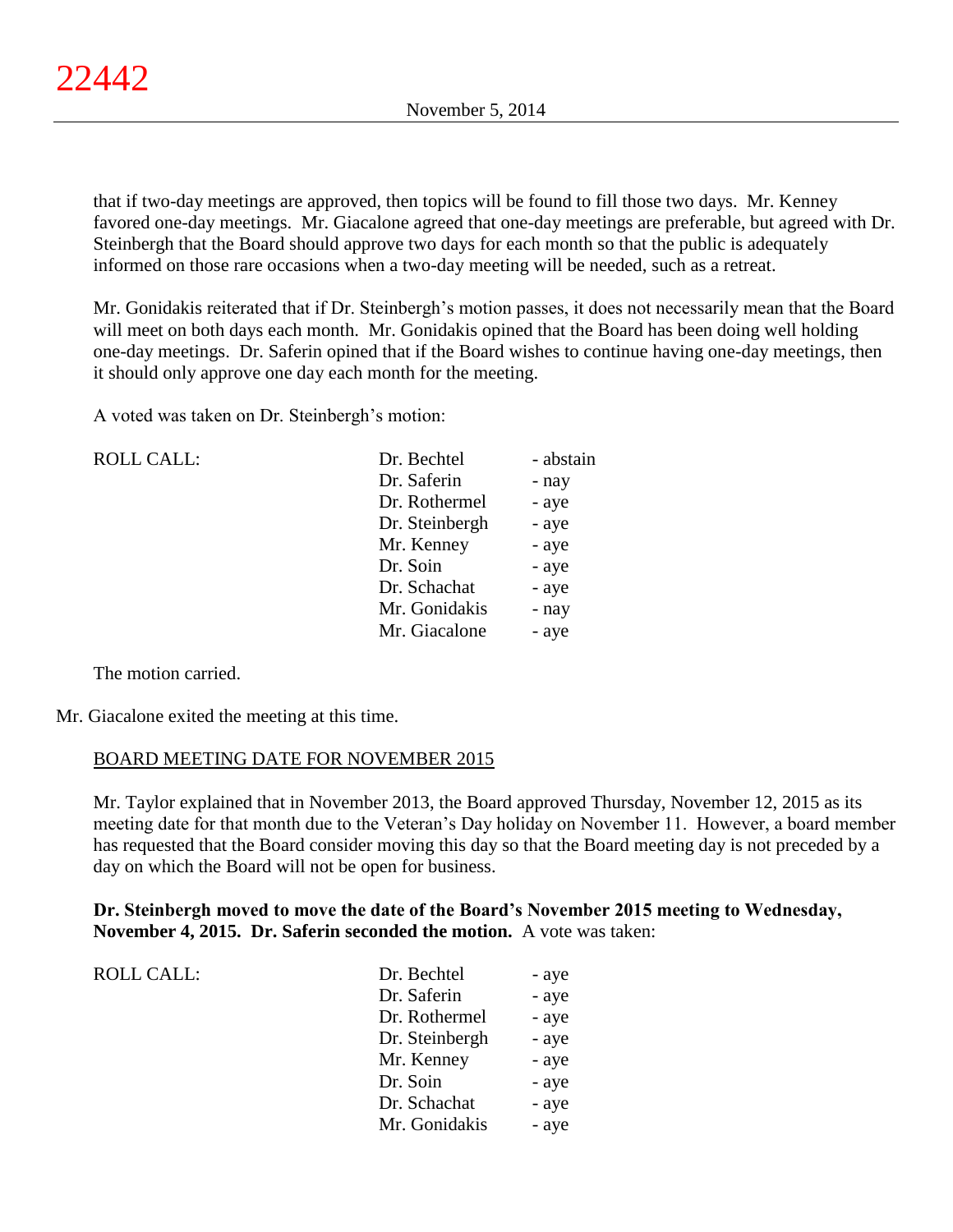that if two-day meetings are approved, then topics will be found to fill those two days. Mr. Kenney favored one-day meetings. Mr. Giacalone agreed that one-day meetings are preferable, but agreed with Dr. Steinbergh that the Board should approve two days for each month so that the public is adequately informed on those rare occasions when a two-day meeting will be needed, such as a retreat.

Mr. Gonidakis reiterated that if Dr. Steinbergh's motion passes, it does not necessarily mean that the Board will meet on both days each month. Mr. Gonidakis opined that the Board has been doing well holding one-day meetings. Dr. Saferin opined that if the Board wishes to continue having one-day meetings, then it should only approve one day each month for the meeting.

A voted was taken on Dr. Steinbergh's motion:

| ROLL CALL: | Dr. Bechtel | - abstain |
|---|---|---|
| | Dr. Saferin | - nay |
| | Dr. Rothermel | - aye |
| | Dr. Steinbergh | - aye |
| | Mr. Kenney | - aye |
| | Dr. Soin | - aye |
| | Dr. Schachat | - aye |
| | Mr. Gonidakis | - nay |
| | Mr. Giacalone | - aye |

The motion carried.

Mr. Giacalone exited the meeting at this time.

BOARD MEETING DATE FOR NOVEMBER 2015

Mr. Taylor explained that in November 2013, the Board approved Thursday, November 12, 2015 as its meeting date for that month due to the Veteran's Day holiday on November 11. However, a board member has requested that the Board consider moving this day so that the Board meeting day is not preceded by a day on which the Board will not be open for business.

**Dr. Steinbergh moved to move the date of the Board's November 2015 meeting to Wednesday, November 4, 2015. Dr. Saferin seconded the motion.** A vote was taken:

| ROLL CALL: | Dr. Bechtel | - aye |
|---|---|---|
| | Dr. Saferin | - aye |
| | Dr. Rothermel | - aye |
| | Dr. Steinbergh | - aye |
| | Mr. Kenney | - aye |
| | Dr. Soin | - aye |
| | Dr. Schachat | - aye |
| | Mr. Gonidakis | - aye |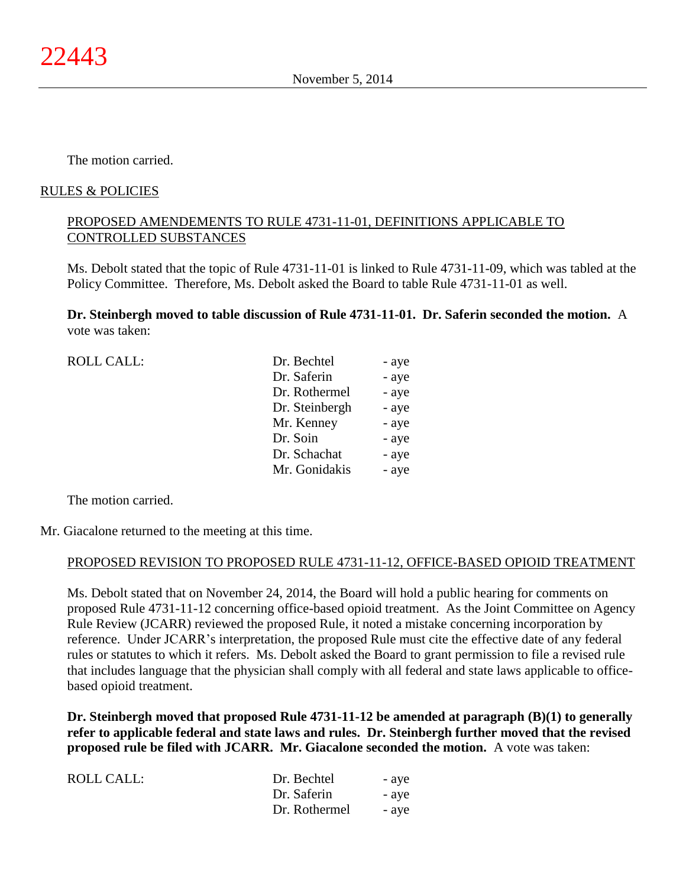The motion carried.

RULES & POLICIES

PROPOSED AMENDEMENTS TO RULE 4731-11-01, DEFINITIONS APPLICABLE TO CONTROLLED SUBSTANCES

Ms. Debolt stated that the topic of Rule 4731-11-01 is linked to Rule 4731-11-09, which was tabled at the Policy Committee. Therefore, Ms. Debolt asked the Board to table Rule 4731-11-01 as well.

**Dr. Steinbergh moved to table discussion of Rule 4731-11-01. Dr. Saferin seconded the motion.** A vote was taken:

| ROLL CALL: | | |
|---|---|---|
| | Dr. Bechtel | - aye |
| | Dr. Saferin | - aye |
| | Dr. Rothermel | - aye |
| | Dr. Steinbergh | - aye |
| | Mr. Kenney | - aye |
| | Dr. Soin | - aye |
| | Dr. Schachat | - aye |
| | Mr. Gonidakis | - aye |

The motion carried.

Mr. Giacalone returned to the meeting at this time.

PROPOSED REVISION TO PROPOSED RULE 4731-11-12, OFFICE-BASED OPIOID TREATMENT

Ms. Debolt stated that on November 24, 2014, the Board will hold a public hearing for comments on proposed Rule 4731-11-12 concerning office-based opioid treatment. As the Joint Committee on Agency Rule Review (JCARR) reviewed the proposed Rule, it noted a mistake concerning incorporation by reference. Under JCARR's interpretation, the proposed Rule must cite the effective date of any federal rules or statutes to which it refers. Ms. Debolt asked the Board to grant permission to file a revised rule that includes language that the physician shall comply with all federal and state laws applicable to office-based opioid treatment.

**Dr. Steinbergh moved that proposed Rule 4731-11-12 be amended at paragraph (B)(1) to generally refer to applicable federal and state laws and rules. Dr. Steinbergh further moved that the revised proposed rule be filed with JCARR. Mr. Giacalone seconded the motion.** A vote was taken:

| ROLL CALL: | | |
|---|---|---|
| | Dr. Bechtel | - aye |
| | Dr. Saferin | - aye |
| | Dr. Rothermel | - aye |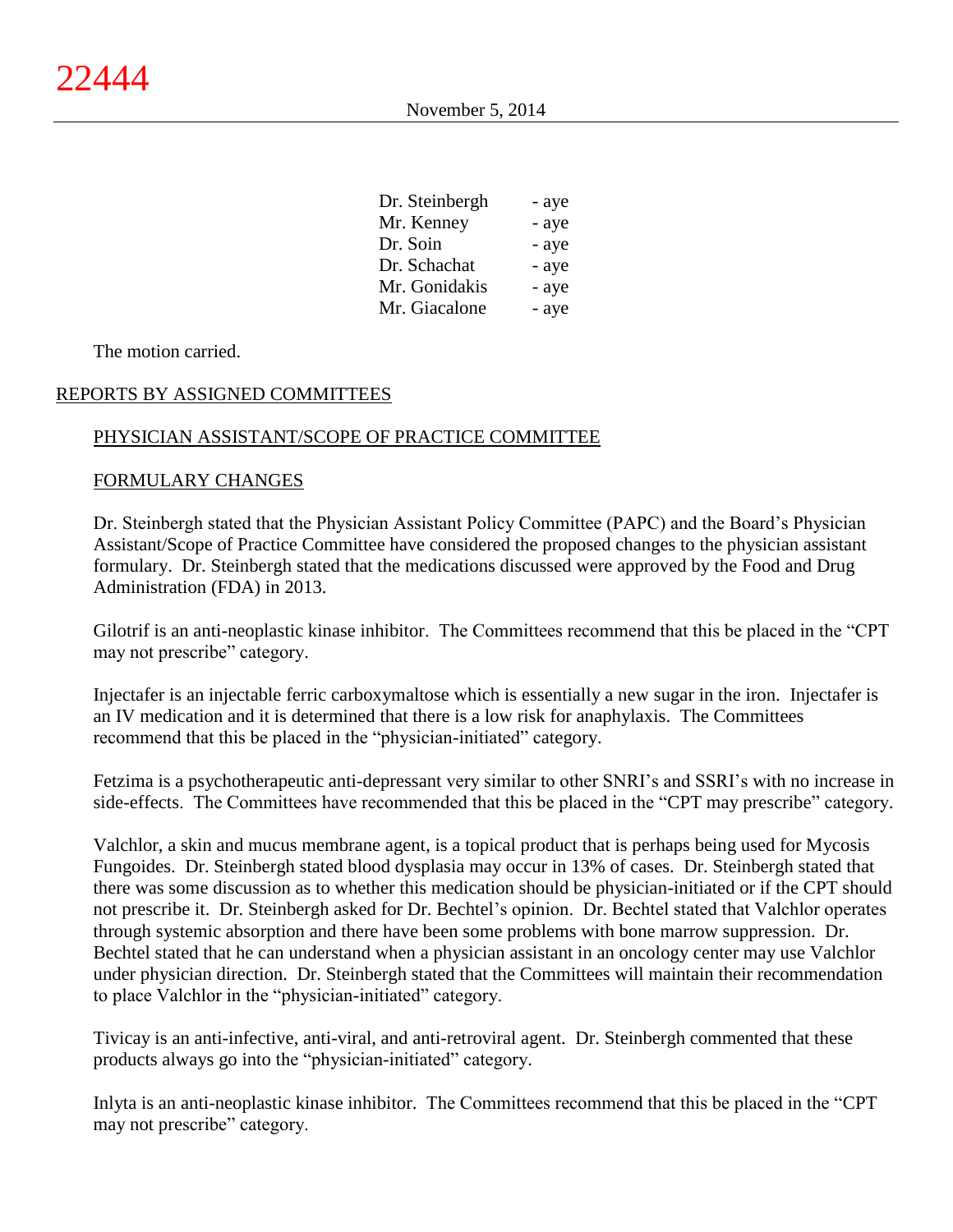| | |
|---|---|
| Dr. Steinbergh | - aye |
| Mr. Kenney | - aye |
| Dr. Soin | - aye |
| Dr. Schachat | - aye |
| Mr. Gonidakis | - aye |
| Mr. Giacalone | - aye |

The motion carried.

## REPORTS BY ASSIGNED COMMITTEES

### PHYSICIAN ASSISTANT/SCOPE OF PRACTICE COMMITTEE

### FORMULARY CHANGES

Dr. Steinbergh stated that the Physician Assistant Policy Committee (PAPC) and the Board's Physician Assistant/Scope of Practice Committee have considered the proposed changes to the physician assistant formulary. Dr. Steinbergh stated that the medications discussed were approved by the Food and Drug Administration (FDA) in 2013.

Gilotrif is an anti-neoplastic kinase inhibitor. The Committees recommend that this be placed in the "CPT may not prescribe" category.

Injectafer is an injectable ferric carboxymaltose which is essentially a new sugar in the iron. Injectafer is an IV medication and it is determined that there is a low risk for anaphylaxis. The Committees recommend that this be placed in the "physician-initiated" category.

Fetzima is a psychotherapeutic anti-depressant very similar to other SNRI's and SSRI's with no increase in side-effects. The Committees have recommended that this be placed in the "CPT may prescribe" category.

Valchlor, a skin and mucus membrane agent, is a topical product that is perhaps being used for Mycosis Fungoides. Dr. Steinbergh stated blood dysplasia may occur in 13% of cases. Dr. Steinbergh stated that there was some discussion as to whether this medication should be physician-initiated or if the CPT should not prescribe it. Dr. Steinbergh asked for Dr. Bechtel's opinion. Dr. Bechtel stated that Valchlor operates through systemic absorption and there have been some problems with bone marrow suppression. Dr. Bechtel stated that he can understand when a physician assistant in an oncology center may use Valchlor under physician direction. Dr. Steinbergh stated that the Committees will maintain their recommendation to place Valchlor in the "physician-initiated" category.

Tivicay is an anti-infective, anti-viral, and anti-retroviral agent. Dr. Steinbergh commented that these products always go into the "physician-initiated" category.

Inlyta is an anti-neoplastic kinase inhibitor. The Committees recommend that this be placed in the "CPT may not prescribe" category.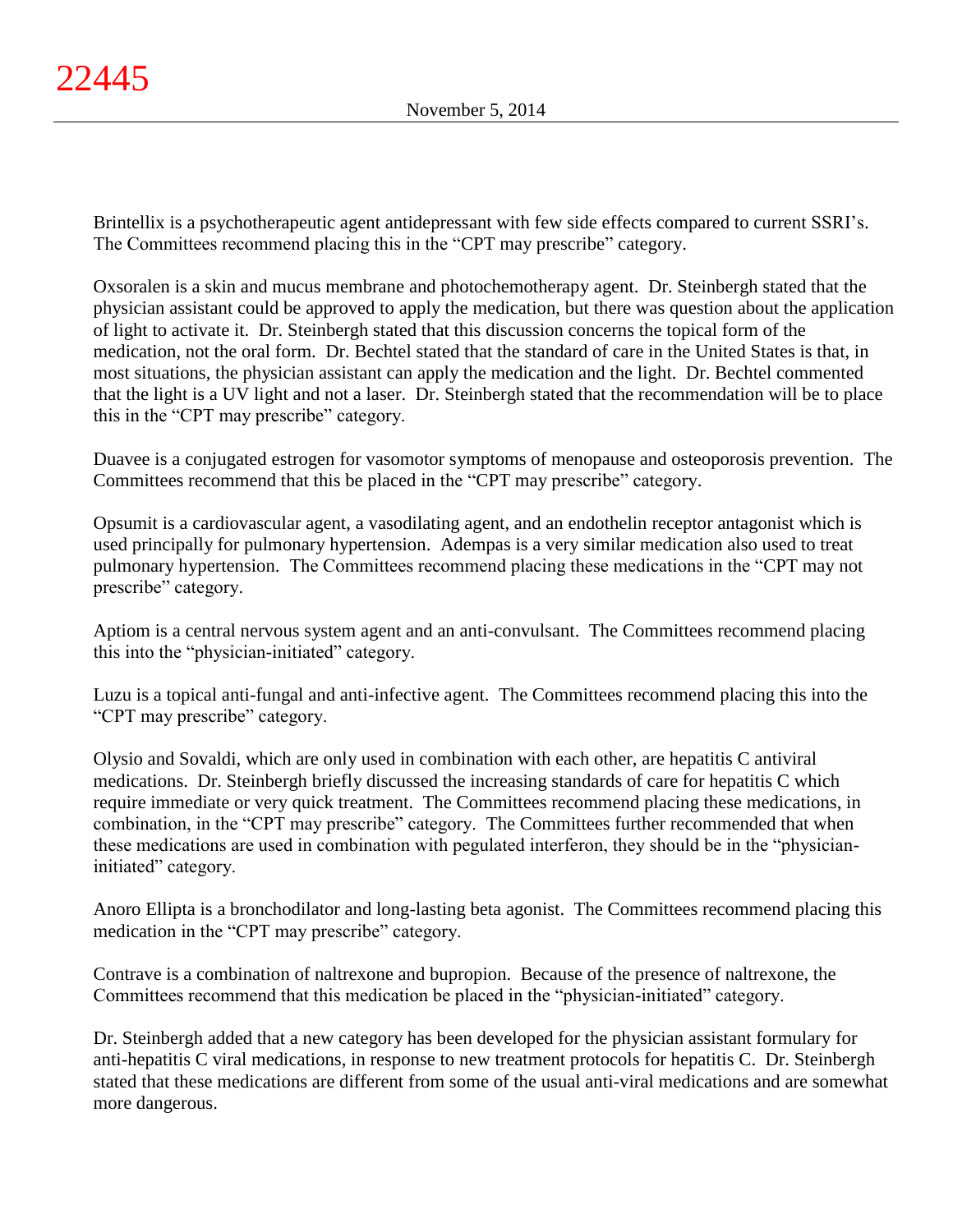Brintellix is a psychotherapeutic agent antidepressant with few side effects compared to current SSRI's. The Committees recommend placing this in the "CPT may prescribe" category.

Oxsoralen is a skin and mucus membrane and photochemotherapy agent. Dr. Steinbergh stated that the physician assistant could be approved to apply the medication, but there was question about the application of light to activate it. Dr. Steinbergh stated that this discussion concerns the topical form of the medication, not the oral form. Dr. Bechtel stated that the standard of care in the United States is that, in most situations, the physician assistant can apply the medication and the light. Dr. Bechtel commented that the light is a UV light and not a laser. Dr. Steinbergh stated that the recommendation will be to place this in the "CPT may prescribe" category.

Duavee is a conjugated estrogen for vasomotor symptoms of menopause and osteoporosis prevention. The Committees recommend that this be placed in the "CPT may prescribe" category.

Opsumit is a cardiovascular agent, a vasodilating agent, and an endothelin receptor antagonist which is used principally for pulmonary hypertension. Adempas is a very similar medication also used to treat pulmonary hypertension. The Committees recommend placing these medications in the "CPT may not prescribe" category.

Aptiom is a central nervous system agent and an anti-convulsant. The Committees recommend placing this into the "physician-initiated" category.

Luzu is a topical anti-fungal and anti-infective agent. The Committees recommend placing this into the "CPT may prescribe" category.

Olysio and Sovaldi, which are only used in combination with each other, are hepatitis C antiviral medications. Dr. Steinbergh briefly discussed the increasing standards of care for hepatitis C which require immediate or very quick treatment. The Committees recommend placing these medications, in combination, in the "CPT may prescribe" category. The Committees further recommended that when these medications are used in combination with pegulated interferon, they should be in the "physician-initiated" category.

Anoro Ellipta is a bronchodilator and long-lasting beta agonist. The Committees recommend placing this medication in the "CPT may prescribe" category.

Contrave is a combination of naltrexone and bupropion. Because of the presence of naltrexone, the Committees recommend that this medication be placed in the "physician-initiated" category.

Dr. Steinbergh added that a new category has been developed for the physician assistant formulary for anti-hepatitis C viral medications, in response to new treatment protocols for hepatitis C. Dr. Steinbergh stated that these medications are different from some of the usual anti-viral medications and are somewhat more dangerous.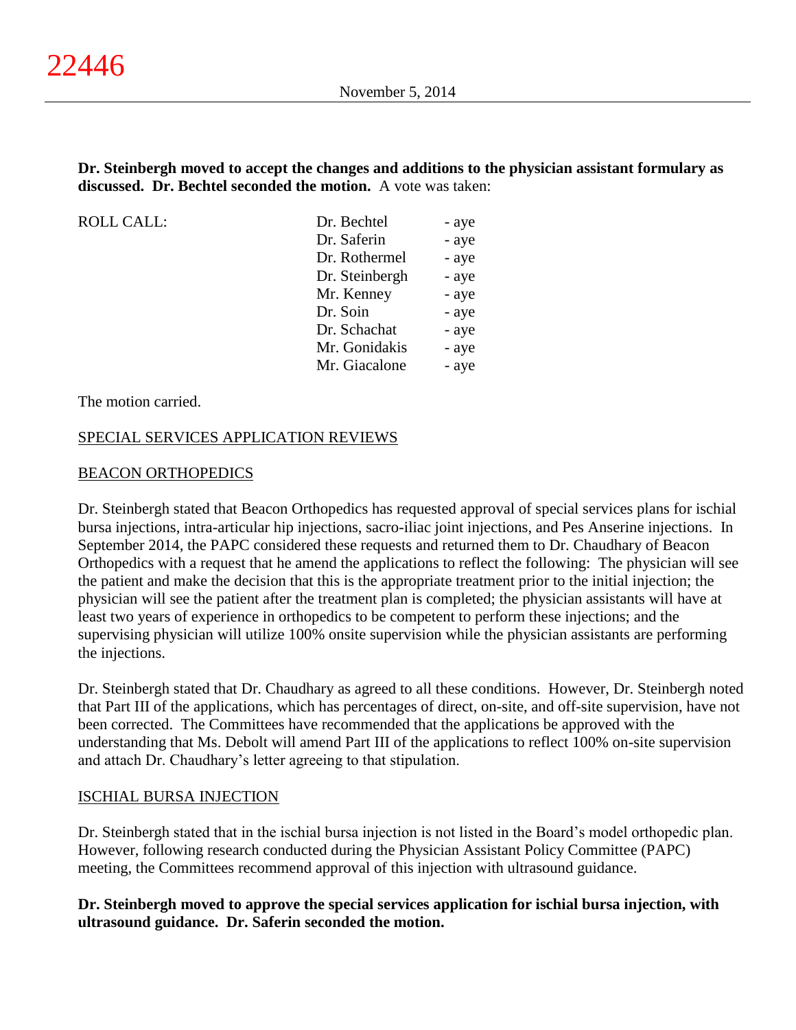**Dr. Steinbergh moved to accept the changes and additions to the physician assistant formulary as discussed. Dr. Bechtel seconded the motion.** A vote was taken:

| ROLL CALL: | | |
|---|---|---|
| | Dr. Bechtel | - aye |
| | Dr. Saferin | - aye |
| | Dr. Rothermel | - aye |
| | Dr. Steinbergh | - aye |
| | Mr. Kenney | - aye |
| | Dr. Soin | - aye |
| | Dr. Schachat | - aye |
| | Mr. Gonidakis | - aye |
| | Mr. Giacalone | - aye |

The motion carried.

SPECIAL SERVICES APPLICATION REVIEWS

BEACON ORTHOPEDICS

Dr. Steinbergh stated that Beacon Orthopedics has requested approval of special services plans for ischial bursa injections, intra-articular hip injections, sacro-iliac joint injections, and Pes Anserine injections. In September 2014, the PAPC considered these requests and returned them to Dr. Chaudhary of Beacon Orthopedics with a request that he amend the applications to reflect the following: The physician will see the patient and make the decision that this is the appropriate treatment prior to the initial injection; the physician will see the patient after the treatment plan is completed; the physician assistants will have at least two years of experience in orthopedics to be competent to perform these injections; and the supervising physician will utilize 100% onsite supervision while the physician assistants are performing the injections.

Dr. Steinbergh stated that Dr. Chaudhary as agreed to all these conditions. However, Dr. Steinbergh noted that Part III of the applications, which has percentages of direct, on-site, and off-site supervision, have not been corrected. The Committees have recommended that the applications be approved with the understanding that Ms. Debolt will amend Part III of the applications to reflect 100% on-site supervision and attach Dr. Chaudhary's letter agreeing to that stipulation.

ISCHIAL BURSA INJECTION

Dr. Steinbergh stated that in the ischial bursa injection is not listed in the Board's model orthopedic plan. However, following research conducted during the Physician Assistant Policy Committee (PAPC) meeting, the Committees recommend approval of this injection with ultrasound guidance.

**Dr. Steinbergh moved to approve the special services application for ischial bursa injection, with ultrasound guidance. Dr. Saferin seconded the motion.**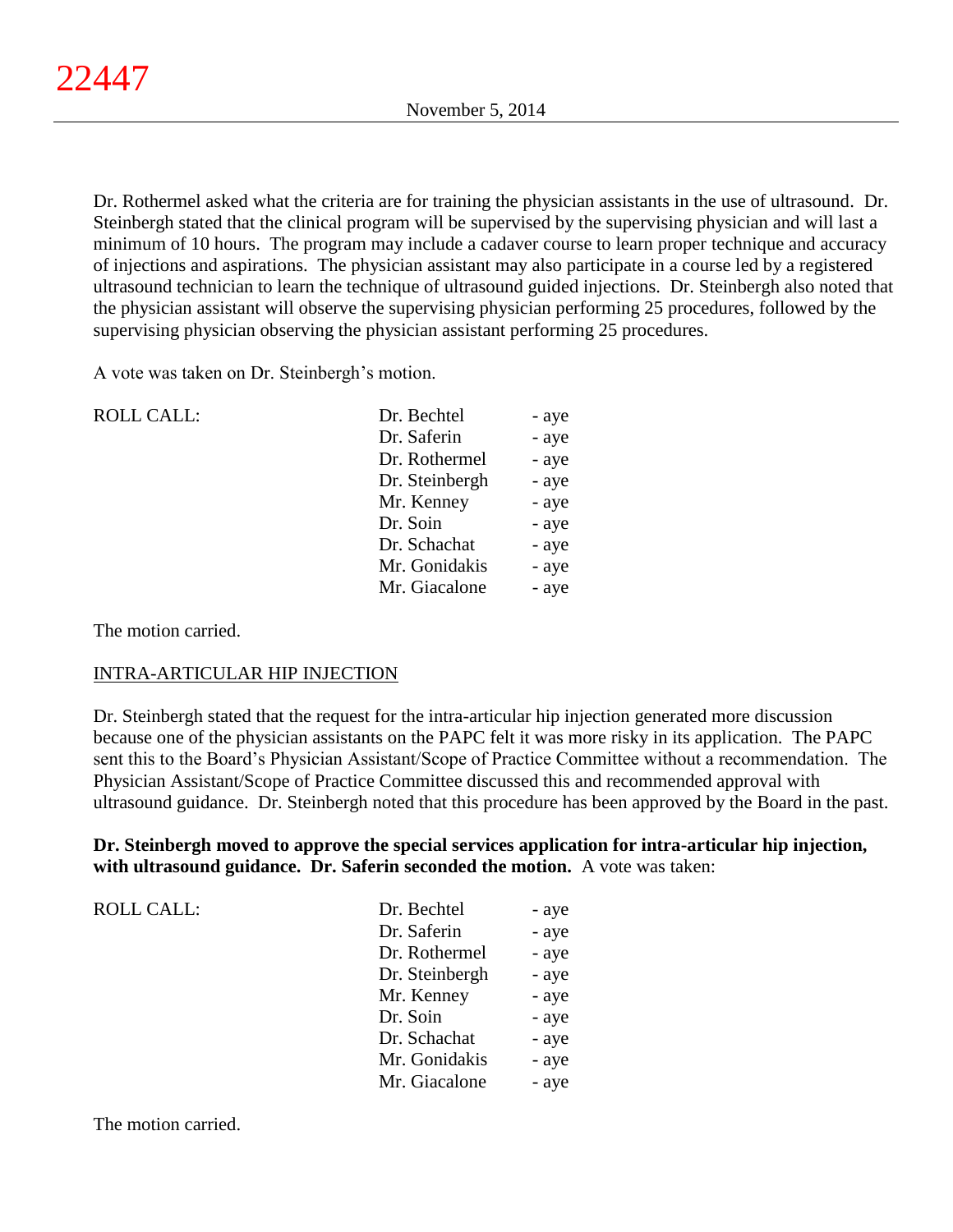Dr. Rothermel asked what the criteria are for training the physician assistants in the use of ultrasound. Dr. Steinbergh stated that the clinical program will be supervised by the supervising physician and will last a minimum of 10 hours. The program may include a cadaver course to learn proper technique and accuracy of injections and aspirations. The physician assistant may also participate in a course led by a registered ultrasound technician to learn the technique of ultrasound guided injections. Dr. Steinbergh also noted that the physician assistant will observe the supervising physician performing 25 procedures, followed by the supervising physician observing the physician assistant performing 25 procedures.

A vote was taken on Dr. Steinbergh's motion.

| ROLL CALL: | Dr. Bechtel | - aye |
|---|---|---|
| | Dr. Saferin | - aye |
| | Dr. Rothermel | - aye |
| | Dr. Steinbergh | - aye |
| | Mr. Kenney | - aye |
| | Dr. Soin | - aye |
| | Dr. Schachat | - aye |
| | Mr. Gonidakis | - aye |
| | Mr. Giacalone | - aye |

The motion carried.

INTRA-ARTICULAR HIP INJECTION

Dr. Steinbergh stated that the request for the intra-articular hip injection generated more discussion because one of the physician assistants on the PAPC felt it was more risky in its application. The PAPC sent this to the Board's Physician Assistant/Scope of Practice Committee without a recommendation. The Physician Assistant/Scope of Practice Committee discussed this and recommended approval with ultrasound guidance. Dr. Steinbergh noted that this procedure has been approved by the Board in the past.

**Dr. Steinbergh moved to approve the special services application for intra-articular hip injection, with ultrasound guidance. Dr. Saferin seconded the motion.** A vote was taken:

| ROLL CALL: | Dr. Bechtel | - aye |
|---|---|---|
| | Dr. Saferin | - aye |
| | Dr. Rothermel | - aye |
| | Dr. Steinbergh | - aye |
| | Mr. Kenney | - aye |
| | Dr. Soin | - aye |
| | Dr. Schachat | - aye |
| | Mr. Gonidakis | - aye |
| | Mr. Giacalone | - aye |

The motion carried.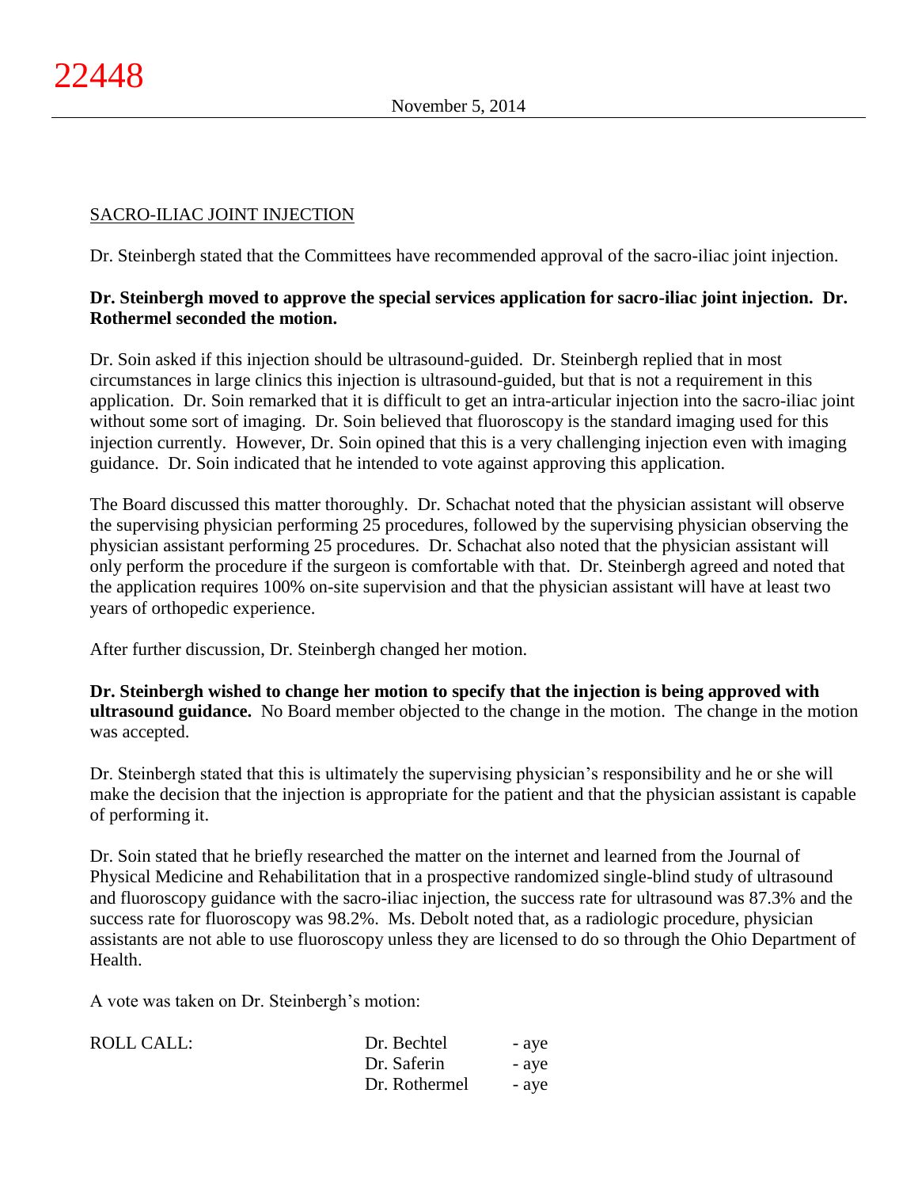SACRO-ILIAC JOINT INJECTION

Dr. Steinbergh stated that the Committees have recommended approval of the sacro-iliac joint injection.

**Dr. Steinbergh moved to approve the special services application for sacro-iliac joint injection. Dr. Rothermel seconded the motion.**

Dr. Soin asked if this injection should be ultrasound-guided. Dr. Steinbergh replied that in most circumstances in large clinics this injection is ultrasound-guided, but that is not a requirement in this application. Dr. Soin remarked that it is difficult to get an intra-articular injection into the sacro-iliac joint without some sort of imaging. Dr. Soin believed that fluoroscopy is the standard imaging used for this injection currently. However, Dr. Soin opined that this is a very challenging injection even with imaging guidance. Dr. Soin indicated that he intended to vote against approving this application.

The Board discussed this matter thoroughly. Dr. Schachat noted that the physician assistant will observe the supervising physician performing 25 procedures, followed by the supervising physician observing the physician assistant performing 25 procedures. Dr. Schachat also noted that the physician assistant will only perform the procedure if the surgeon is comfortable with that. Dr. Steinbergh agreed and noted that the application requires 100% on-site supervision and that the physician assistant will have at least two years of orthopedic experience.

After further discussion, Dr. Steinbergh changed her motion.

**Dr. Steinbergh wished to change her motion to specify that the injection is being approved with ultrasound guidance.** No Board member objected to the change in the motion. The change in the motion was accepted.

Dr. Steinbergh stated that this is ultimately the supervising physician's responsibility and he or she will make the decision that the injection is appropriate for the patient and that the physician assistant is capable of performing it.

Dr. Soin stated that he briefly researched the matter on the internet and learned from the Journal of Physical Medicine and Rehabilitation that in a prospective randomized single-blind study of ultrasound and fluoroscopy guidance with the sacro-iliac injection, the success rate for ultrasound was 87.3% and the success rate for fluoroscopy was 98.2%. Ms. Debolt noted that, as a radiologic procedure, physician assistants are not able to use fluoroscopy unless they are licensed to do so through the Ohio Department of Health.

A vote was taken on Dr. Steinbergh's motion:

| ROLL CALL: | Dr. Bechtel | - aye |
|---|---|---|
| | Dr. Saferin | - aye |
| | Dr. Rothermel | - aye |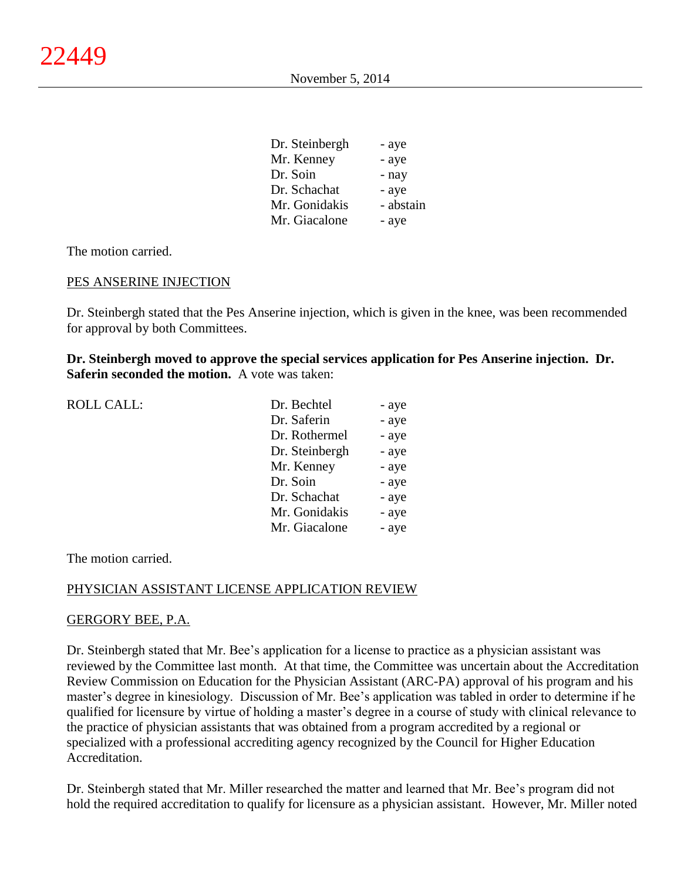| | | |
|---|---|---|
| | Dr. Steinbergh | - aye |
| | Mr. Kenney | - aye |
| | Dr. Soin | - nay |
| | Dr. Schachat | - aye |
| | Mr. Gonidakis | - abstain |
| | Mr. Giacalone | - aye |

The motion carried.

PES ANSERINE INJECTION

Dr. Steinbergh stated that the Pes Anserine injection, which is given in the knee, was been recommended for approval by both Committees.

**Dr. Steinbergh moved to approve the special services application for Pes Anserine injection. Dr. Saferin seconded the motion.** A vote was taken:

| | | |
|---|---|---|
| ROLL CALL: | Dr. Bechtel | - aye |
| | Dr. Saferin | - aye |
| | Dr. Rothermel | - aye |
| | Dr. Steinbergh | - aye |
| | Mr. Kenney | - aye |
| | Dr. Soin | - aye |
| | Dr. Schachat | - aye |
| | Mr. Gonidakis | - aye |
| | Mr. Giacalone | - aye |

The motion carried.

PHYSICIAN ASSISTANT LICENSE APPLICATION REVIEW

GERGORY BEE, P.A.

Dr. Steinbergh stated that Mr. Bee's application for a license to practice as a physician assistant was reviewed by the Committee last month. At that time, the Committee was uncertain about the Accreditation Review Commission on Education for the Physician Assistant (ARC-PA) approval of his program and his master's degree in kinesiology. Discussion of Mr. Bee's application was tabled in order to determine if he qualified for licensure by virtue of holding a master's degree in a course of study with clinical relevance to the practice of physician assistants that was obtained from a program accredited by a regional or specialized with a professional accrediting agency recognized by the Council for Higher Education Accreditation.

Dr. Steinbergh stated that Mr. Miller researched the matter and learned that Mr. Bee's program did not hold the required accreditation to qualify for licensure as a physician assistant. However, Mr. Miller noted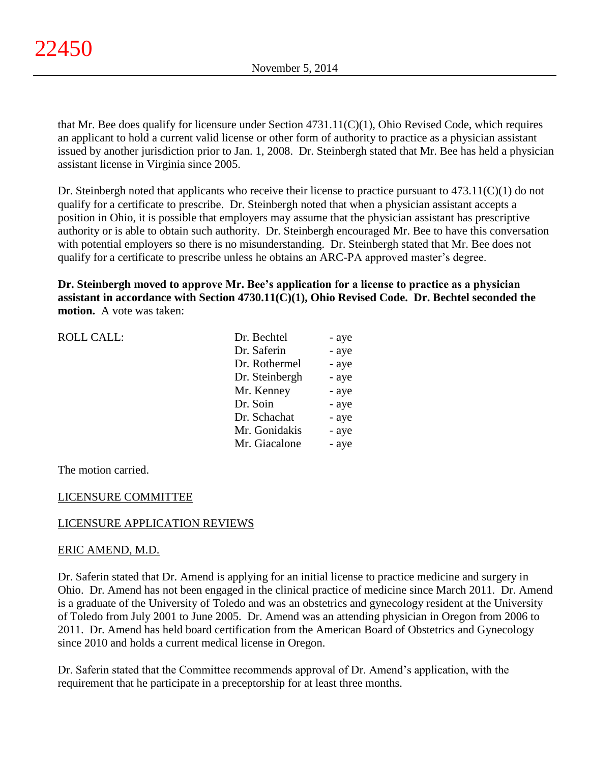that Mr. Bee does qualify for licensure under Section 4731.11(C)(1), Ohio Revised Code, which requires an applicant to hold a current valid license or other form of authority to practice as a physician assistant issued by another jurisdiction prior to Jan. 1, 2008. Dr. Steinbergh stated that Mr. Bee has held a physician assistant license in Virginia since 2005.

Dr. Steinbergh noted that applicants who receive their license to practice pursuant to 473.11(C)(1) do not qualify for a certificate to prescribe. Dr. Steinbergh noted that when a physician assistant accepts a position in Ohio, it is possible that employers may assume that the physician assistant has prescriptive authority or is able to obtain such authority. Dr. Steinbergh encouraged Mr. Bee to have this conversation with potential employers so there is no misunderstanding. Dr. Steinbergh stated that Mr. Bee does not qualify for a certificate to prescribe unless he obtains an ARC-PA approved master's degree.

**Dr. Steinbergh moved to approve Mr. Bee's application for a license to practice as a physician assistant in accordance with Section 4730.11(C)(1), Ohio Revised Code. Dr. Bechtel seconded the motion.** A vote was taken:

| ROLL CALL: | | |
|---|---|---|
| | Dr. Bechtel | - aye |
| | Dr. Saferin | - aye |
| | Dr. Rothermel | - aye |
| | Dr. Steinbergh | - aye |
| | Mr. Kenney | - aye |
| | Dr. Soin | - aye |
| | Dr. Schachat | - aye |
| | Mr. Gonidakis | - aye |
| | Mr. Giacalone | - aye |

The motion carried.

LICENSURE COMMITTEE

LICENSURE APPLICATION REVIEWS

ERIC AMEND, M.D.

Dr. Saferin stated that Dr. Amend is applying for an initial license to practice medicine and surgery in Ohio. Dr. Amend has not been engaged in the clinical practice of medicine since March 2011. Dr. Amend is a graduate of the University of Toledo and was an obstetrics and gynecology resident at the University of Toledo from July 2001 to June 2005. Dr. Amend was an attending physician in Oregon from 2006 to 2011. Dr. Amend has held board certification from the American Board of Obstetrics and Gynecology since 2010 and holds a current medical license in Oregon.

Dr. Saferin stated that the Committee recommends approval of Dr. Amend's application, with the requirement that he participate in a preceptorship for at least three months.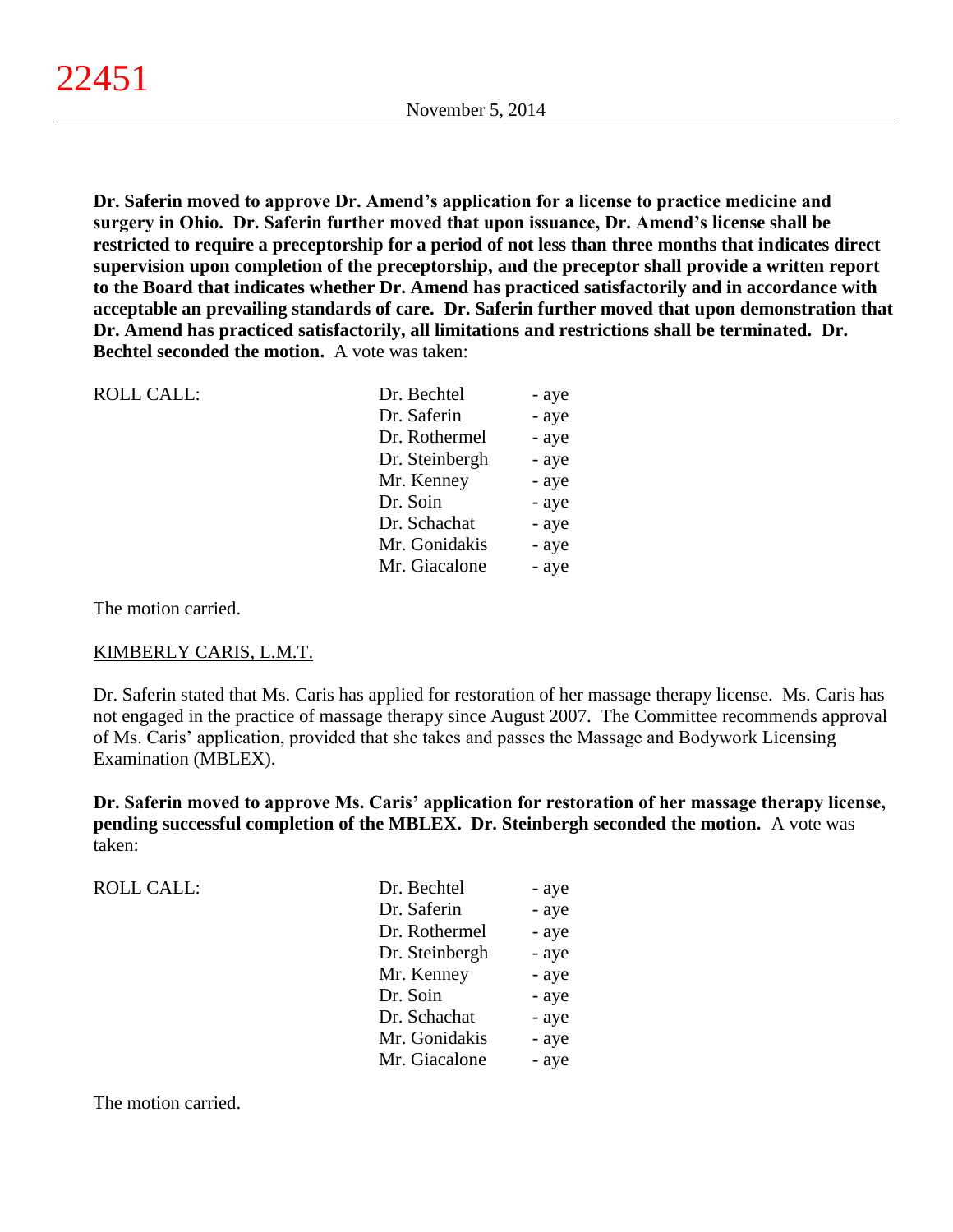**Dr. Saferin moved to approve Dr. Amend's application for a license to practice medicine and surgery in Ohio. Dr. Saferin further moved that upon issuance, Dr. Amend's license shall be restricted to require a preceptorship for a period of not less than three months that indicates direct supervision upon completion of the preceptorship, and the preceptor shall provide a written report to the Board that indicates whether Dr. Amend has practiced satisfactorily and in accordance with acceptable an prevailing standards of care. Dr. Saferin further moved that upon demonstration that Dr. Amend has practiced satisfactorily, all limitations and restrictions shall be terminated. Dr. Bechtel seconded the motion.** A vote was taken:

| ROLL CALL: | | |
|---|---|---|
| | Dr. Bechtel | - aye |
| | Dr. Saferin | - aye |
| | Dr. Rothermel | - aye |
| | Dr. Steinbergh | - aye |
| | Mr. Kenney | - aye |
| | Dr. Soin | - aye |
| | Dr. Schachat | - aye |
| | Mr. Gonidakis | - aye |
| | Mr. Giacalone | - aye |

The motion carried.

KIMBERLY CARIS, L.M.T.

Dr. Saferin stated that Ms. Caris has applied for restoration of her massage therapy license. Ms. Caris has not engaged in the practice of massage therapy since August 2007. The Committee recommends approval of Ms. Caris' application, provided that she takes and passes the Massage and Bodywork Licensing Examination (MBLEX).

**Dr. Saferin moved to approve Ms. Caris' application for restoration of her massage therapy license, pending successful completion of the MBLEX. Dr. Steinbergh seconded the motion.** A vote was taken:

| ROLL CALL: | | |
|---|---|---|
| | Dr. Bechtel | - aye |
| | Dr. Saferin | - aye |
| | Dr. Rothermel | - aye |
| | Dr. Steinbergh | - aye |
| | Mr. Kenney | - aye |
| | Dr. Soin | - aye |
| | Dr. Schachat | - aye |
| | Mr. Gonidakis | - aye |
| | Mr. Giacalone | - aye |

The motion carried.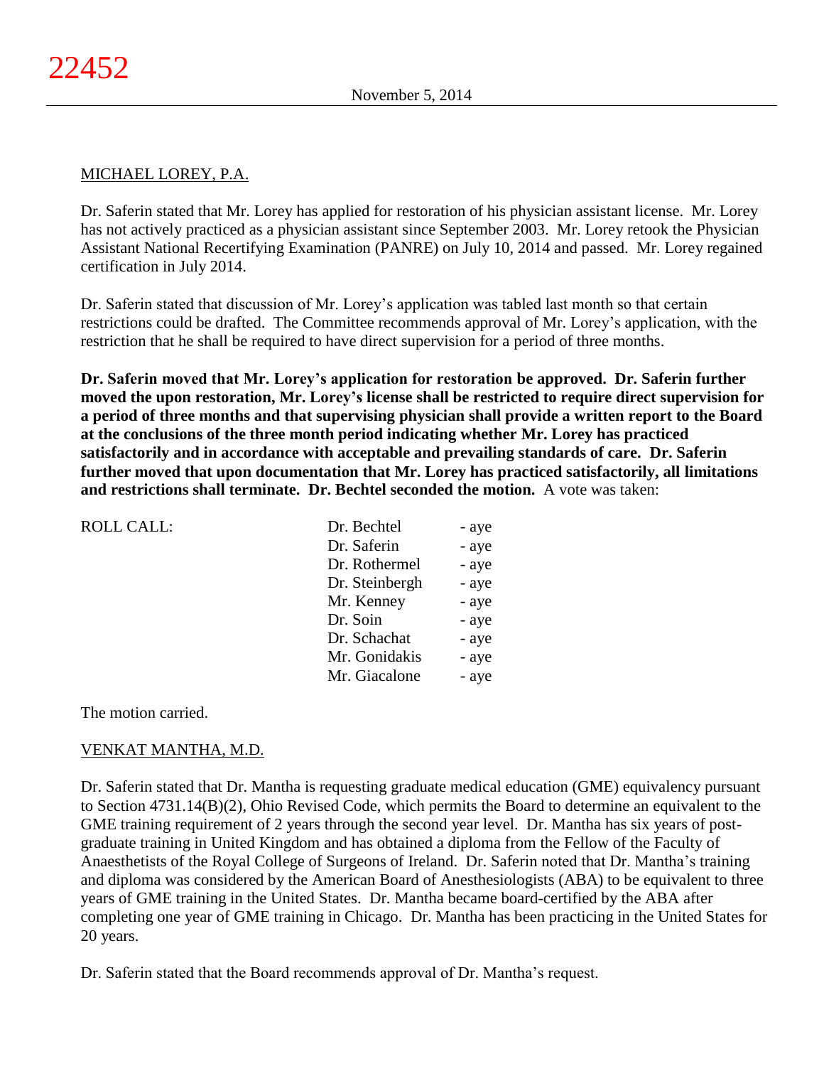MICHAEL LOREY, P.A.

Dr. Saferin stated that Mr. Lorey has applied for restoration of his physician assistant license. Mr. Lorey has not actively practiced as a physician assistant since September 2003. Mr. Lorey retook the Physician Assistant National Recertifying Examination (PANRE) on July 10, 2014 and passed. Mr. Lorey regained certification in July 2014.

Dr. Saferin stated that discussion of Mr. Lorey's application was tabled last month so that certain restrictions could be drafted. The Committee recommends approval of Mr. Lorey's application, with the restriction that he shall be required to have direct supervision for a period of three months.

**Dr. Saferin moved that Mr. Lorey's application for restoration be approved. Dr. Saferin further moved the upon restoration, Mr. Lorey's license shall be restricted to require direct supervision for a period of three months and that supervising physician shall provide a written report to the Board at the conclusions of the three month period indicating whether Mr. Lorey has practiced satisfactorily and in accordance with acceptable and prevailing standards of care. Dr. Saferin further moved that upon documentation that Mr. Lorey has practiced satisfactorily, all limitations and restrictions shall terminate. Dr. Bechtel seconded the motion.** A vote was taken:

| ROLL CALL: | | |
|---|---|---|
| | Dr. Bechtel | - aye |
| | Dr. Saferin | - aye |
| | Dr. Rothermel | - aye |
| | Dr. Steinbergh | - aye |
| | Mr. Kenney | - aye |
| | Dr. Soin | - aye |
| | Dr. Schachat | - aye |
| | Mr. Gonidakis | - aye |
| | Mr. Giacalone | - aye |

The motion carried.

VENKAT MANTHA, M.D.

Dr. Saferin stated that Dr. Mantha is requesting graduate medical education (GME) equivalency pursuant to Section 4731.14(B)(2), Ohio Revised Code, which permits the Board to determine an equivalent to the GME training requirement of 2 years through the second year level. Dr. Mantha has six years of post-graduate training in United Kingdom and has obtained a diploma from the Fellow of the Faculty of Anaesthetists of the Royal College of Surgeons of Ireland. Dr. Saferin noted that Dr. Mantha's training and diploma was considered by the American Board of Anesthesiologists (ABA) to be equivalent to three years of GME training in the United States. Dr. Mantha became board-certified by the ABA after completing one year of GME training in Chicago. Dr. Mantha has been practicing in the United States for 20 years.

Dr. Saferin stated that the Board recommends approval of Dr. Mantha's request.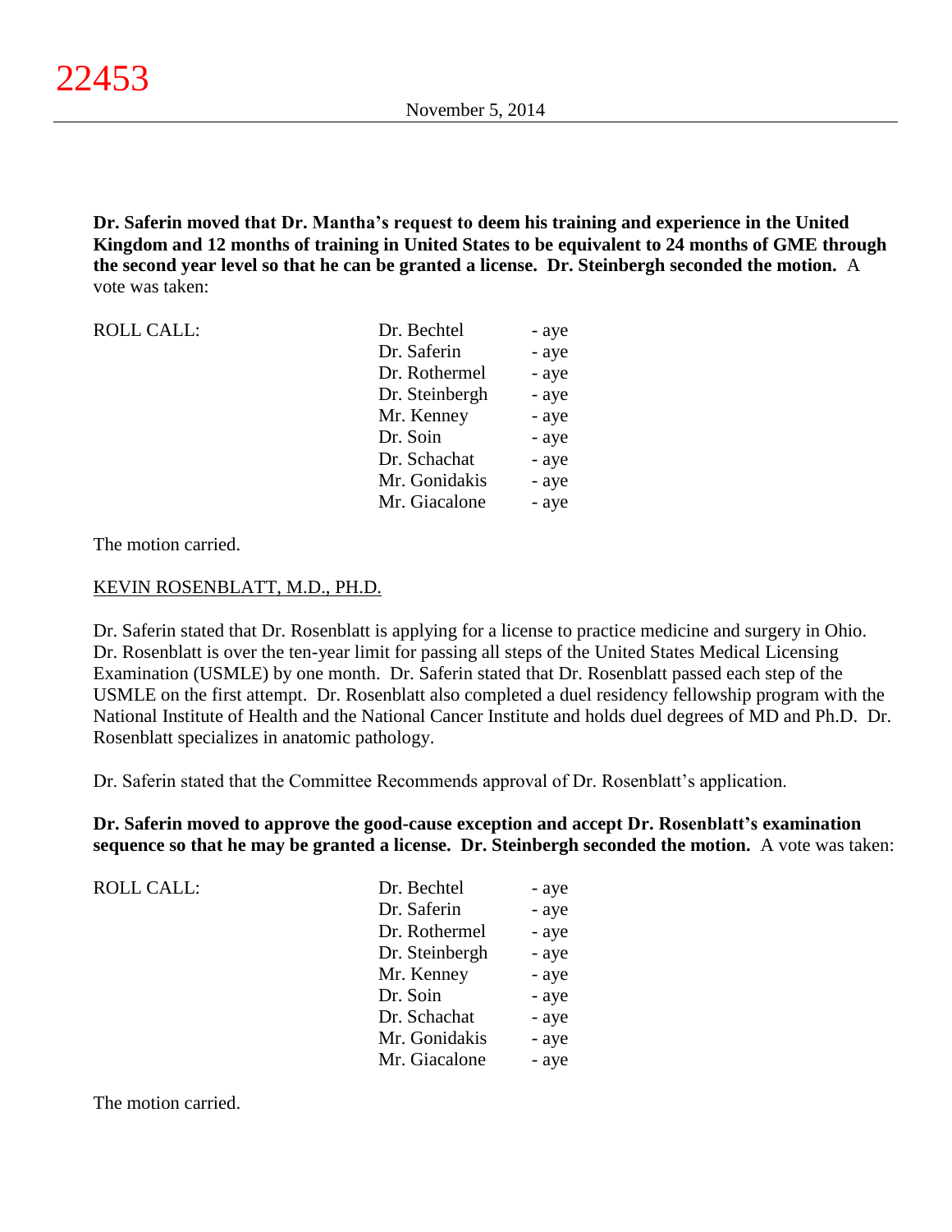**Dr. Saferin moved that Dr. Mantha's request to deem his training and experience in the United Kingdom and 12 months of training in United States to be equivalent to 24 months of GME through the second year level so that he can be granted a license. Dr. Steinbergh seconded the motion.** A vote was taken:

| ROLL CALL: | Dr. Bechtel | - aye |
|---|---|---|
| | Dr. Saferin | - aye |
| | Dr. Rothermel | - aye |
| | Dr. Steinbergh | - aye |
| | Mr. Kenney | - aye |
| | Dr. Soin | - aye |
| | Dr. Schachat | - aye |
| | Mr. Gonidakis | - aye |
| | Mr. Giacalone | - aye |

The motion carried.

KEVIN ROSENBLATT, M.D., PH.D.

Dr. Saferin stated that Dr. Rosenblatt is applying for a license to practice medicine and surgery in Ohio. Dr. Rosenblatt is over the ten-year limit for passing all steps of the United States Medical Licensing Examination (USMLE) by one month. Dr. Saferin stated that Dr. Rosenblatt passed each step of the USMLE on the first attempt. Dr. Rosenblatt also completed a duel residency fellowship program with the National Institute of Health and the National Cancer Institute and holds duel degrees of MD and Ph.D. Dr. Rosenblatt specializes in anatomic pathology.

Dr. Saferin stated that the Committee Recommends approval of Dr. Rosenblatt's application.

**Dr. Saferin moved to approve the good-cause exception and accept Dr. Rosenblatt's examination sequence so that he may be granted a license. Dr. Steinbergh seconded the motion.** A vote was taken:

| ROLL CALL: | Dr. Bechtel | - aye |
|---|---|---|
| | Dr. Saferin | - aye |
| | Dr. Rothermel | - aye |
| | Dr. Steinbergh | - aye |
| | Mr. Kenney | - aye |
| | Dr. Soin | - aye |
| | Dr. Schachat | - aye |
| | Mr. Gonidakis | - aye |
| | Mr. Giacalone | - aye |

The motion carried.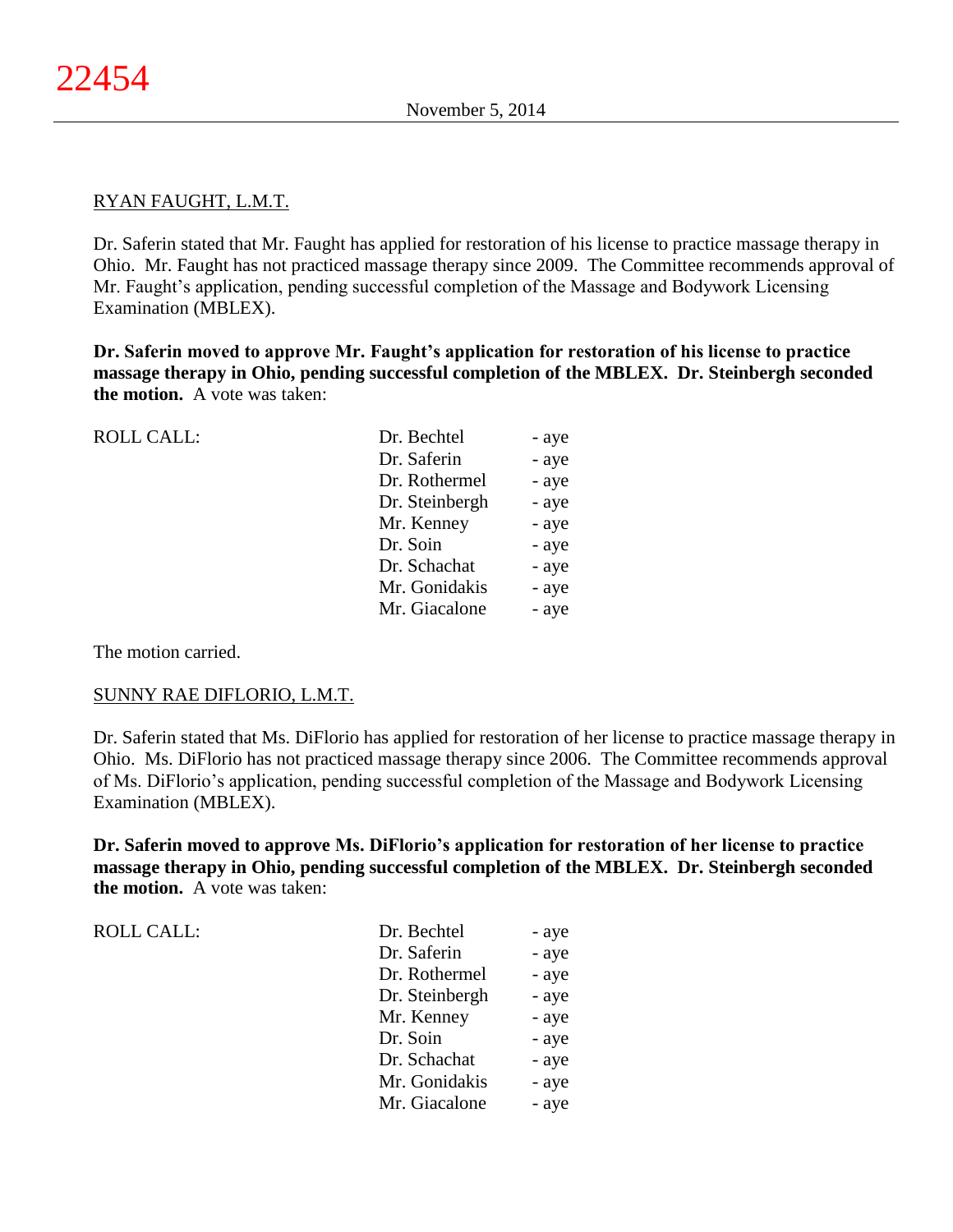RYAN FAUGHT, L.M.T.

Dr. Saferin stated that Mr. Faught has applied for restoration of his license to practice massage therapy in Ohio. Mr. Faught has not practiced massage therapy since 2009. The Committee recommends approval of Mr. Faught's application, pending successful completion of the Massage and Bodywork Licensing Examination (MBLEX).

**Dr. Saferin moved to approve Mr. Faught's application for restoration of his license to practice massage therapy in Ohio, pending successful completion of the MBLEX. Dr. Steinbergh seconded the motion.** A vote was taken:

| ROLL CALL: | | |
|---|---|---|
| | Dr. Bechtel | - aye |
| | Dr. Saferin | - aye |
| | Dr. Rothermel | - aye |
| | Dr. Steinbergh | - aye |
| | Mr. Kenney | - aye |
| | Dr. Soin | - aye |
| | Dr. Schachat | - aye |
| | Mr. Gonidakis | - aye |
| | Mr. Giacalone | - aye |

The motion carried.

SUNNY RAE DIFLORIO, L.M.T.

Dr. Saferin stated that Ms. DiFlorio has applied for restoration of her license to practice massage therapy in Ohio. Ms. DiFlorio has not practiced massage therapy since 2006. The Committee recommends approval of Ms. DiFlorio's application, pending successful completion of the Massage and Bodywork Licensing Examination (MBLEX).

**Dr. Saferin moved to approve Ms. DiFlorio's application for restoration of her license to practice massage therapy in Ohio, pending successful completion of the MBLEX. Dr. Steinbergh seconded the motion.** A vote was taken:

| ROLL CALL: | | |
|---|---|---|
| | Dr. Bechtel | - aye |
| | Dr. Saferin | - aye |
| | Dr. Rothermel | - aye |
| | Dr. Steinbergh | - aye |
| | Mr. Kenney | - aye |
| | Dr. Soin | - aye |
| | Dr. Schachat | - aye |
| | Mr. Gonidakis | - aye |
| | Mr. Giacalone | - aye |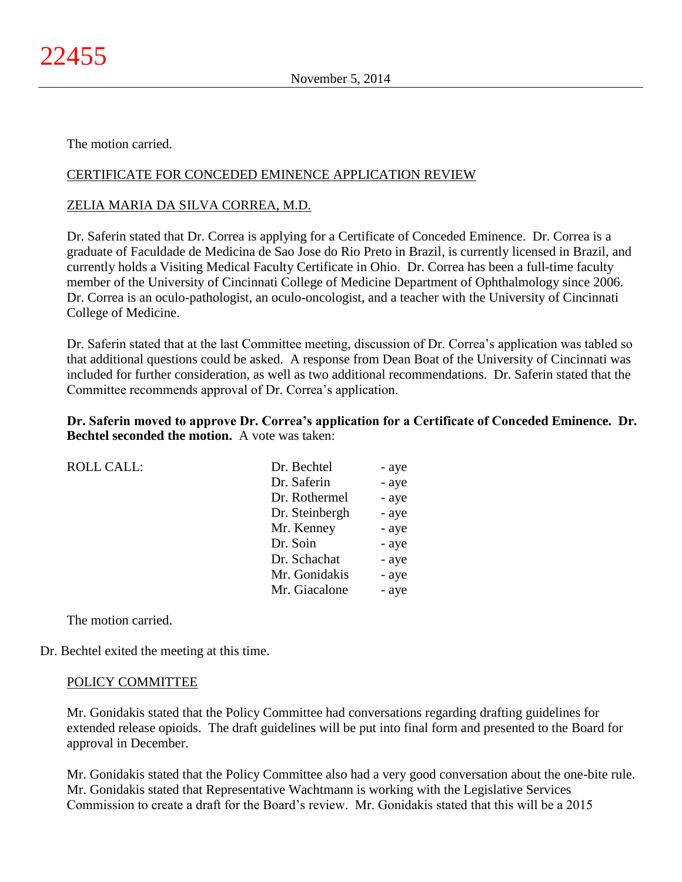The motion carried.

CERTIFICATE FOR CONCEDED EMINENCE APPLICATION REVIEW

ZELIA MARIA DA SILVA CORREA, M.D.

Dr. Saferin stated that Dr. Correa is applying for a Certificate of Conceded Eminence. Dr. Correa is a graduate of Faculdade de Medicina de Sao Jose do Rio Preto in Brazil, is currently licensed in Brazil, and currently holds a Visiting Medical Faculty Certificate in Ohio. Dr. Correa has been a full-time faculty member of the University of Cincinnati College of Medicine Department of Ophthalmology since 2006. Dr. Correa is an oculo-pathologist, an oculo-oncologist, and a teacher with the University of Cincinnati College of Medicine.

Dr. Saferin stated that at the last Committee meeting, discussion of Dr. Correa's application was tabled so that additional questions could be asked. A response from Dean Boat of the University of Cincinnati was included for further consideration, as well as two additional recommendations. Dr. Saferin stated that the Committee recommends approval of Dr. Correa's application.

**Dr. Saferin moved to approve Dr. Correa's application for a Certificate of Conceded Eminence. Dr. Bechtel seconded the motion.** A vote was taken:

| ROLL CALL: | | |
|---|---|---|
| | Dr. Bechtel | - aye |
| | Dr. Saferin | - aye |
| | Dr. Rothermel | - aye |
| | Dr. Steinbergh | - aye |
| | Mr. Kenney | - aye |
| | Dr. Soin | - aye |
| | Dr. Schachat | - aye |
| | Mr. Gonidakis | - aye |
| | Mr. Giacalone | - aye |

The motion carried.

Dr. Bechtel exited the meeting at this time.

POLICY COMMITTEE

Mr. Gonidakis stated that the Policy Committee had conversations regarding drafting guidelines for extended release opioids. The draft guidelines will be put into final form and presented to the Board for approval in December.

Mr. Gonidakis stated that the Policy Committee also had a very good conversation about the one-bite rule. Mr. Gonidakis stated that Representative Wachtmann is working with the Legislative Services Commission to create a draft for the Board's review. Mr. Gonidakis stated that this will be a 2015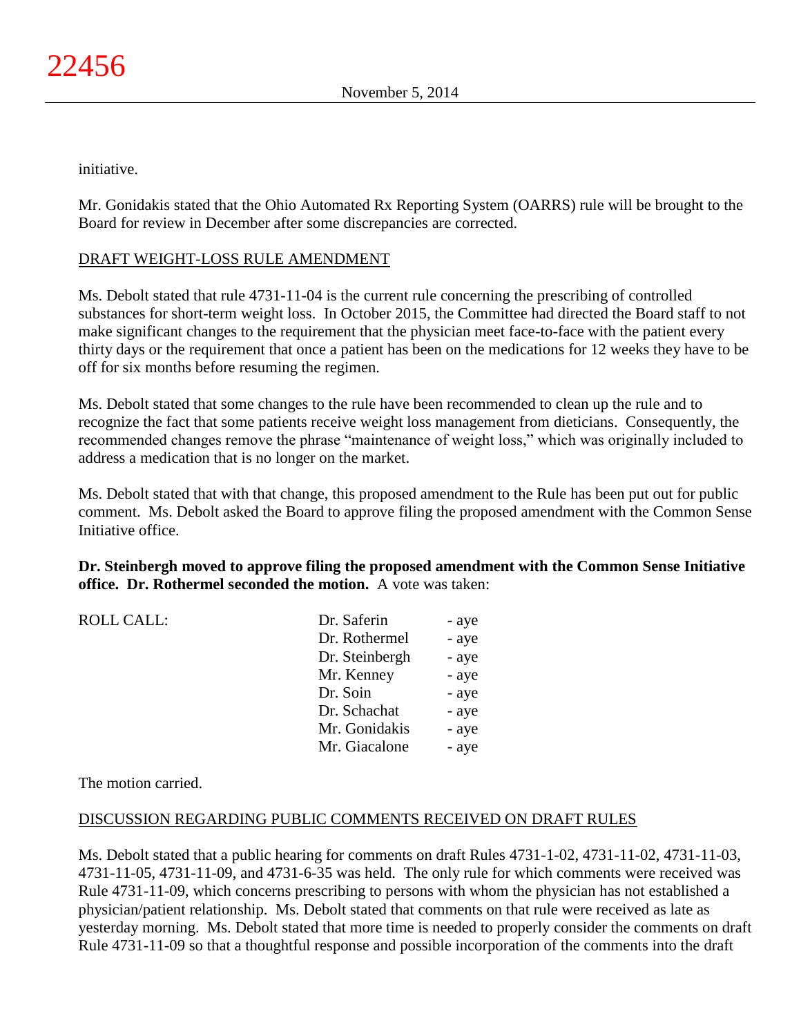initiative.

Mr. Gonidakis stated that the Ohio Automated Rx Reporting System (OARRS) rule will be brought to the Board for review in December after some discrepancies are corrected.

## DRAFT WEIGHT-LOSS RULE AMENDMENT

Ms. Debolt stated that rule 4731-11-04 is the current rule concerning the prescribing of controlled substances for short-term weight loss. In October 2015, the Committee had directed the Board staff to not make significant changes to the requirement that the physician meet face-to-face with the patient every thirty days or the requirement that once a patient has been on the medications for 12 weeks they have to be off for six months before resuming the regimen.

Ms. Debolt stated that some changes to the rule have been recommended to clean up the rule and to recognize the fact that some patients receive weight loss management from dieticians. Consequently, the recommended changes remove the phrase "maintenance of weight loss," which was originally included to address a medication that is no longer on the market.

Ms. Debolt stated that with that change, this proposed amendment to the Rule has been put out for public comment. Ms. Debolt asked the Board to approve filing the proposed amendment with the Common Sense Initiative office.

**Dr. Steinbergh moved to approve filing the proposed amendment with the Common Sense Initiative office. Dr. Rothermel seconded the motion.** A vote was taken:

| ROLL CALL: | Dr. Saferin | - aye |
|---|---|---|
| | Dr. Rothermel | - aye |
| | Dr. Steinbergh | - aye |
| | Mr. Kenney | - aye |
| | Dr. Soin | - aye |
| | Dr. Schachat | - aye |
| | Mr. Gonidakis | - aye |
| | Mr. Giacalone | - aye |

The motion carried.

## DISCUSSION REGARDING PUBLIC COMMENTS RECEIVED ON DRAFT RULES

Ms. Debolt stated that a public hearing for comments on draft Rules 4731-1-02, 4731-11-02, 4731-11-03, 4731-11-05, 4731-11-09, and 4731-6-35 was held. The only rule for which comments were received was Rule 4731-11-09, which concerns prescribing to persons with whom the physician has not established a physician/patient relationship. Ms. Debolt stated that comments on that rule were received as late as yesterday morning. Ms. Debolt stated that more time is needed to properly consider the comments on draft Rule 4731-11-09 so that a thoughtful response and possible incorporation of the comments into the draft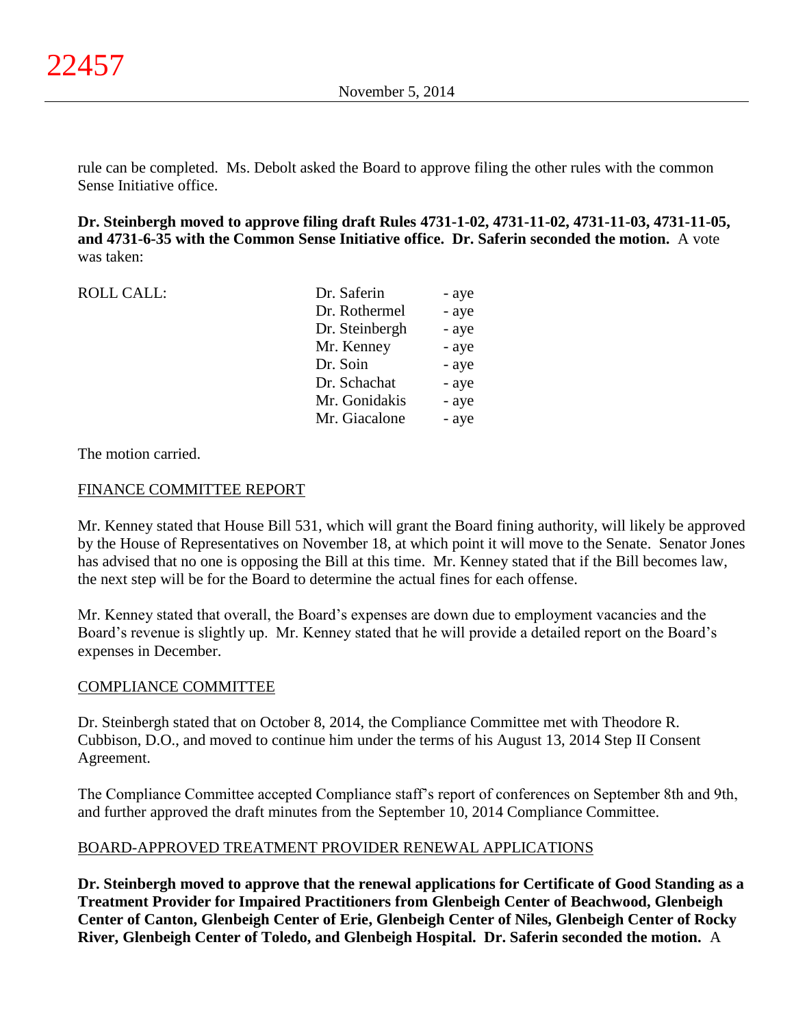rule can be completed. Ms. Debolt asked the Board to approve filing the other rules with the common Sense Initiative office.

**Dr. Steinbergh moved to approve filing draft Rules 4731-1-02, 4731-11-02, 4731-11-03, 4731-11-05, and 4731-6-35 with the Common Sense Initiative office. Dr. Saferin seconded the motion.** A vote was taken:

| ROLL CALL: | Dr. Saferin | - aye |
|---|---|---|
| | Dr. Rothermel | - aye |
| | Dr. Steinbergh | - aye |
| | Mr. Kenney | - aye |
| | Dr. Soin | - aye |
| | Dr. Schachat | - aye |
| | Mr. Gonidakis | - aye |
| | Mr. Giacalone | - aye |

The motion carried.

FINANCE COMMITTEE REPORT

Mr. Kenney stated that House Bill 531, which will grant the Board fining authority, will likely be approved by the House of Representatives on November 18, at which point it will move to the Senate. Senator Jones has advised that no one is opposing the Bill at this time. Mr. Kenney stated that if the Bill becomes law, the next step will be for the Board to determine the actual fines for each offense.

Mr. Kenney stated that overall, the Board's expenses are down due to employment vacancies and the Board's revenue is slightly up. Mr. Kenney stated that he will provide a detailed report on the Board's expenses in December.

COMPLIANCE COMMITTEE

Dr. Steinbergh stated that on October 8, 2014, the Compliance Committee met with Theodore R. Cubbison, D.O., and moved to continue him under the terms of his August 13, 2014 Step II Consent Agreement.

The Compliance Committee accepted Compliance staff's report of conferences on September 8th and 9th, and further approved the draft minutes from the September 10, 2014 Compliance Committee.

BOARD-APPROVED TREATMENT PROVIDER RENEWAL APPLICATIONS

**Dr. Steinbergh moved to approve that the renewal applications for Certificate of Good Standing as a Treatment Provider for Impaired Practitioners from Glenbeigh Center of Beachwood, Glenbeigh Center of Canton, Glenbeigh Center of Erie, Glenbeigh Center of Niles, Glenbeigh Center of Rocky River, Glenbeigh Center of Toledo, and Glenbeigh Hospital. Dr. Saferin seconded the motion.** A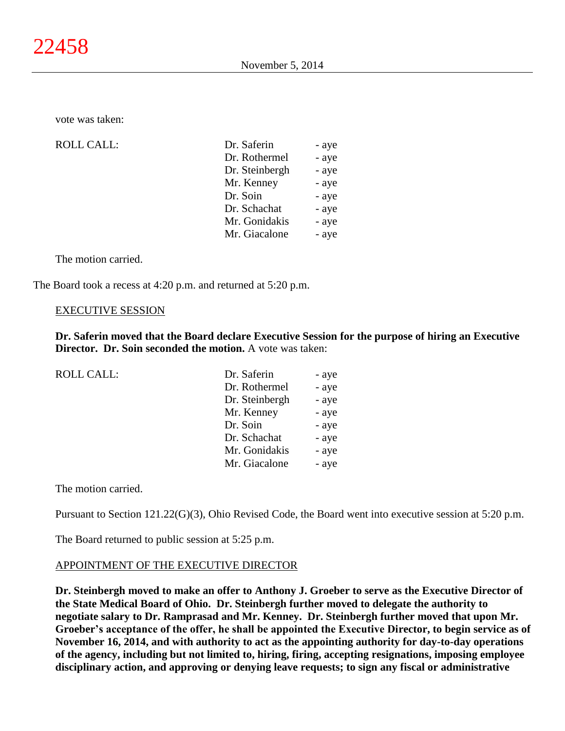vote was taken:

| ROLL CALL: | Dr. Saferin | - aye |
|---|---|---|
| | Dr. Rothermel | - aye |
| | Dr. Steinbergh | - aye |
| | Mr. Kenney | - aye |
| | Dr. Soin | - aye |
| | Dr. Schachat | - aye |
| | Mr. Gonidakis | - aye |
| | Mr. Giacalone | - aye |

The motion carried.

The Board took a recess at 4:20 p.m. and returned at 5:20 p.m.

## EXECUTIVE SESSION

**Dr. Saferin moved that the Board declare Executive Session for the purpose of hiring an Executive Director. Dr. Soin seconded the motion.** A vote was taken:

| ROLL CALL: | Dr. Saferin | - aye |
|---|---|---|
| | Dr. Rothermel | - aye |
| | Dr. Steinbergh | - aye |
| | Mr. Kenney | - aye |
| | Dr. Soin | - aye |
| | Dr. Schachat | - aye |
| | Mr. Gonidakis | - aye |
| | Mr. Giacalone | - aye |

The motion carried.

Pursuant to Section 121.22(G)(3), Ohio Revised Code, the Board went into executive session at 5:20 p.m.

The Board returned to public session at 5:25 p.m.

## APPOINTMENT OF THE EXECUTIVE DIRECTOR

**Dr. Steinbergh moved to make an offer to Anthony J. Groeber to serve as the Executive Director of the State Medical Board of Ohio. Dr. Steinbergh further moved to delegate the authority to negotiate salary to Dr. Ramprasad and Mr. Kenney. Dr. Steinbergh further moved that upon Mr. Groeber's acceptance of the offer, he shall be appointed the Executive Director, to begin service as of November 16, 2014, and with authority to act as the appointing authority for day-to-day operations of the agency, including but not limited to, hiring, firing, accepting resignations, imposing employee disciplinary action, and approving or denying leave requests; to sign any fiscal or administrative**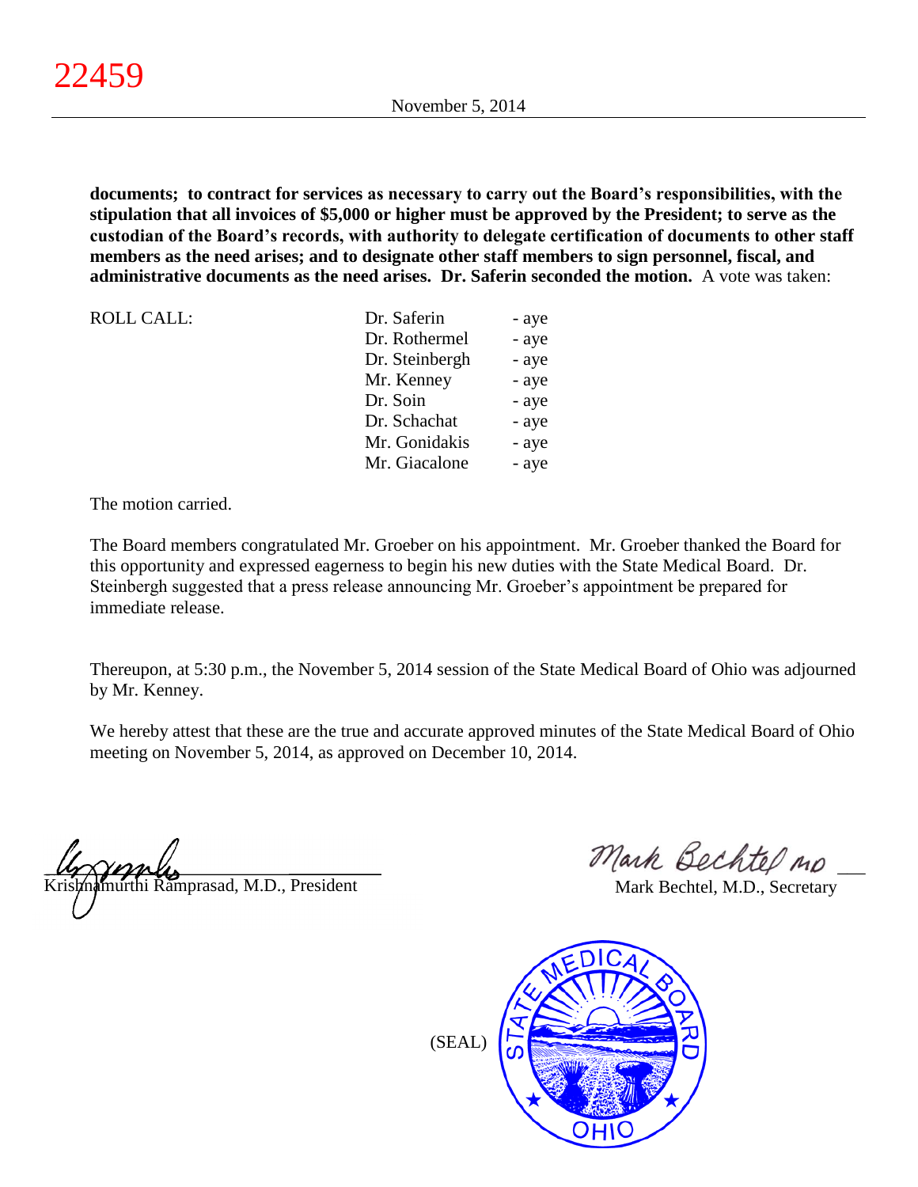**documents; to contract for services as necessary to carry out the Board's responsibilities, with the stipulation that all invoices of $5,000 or higher must be approved by the President; to serve as the custodian of the Board's records, with authority to delegate certification of documents to other staff members as the need arises; and to designate other staff members to sign personnel, fiscal, and administrative documents as the need arises. Dr. Saferin seconded the motion.** A vote was taken:

| | | |
|---|---|---|
| ROLL CALL: | Dr. Saferin | - aye |
| | Dr. Rothermel | - aye |
| | Dr. Steinbergh | - aye |
| | Mr. Kenney | - aye |
| | Dr. Soin | - aye |
| | Dr. Schachat | - aye |
| | Mr. Gonidakis | - aye |
| | Mr. Giacalone | - aye |

The motion carried.

The Board members congratulated Mr. Groeber on his appointment. Mr. Groeber thanked the Board for this opportunity and expressed eagerness to begin his new duties with the State Medical Board. Dr. Steinbergh suggested that a press release announcing Mr. Groeber's appointment be prepared for immediate release.

Thereupon, at 5:30 p.m., the November 5, 2014 session of the State Medical Board of Ohio was adjourned by Mr. Kenney.

We hereby attest that these are the true and accurate approved minutes of the State Medical Board of Ohio meeting on November 5, 2014, as approved on December 10, 2014.

Krishnamurthi Ramprasad, M.D., President

Mark Bechtel, M.D., Secretary

(SEAL)